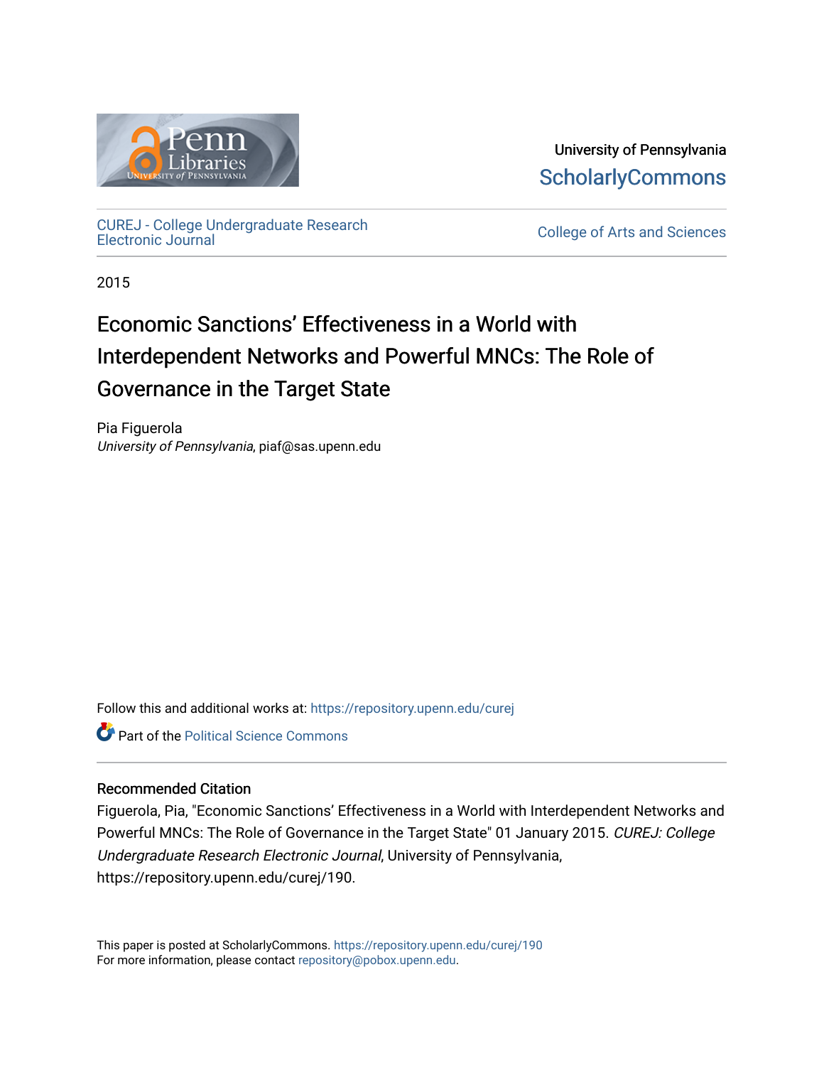University of Pennsylvania
ScholarlyCommons

CUREJ - College Undergraduate Research Electronic Journal

College of Arts and Sciences

2015

# Economic Sanctions' Effectiveness in a World with Interdependent Networks and Powerful MNCs: The Role of Governance in the Target State

Pia Figuerola
*University of Pennsylvania*, piaf@sas.upenn.edu

Follow this and additional works at: https://repository.upenn.edu/curej

Part of the Political Science Commons

### Recommended Citation

Figuerola, Pia, "Economic Sanctions' Effectiveness in a World with Interdependent Networks and Powerful MNCs: The Role of Governance in the Target State" 01 January 2015. *CUREJ: College Undergraduate Research Electronic Journal*, University of Pennsylvania, https://repository.upenn.edu/curej/190.

This paper is posted at ScholarlyCommons. https://repository.upenn.edu/curej/190
For more information, please contact repository@pobox.upenn.edu.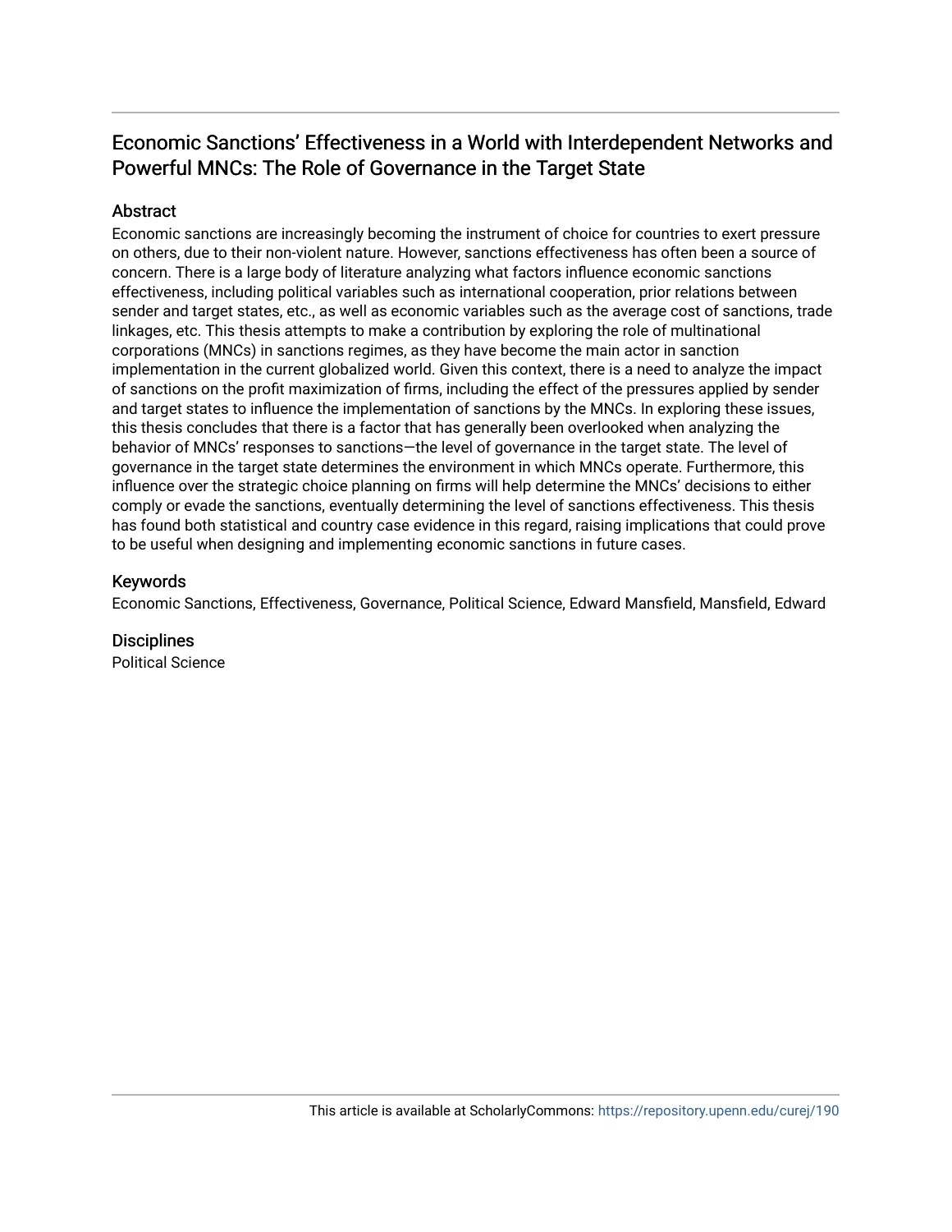# Economic Sanctions' Effectiveness in a World with Interdependent Networks and Powerful MNCs: The Role of Governance in the Target State

## Abstract

Economic sanctions are increasingly becoming the instrument of choice for countries to exert pressure on others, due to their non-violent nature. However, sanctions effectiveness has often been a source of concern. There is a large body of literature analyzing what factors influence economic sanctions effectiveness, including political variables such as international cooperation, prior relations between sender and target states, etc., as well as economic variables such as the average cost of sanctions, trade linkages, etc. This thesis attempts to make a contribution by exploring the role of multinational corporations (MNCs) in sanctions regimes, as they have become the main actor in sanction implementation in the current globalized world. Given this context, there is a need to analyze the impact of sanctions on the profit maximization of firms, including the effect of the pressures applied by sender and target states to influence the implementation of sanctions by the MNCs. In exploring these issues, this thesis concludes that there is a factor that has generally been overlooked when analyzing the behavior of MNCs' responses to sanctions—the level of governance in the target state. The level of governance in the target state determines the environment in which MNCs operate. Furthermore, this influence over the strategic choice planning on firms will help determine the MNCs' decisions to either comply or evade the sanctions, eventually determining the level of sanctions effectiveness. This thesis has found both statistical and country case evidence in this regard, raising implications that could prove to be useful when designing and implementing economic sanctions in future cases.

## Keywords

Economic Sanctions, Effectiveness, Governance, Political Science, Edward Mansfield, Mansfield, Edward

## Disciplines

Political Science

This article is available at ScholarlyCommons: https://repository.upenn.edu/curej/190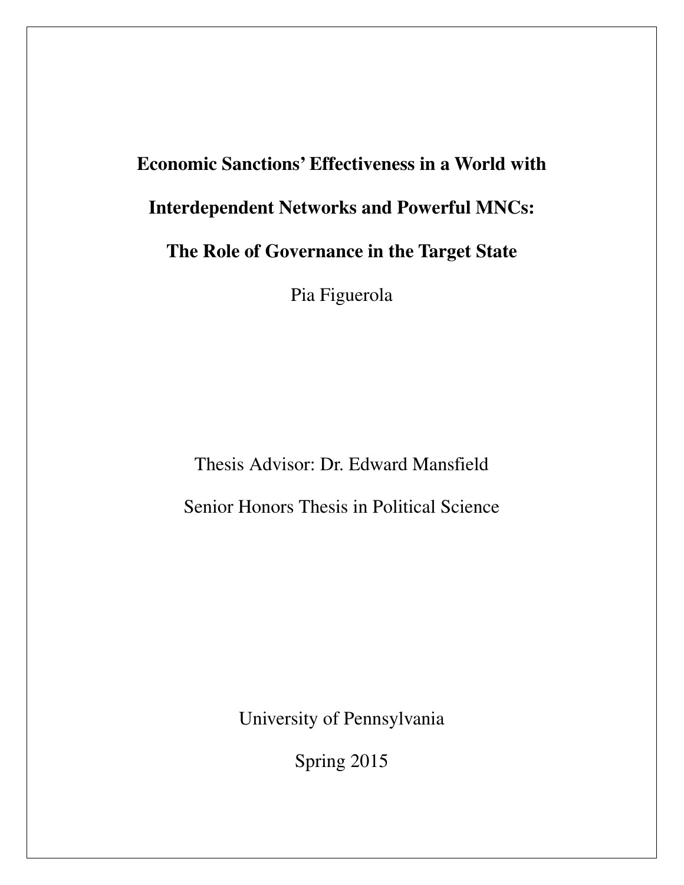# Economic Sanctions' Effectiveness in a World with Interdependent Networks and Powerful MNCs: The Role of Governance in the Target State

Pia Figuerola

Thesis Advisor: Dr. Edward Mansfield

Senior Honors Thesis in Political Science

University of Pennsylvania

Spring 2015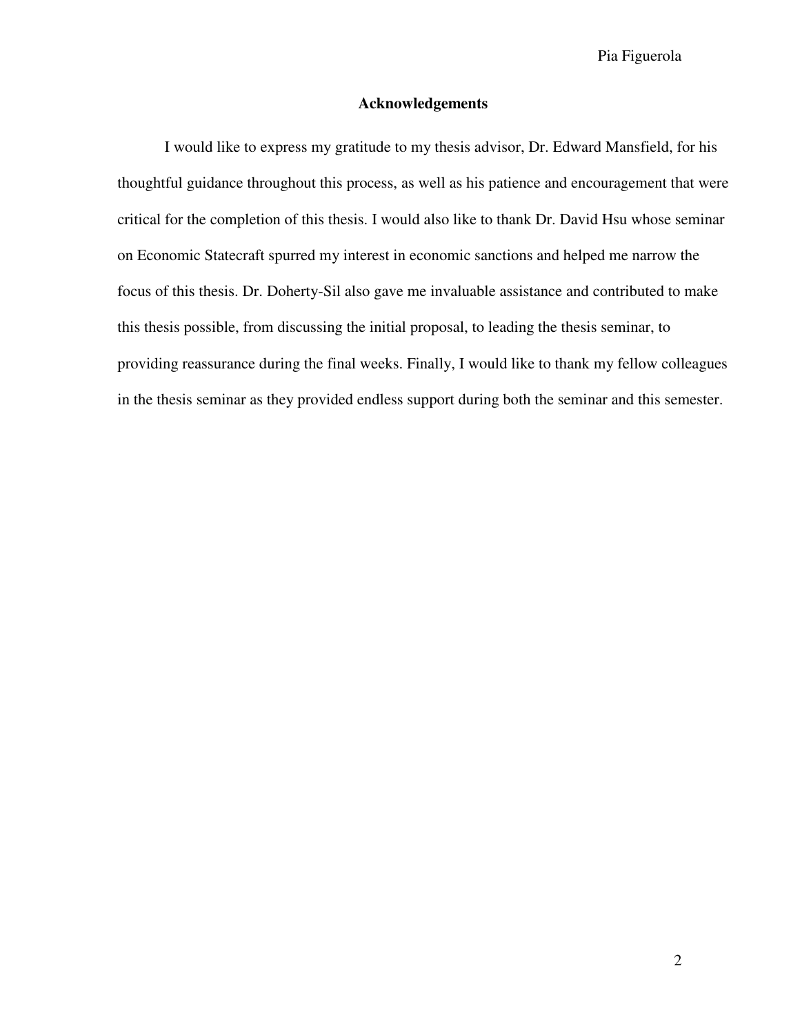## Acknowledgements

I would like to express my gratitude to my thesis advisor, Dr. Edward Mansfield, for his thoughtful guidance throughout this process, as well as his patience and encouragement that were critical for the completion of this thesis. I would also like to thank Dr. David Hsu whose seminar on Economic Statecraft spurred my interest in economic sanctions and helped me narrow the focus of this thesis. Dr. Doherty-Sil also gave me invaluable assistance and contributed to make this thesis possible, from discussing the initial proposal, to leading the thesis seminar, to providing reassurance during the final weeks. Finally, I would like to thank my fellow colleagues in the thesis seminar as they provided endless support during both the seminar and this semester.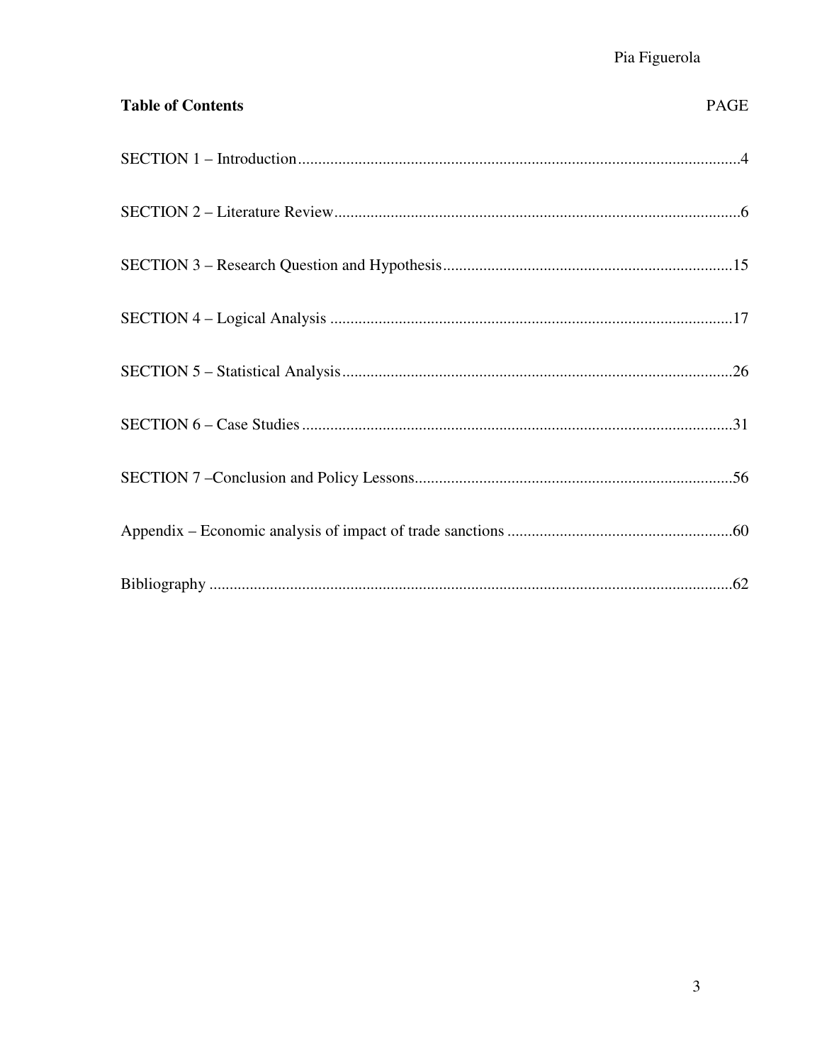**Table of Contents** PAGE

SECTION 1 – Introduction....4

SECTION 2 – Literature Review....6

SECTION 3 – Research Question and Hypothesis....15

SECTION 4 – Logical Analysis....17

SECTION 5 – Statistical Analysis....26

SECTION 6 – Case Studies....31

SECTION 7 –Conclusion and Policy Lessons....56

Appendix – Economic analysis of impact of trade sanctions....60

Bibliography....62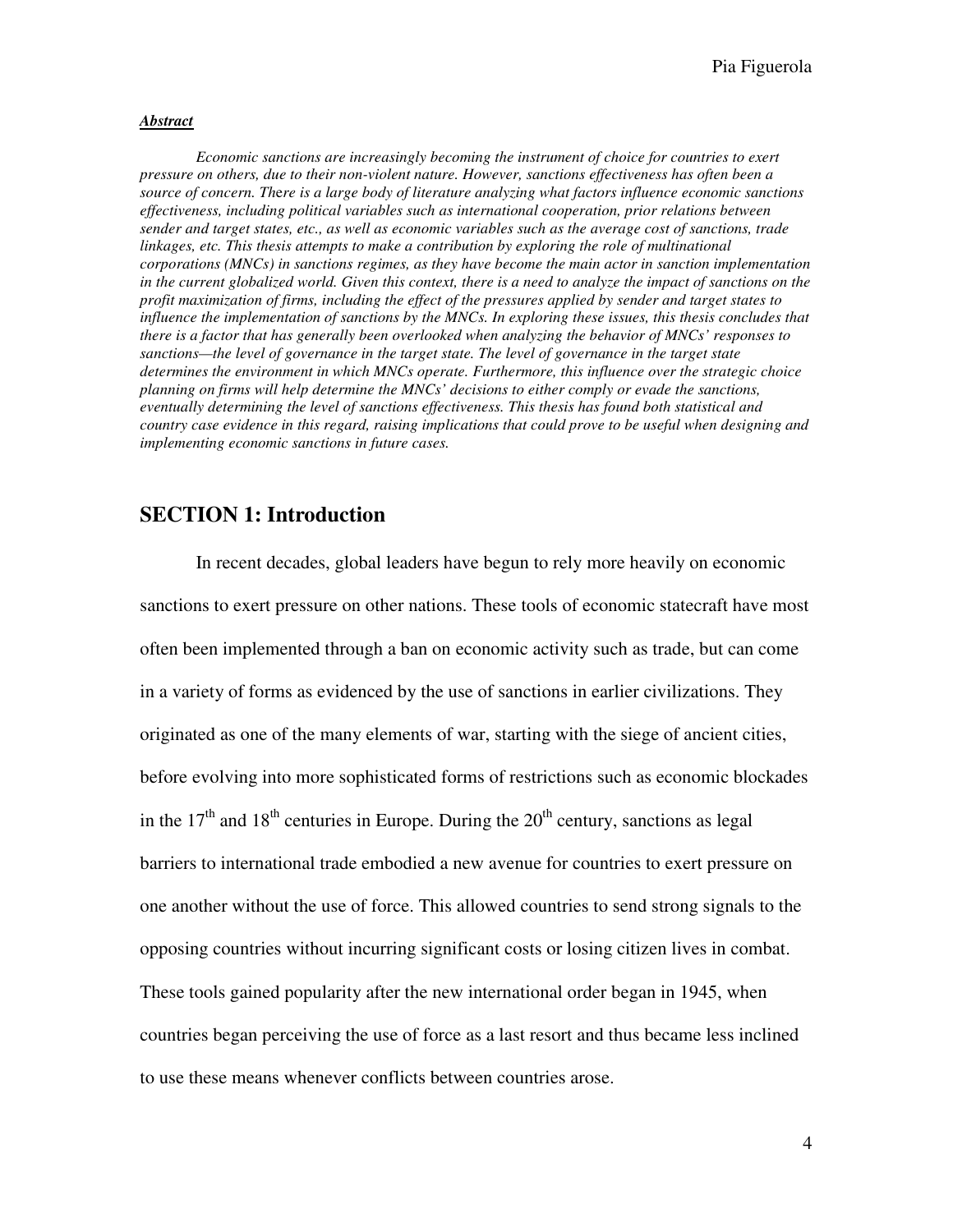***Abstract***

*Economic sanctions are increasingly becoming the instrument of choice for countries to exert pressure on others, due to their non-violent nature. However, sanctions effectiveness has often been a source of concern. There is a large body of literature analyzing what factors influence economic sanctions effectiveness, including political variables such as international cooperation, prior relations between sender and target states, etc., as well as economic variables such as the average cost of sanctions, trade linkages, etc. This thesis attempts to make a contribution by exploring the role of multinational corporations (MNCs) in sanctions regimes, as they have become the main actor in sanction implementation in the current globalized world. Given this context, there is a need to analyze the impact of sanctions on the profit maximization of firms, including the effect of the pressures applied by sender and target states to influence the implementation of sanctions by the MNCs. In exploring these issues, this thesis concludes that there is a factor that has generally been overlooked when analyzing the behavior of MNCs' responses to sanctions—the level of governance in the target state. The level of governance in the target state determines the environment in which MNCs operate. Furthermore, this influence over the strategic choice planning on firms will help determine the MNCs' decisions to either comply or evade the sanctions, eventually determining the level of sanctions effectiveness. This thesis has found both statistical and country case evidence in this regard, raising implications that could prove to be useful when designing and implementing economic sanctions in future cases.*

## SECTION 1: Introduction

In recent decades, global leaders have begun to rely more heavily on economic sanctions to exert pressure on other nations. These tools of economic statecraft have most often been implemented through a ban on economic activity such as trade, but can come in a variety of forms as evidenced by the use of sanctions in earlier civilizations. They originated as one of the many elements of war, starting with the siege of ancient cities, before evolving into more sophisticated forms of restrictions such as economic blockades in the 17th and 18th centuries in Europe. During the 20th century, sanctions as legal barriers to international trade embodied a new avenue for countries to exert pressure on one another without the use of force. This allowed countries to send strong signals to the opposing countries without incurring significant costs or losing citizen lives in combat. These tools gained popularity after the new international order began in 1945, when countries began perceiving the use of force as a last resort and thus became less inclined to use these means whenever conflicts between countries arose.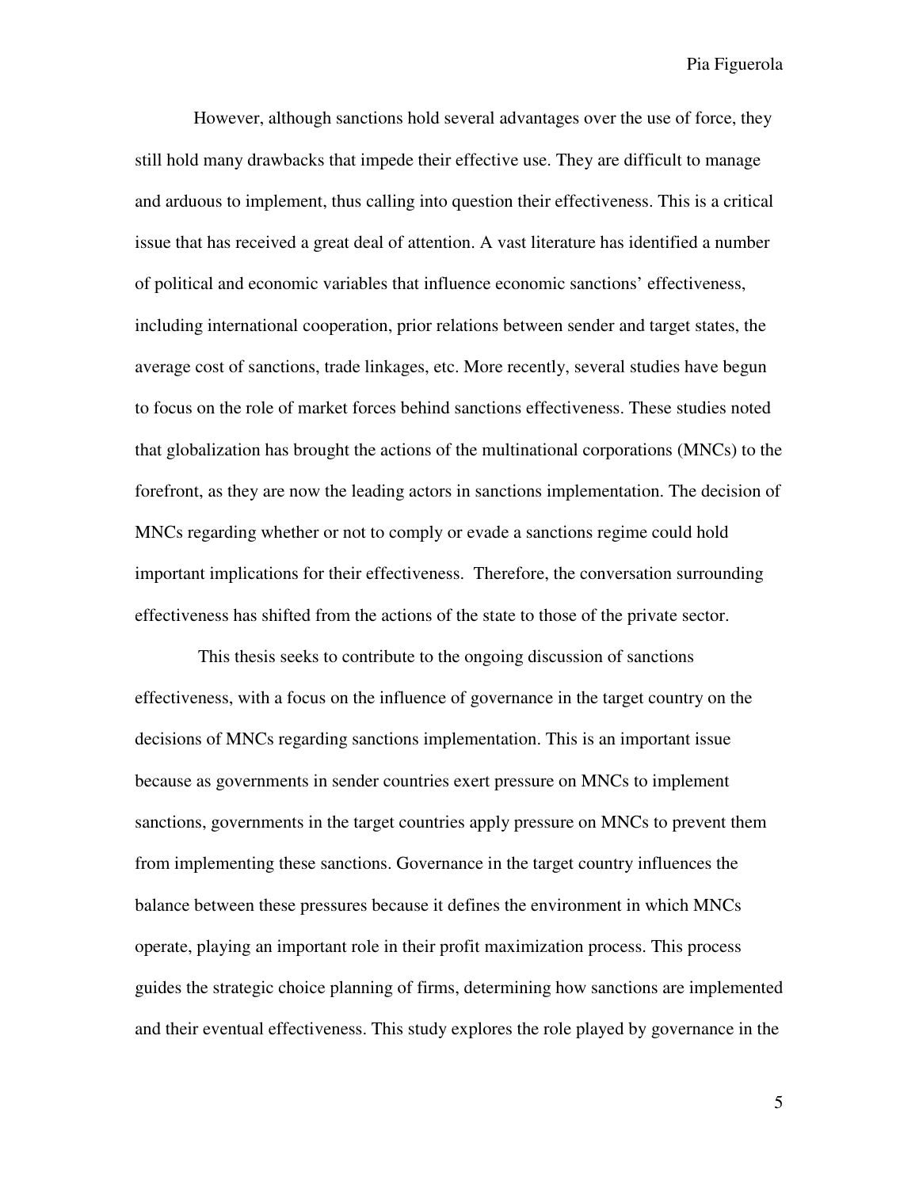However, although sanctions hold several advantages over the use of force, they still hold many drawbacks that impede their effective use. They are difficult to manage and arduous to implement, thus calling into question their effectiveness. This is a critical issue that has received a great deal of attention. A vast literature has identified a number of political and economic variables that influence economic sanctions' effectiveness, including international cooperation, prior relations between sender and target states, the average cost of sanctions, trade linkages, etc. More recently, several studies have begun to focus on the role of market forces behind sanctions effectiveness. These studies noted that globalization has brought the actions of the multinational corporations (MNCs) to the forefront, as they are now the leading actors in sanctions implementation. The decision of MNCs regarding whether or not to comply or evade a sanctions regime could hold important implications for their effectiveness. Therefore, the conversation surrounding effectiveness has shifted from the actions of the state to those of the private sector.

This thesis seeks to contribute to the ongoing discussion of sanctions effectiveness, with a focus on the influence of governance in the target country on the decisions of MNCs regarding sanctions implementation. This is an important issue because as governments in sender countries exert pressure on MNCs to implement sanctions, governments in the target countries apply pressure on MNCs to prevent them from implementing these sanctions. Governance in the target country influences the balance between these pressures because it defines the environment in which MNCs operate, playing an important role in their profit maximization process. This process guides the strategic choice planning of firms, determining how sanctions are implemented and their eventual effectiveness. This study explores the role played by governance in the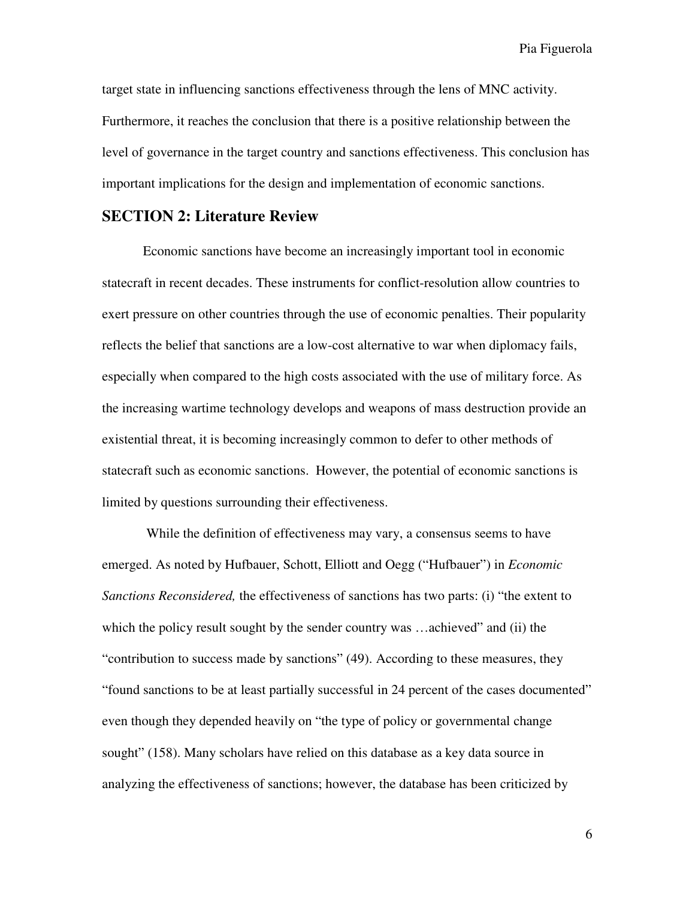target state in influencing sanctions effectiveness through the lens of MNC activity. Furthermore, it reaches the conclusion that there is a positive relationship between the level of governance in the target country and sanctions effectiveness. This conclusion has important implications for the design and implementation of economic sanctions.

## SECTION 2: Literature Review

Economic sanctions have become an increasingly important tool in economic statecraft in recent decades. These instruments for conflict-resolution allow countries to exert pressure on other countries through the use of economic penalties. Their popularity reflects the belief that sanctions are a low-cost alternative to war when diplomacy fails, especially when compared to the high costs associated with the use of military force. As the increasing wartime technology develops and weapons of mass destruction provide an existential threat, it is becoming increasingly common to defer to other methods of statecraft such as economic sanctions. However, the potential of economic sanctions is limited by questions surrounding their effectiveness.

While the definition of effectiveness may vary, a consensus seems to have emerged. As noted by Hufbauer, Schott, Elliott and Oegg ("Hufbauer") in *Economic Sanctions Reconsidered,* the effectiveness of sanctions has two parts: (i) "the extent to which the policy result sought by the sender country was …achieved" and (ii) the "contribution to success made by sanctions" (49). According to these measures, they "found sanctions to be at least partially successful in 24 percent of the cases documented" even though they depended heavily on "the type of policy or governmental change sought" (158). Many scholars have relied on this database as a key data source in analyzing the effectiveness of sanctions; however, the database has been criticized by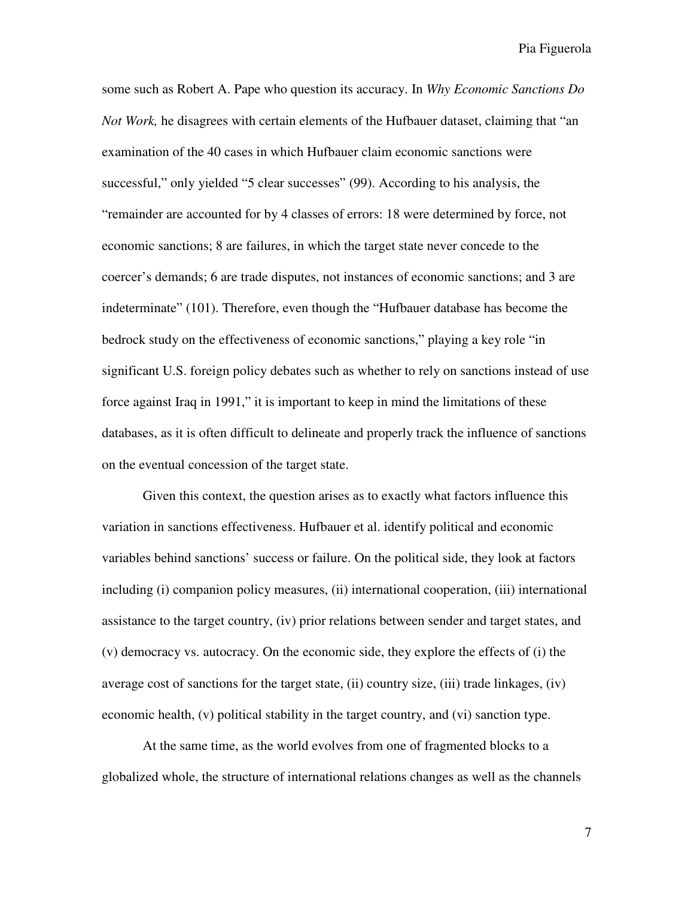some such as Robert A. Pape who question its accuracy. In *Why Economic Sanctions Do Not Work,* he disagrees with certain elements of the Hufbauer dataset, claiming that "an examination of the 40 cases in which Hufbauer claim economic sanctions were successful," only yielded "5 clear successes" (99). According to his analysis, the "remainder are accounted for by 4 classes of errors: 18 were determined by force, not economic sanctions; 8 are failures, in which the target state never concede to the coercer's demands; 6 are trade disputes, not instances of economic sanctions; and 3 are indeterminate" (101). Therefore, even though the "Hufbauer database has become the bedrock study on the effectiveness of economic sanctions," playing a key role "in significant U.S. foreign policy debates such as whether to rely on sanctions instead of use force against Iraq in 1991," it is important to keep in mind the limitations of these databases, as it is often difficult to delineate and properly track the influence of sanctions on the eventual concession of the target state.

Given this context, the question arises as to exactly what factors influence this variation in sanctions effectiveness. Hufbauer et al. identify political and economic variables behind sanctions' success or failure. On the political side, they look at factors including (i) companion policy measures, (ii) international cooperation, (iii) international assistance to the target country, (iv) prior relations between sender and target states, and (v) democracy vs. autocracy. On the economic side, they explore the effects of (i) the average cost of sanctions for the target state, (ii) country size, (iii) trade linkages, (iv) economic health, (v) political stability in the target country, and (vi) sanction type.

At the same time, as the world evolves from one of fragmented blocks to a globalized whole, the structure of international relations changes as well as the channels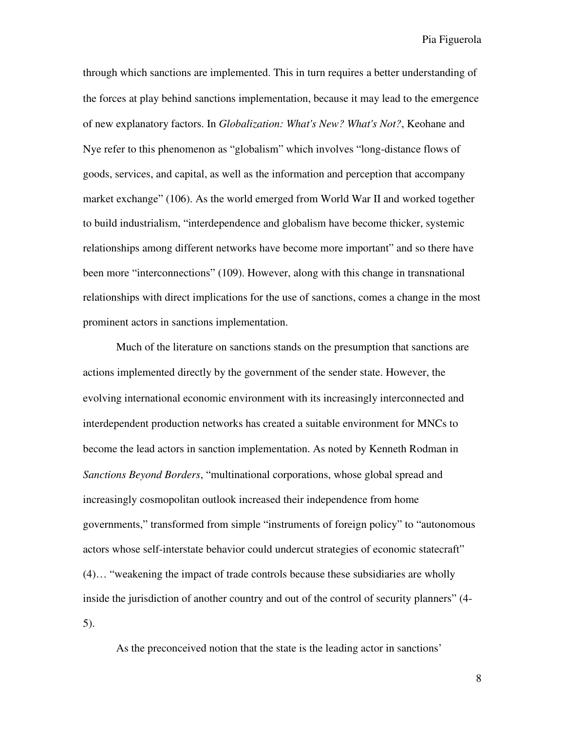through which sanctions are implemented. This in turn requires a better understanding of the forces at play behind sanctions implementation, because it may lead to the emergence of new explanatory factors. In *Globalization: What's New? What's Not?*, Keohane and Nye refer to this phenomenon as "globalism" which involves "long-distance flows of goods, services, and capital, as well as the information and perception that accompany market exchange" (106). As the world emerged from World War II and worked together to build industrialism, "interdependence and globalism have become thicker, systemic relationships among different networks have become more important" and so there have been more "interconnections" (109). However, along with this change in transnational relationships with direct implications for the use of sanctions, comes a change in the most prominent actors in sanctions implementation.

Much of the literature on sanctions stands on the presumption that sanctions are actions implemented directly by the government of the sender state. However, the evolving international economic environment with its increasingly interconnected and interdependent production networks has created a suitable environment for MNCs to become the lead actors in sanction implementation. As noted by Kenneth Rodman in *Sanctions Beyond Borders*, "multinational corporations, whose global spread and increasingly cosmopolitan outlook increased their independence from home governments," transformed from simple "instruments of foreign policy" to "autonomous actors whose self-interstate behavior could undercut strategies of economic statecraft" (4)… "weakening the impact of trade controls because these subsidiaries are wholly inside the jurisdiction of another country and out of the control of security planners" (4-5).

As the preconceived notion that the state is the leading actor in sanctions'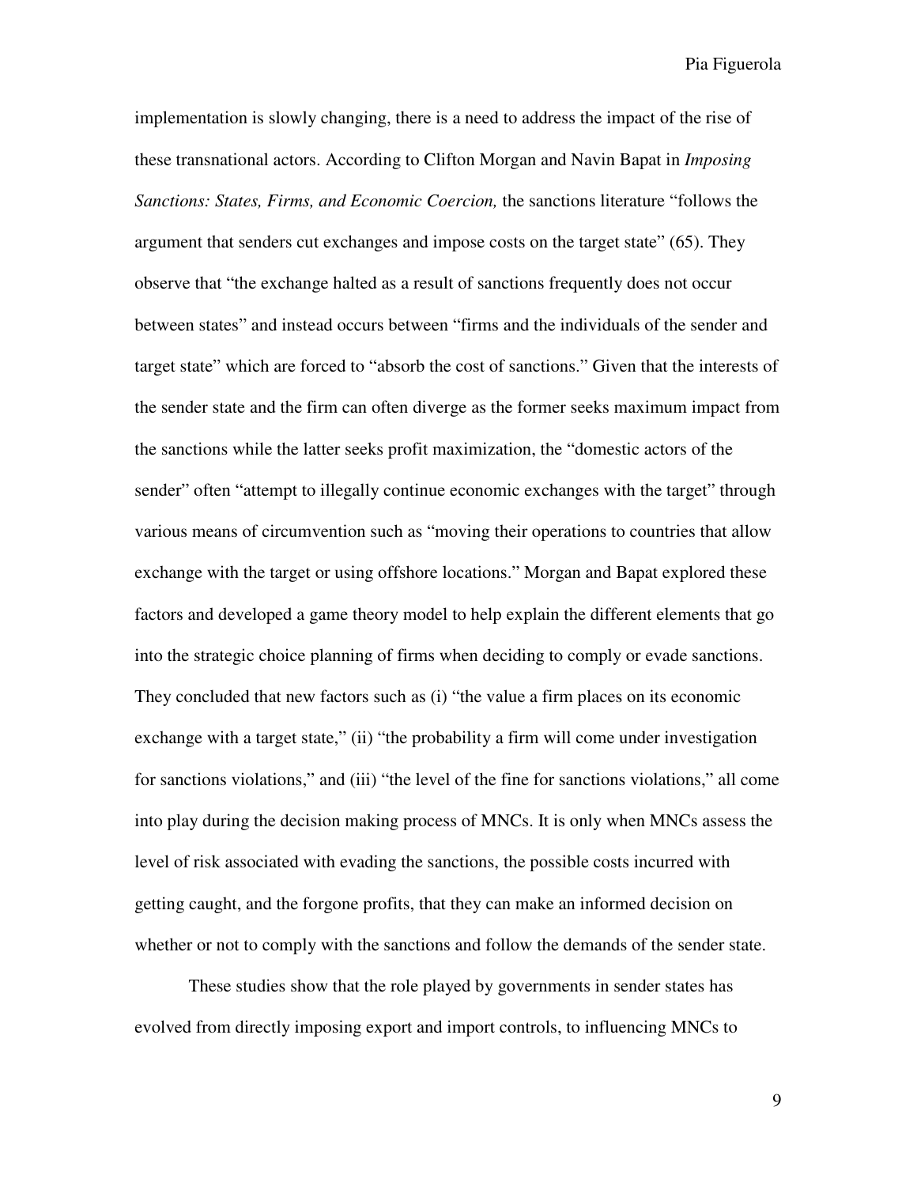implementation is slowly changing, there is a need to address the impact of the rise of these transnational actors. According to Clifton Morgan and Navin Bapat in *Imposing Sanctions: States, Firms, and Economic Coercion,* the sanctions literature "follows the argument that senders cut exchanges and impose costs on the target state" (65). They observe that "the exchange halted as a result of sanctions frequently does not occur between states" and instead occurs between "firms and the individuals of the sender and target state" which are forced to "absorb the cost of sanctions." Given that the interests of the sender state and the firm can often diverge as the former seeks maximum impact from the sanctions while the latter seeks profit maximization, the "domestic actors of the sender" often "attempt to illegally continue economic exchanges with the target" through various means of circumvention such as "moving their operations to countries that allow exchange with the target or using offshore locations." Morgan and Bapat explored these factors and developed a game theory model to help explain the different elements that go into the strategic choice planning of firms when deciding to comply or evade sanctions. They concluded that new factors such as (i) "the value a firm places on its economic exchange with a target state," (ii) "the probability a firm will come under investigation for sanctions violations," and (iii) "the level of the fine for sanctions violations," all come into play during the decision making process of MNCs. It is only when MNCs assess the level of risk associated with evading the sanctions, the possible costs incurred with getting caught, and the forgone profits, that they can make an informed decision on whether or not to comply with the sanctions and follow the demands of the sender state.

These studies show that the role played by governments in sender states has evolved from directly imposing export and import controls, to influencing MNCs to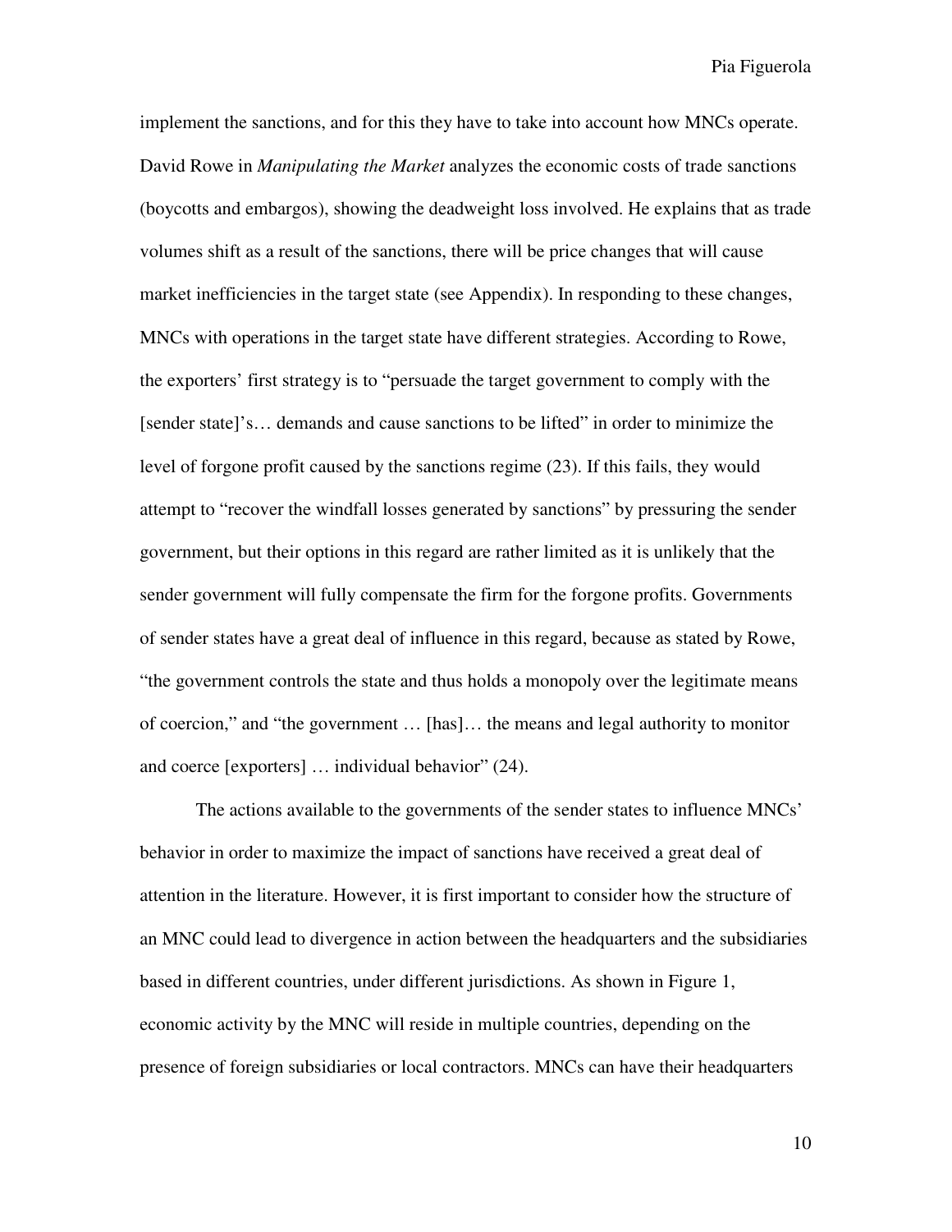implement the sanctions, and for this they have to take into account how MNCs operate. David Rowe in *Manipulating the Market* analyzes the economic costs of trade sanctions (boycotts and embargos), showing the deadweight loss involved. He explains that as trade volumes shift as a result of the sanctions, there will be price changes that will cause market inefficiencies in the target state (see Appendix). In responding to these changes, MNCs with operations in the target state have different strategies. According to Rowe, the exporters' first strategy is to "persuade the target government to comply with the [sender state]'s… demands and cause sanctions to be lifted" in order to minimize the level of forgone profit caused by the sanctions regime (23). If this fails, they would attempt to "recover the windfall losses generated by sanctions" by pressuring the sender government, but their options in this regard are rather limited as it is unlikely that the sender government will fully compensate the firm for the forgone profits. Governments of sender states have a great deal of influence in this regard, because as stated by Rowe, "the government controls the state and thus holds a monopoly over the legitimate means of coercion," and "the government … [has]… the means and legal authority to monitor and coerce [exporters] … individual behavior" (24).

The actions available to the governments of the sender states to influence MNCs' behavior in order to maximize the impact of sanctions have received a great deal of attention in the literature. However, it is first important to consider how the structure of an MNC could lead to divergence in action between the headquarters and the subsidiaries based in different countries, under different jurisdictions. As shown in Figure 1, economic activity by the MNC will reside in multiple countries, depending on the presence of foreign subsidiaries or local contractors. MNCs can have their headquarters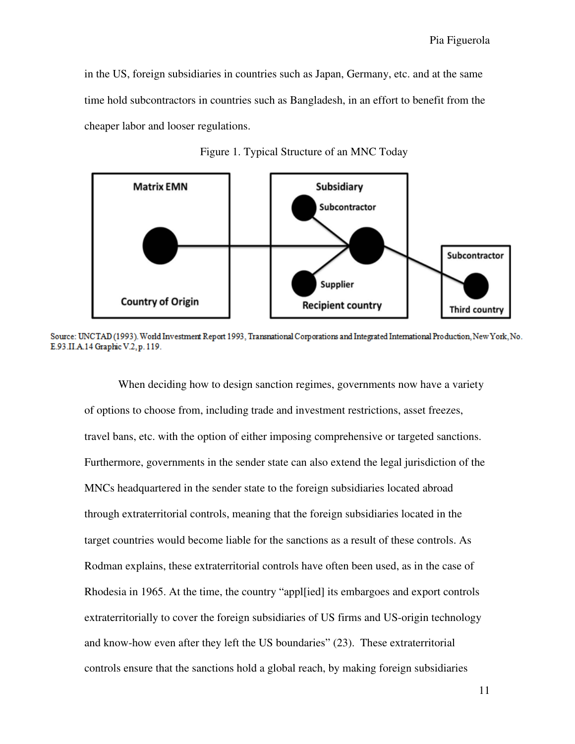in the US, foreign subsidiaries in countries such as Japan, Germany, etc. and at the same time hold subcontractors in countries such as Bangladesh, in an effort to benefit from the cheaper labor and looser regulations.

Figure 1. Typical Structure of an MNC Today

Matrix EMN

Country of Origin

Subsidiary

Subcontractor

Supplier

Recipient country

Subcontractor

Third country

Source: UNCTAD (1993). World Investment Report 1993, Transnational Corporations and Integrated International Production, New York, No. E.93.II.A.14 Graphic V.2, p. 119.

When deciding how to design sanction regimes, governments now have a variety of options to choose from, including trade and investment restrictions, asset freezes, travel bans, etc. with the option of either imposing comprehensive or targeted sanctions. Furthermore, governments in the sender state can also extend the legal jurisdiction of the MNCs headquartered in the sender state to the foreign subsidiaries located abroad through extraterritorial controls, meaning that the foreign subsidiaries located in the target countries would become liable for the sanctions as a result of these controls. As Rodman explains, these extraterritorial controls have often been used, as in the case of Rhodesia in 1965. At the time, the country "appl[ied] its embargoes and export controls extraterritorially to cover the foreign subsidiaries of US firms and US-origin technology and know-how even after they left the US boundaries" (23). These extraterritorial controls ensure that the sanctions hold a global reach, by making foreign subsidiaries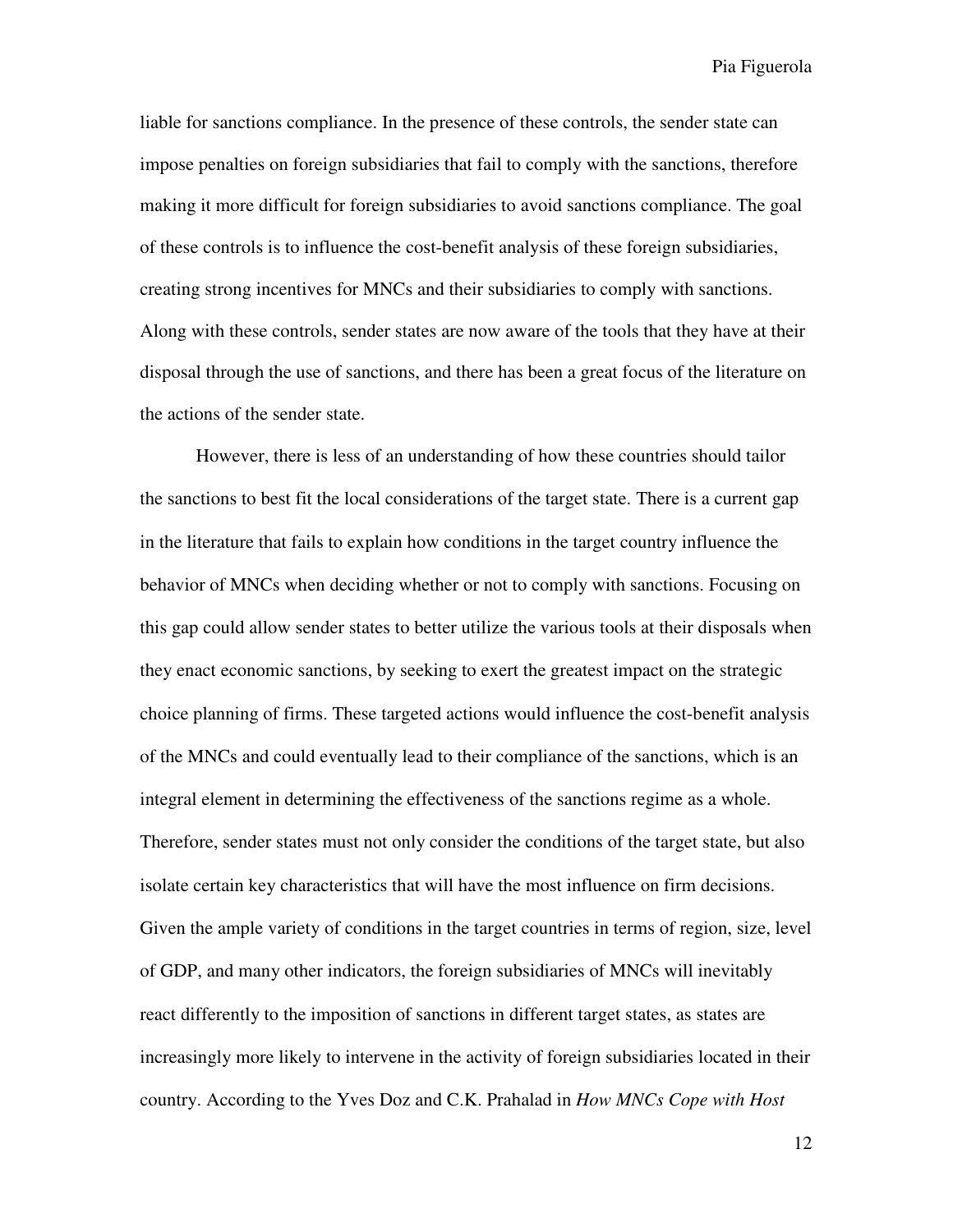liable for sanctions compliance. In the presence of these controls, the sender state can impose penalties on foreign subsidiaries that fail to comply with the sanctions, therefore making it more difficult for foreign subsidiaries to avoid sanctions compliance. The goal of these controls is to influence the cost-benefit analysis of these foreign subsidiaries, creating strong incentives for MNCs and their subsidiaries to comply with sanctions. Along with these controls, sender states are now aware of the tools that they have at their disposal through the use of sanctions, and there has been a great focus of the literature on the actions of the sender state.

However, there is less of an understanding of how these countries should tailor the sanctions to best fit the local considerations of the target state. There is a current gap in the literature that fails to explain how conditions in the target country influence the behavior of MNCs when deciding whether or not to comply with sanctions. Focusing on this gap could allow sender states to better utilize the various tools at their disposals when they enact economic sanctions, by seeking to exert the greatest impact on the strategic choice planning of firms. These targeted actions would influence the cost-benefit analysis of the MNCs and could eventually lead to their compliance of the sanctions, which is an integral element in determining the effectiveness of the sanctions regime as a whole. Therefore, sender states must not only consider the conditions of the target state, but also isolate certain key characteristics that will have the most influence on firm decisions. Given the ample variety of conditions in the target countries in terms of region, size, level of GDP, and many other indicators, the foreign subsidiaries of MNCs will inevitably react differently to the imposition of sanctions in different target states, as states are increasingly more likely to intervene in the activity of foreign subsidiaries located in their country. According to the Yves Doz and C.K. Prahalad in *How MNCs Cope with Host*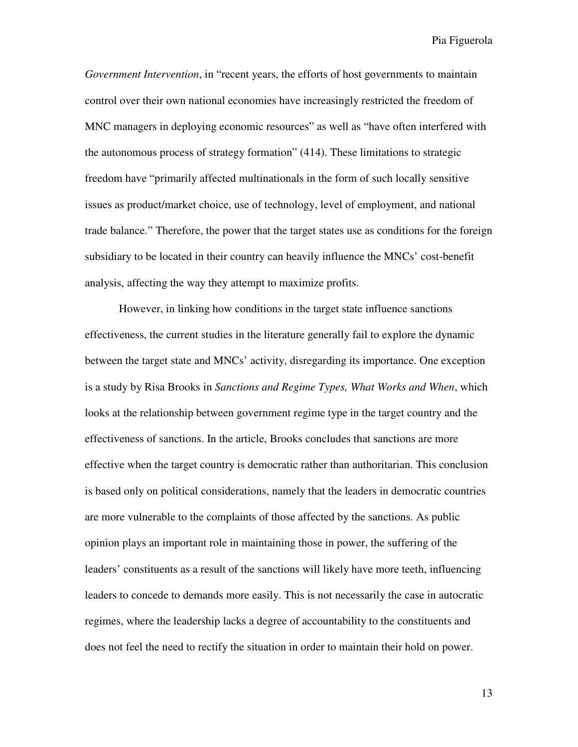*Government Intervention*, in "recent years, the efforts of host governments to maintain control over their own national economies have increasingly restricted the freedom of MNC managers in deploying economic resources" as well as "have often interfered with the autonomous process of strategy formation" (414). These limitations to strategic freedom have "primarily affected multinationals in the form of such locally sensitive issues as product/market choice, use of technology, level of employment, and national trade balance." Therefore, the power that the target states use as conditions for the foreign subsidiary to be located in their country can heavily influence the MNCs' cost-benefit analysis, affecting the way they attempt to maximize profits.

However, in linking how conditions in the target state influence sanctions effectiveness, the current studies in the literature generally fail to explore the dynamic between the target state and MNCs' activity, disregarding its importance. One exception is a study by Risa Brooks in *Sanctions and Regime Types, What Works and When*, which looks at the relationship between government regime type in the target country and the effectiveness of sanctions. In the article, Brooks concludes that sanctions are more effective when the target country is democratic rather than authoritarian. This conclusion is based only on political considerations, namely that the leaders in democratic countries are more vulnerable to the complaints of those affected by the sanctions. As public opinion plays an important role in maintaining those in power, the suffering of the leaders' constituents as a result of the sanctions will likely have more teeth, influencing leaders to concede to demands more easily. This is not necessarily the case in autocratic regimes, where the leadership lacks a degree of accountability to the constituents and does not feel the need to rectify the situation in order to maintain their hold on power.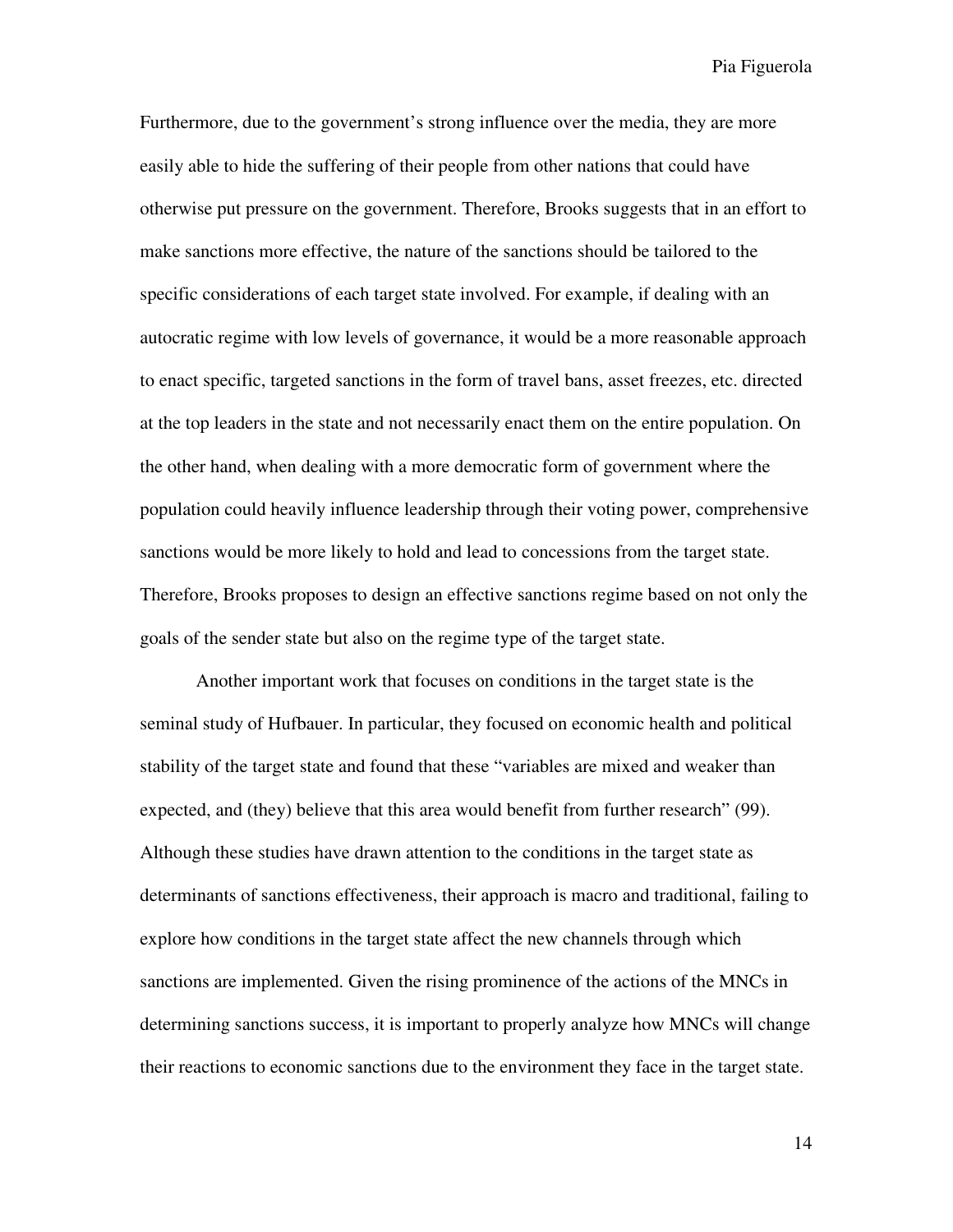Furthermore, due to the government's strong influence over the media, they are more easily able to hide the suffering of their people from other nations that could have otherwise put pressure on the government. Therefore, Brooks suggests that in an effort to make sanctions more effective, the nature of the sanctions should be tailored to the specific considerations of each target state involved. For example, if dealing with an autocratic regime with low levels of governance, it would be a more reasonable approach to enact specific, targeted sanctions in the form of travel bans, asset freezes, etc. directed at the top leaders in the state and not necessarily enact them on the entire population. On the other hand, when dealing with a more democratic form of government where the population could heavily influence leadership through their voting power, comprehensive sanctions would be more likely to hold and lead to concessions from the target state. Therefore, Brooks proposes to design an effective sanctions regime based on not only the goals of the sender state but also on the regime type of the target state.

Another important work that focuses on conditions in the target state is the seminal study of Hufbauer. In particular, they focused on economic health and political stability of the target state and found that these "variables are mixed and weaker than expected, and (they) believe that this area would benefit from further research" (99). Although these studies have drawn attention to the conditions in the target state as determinants of sanctions effectiveness, their approach is macro and traditional, failing to explore how conditions in the target state affect the new channels through which sanctions are implemented. Given the rising prominence of the actions of the MNCs in determining sanctions success, it is important to properly analyze how MNCs will change their reactions to economic sanctions due to the environment they face in the target state.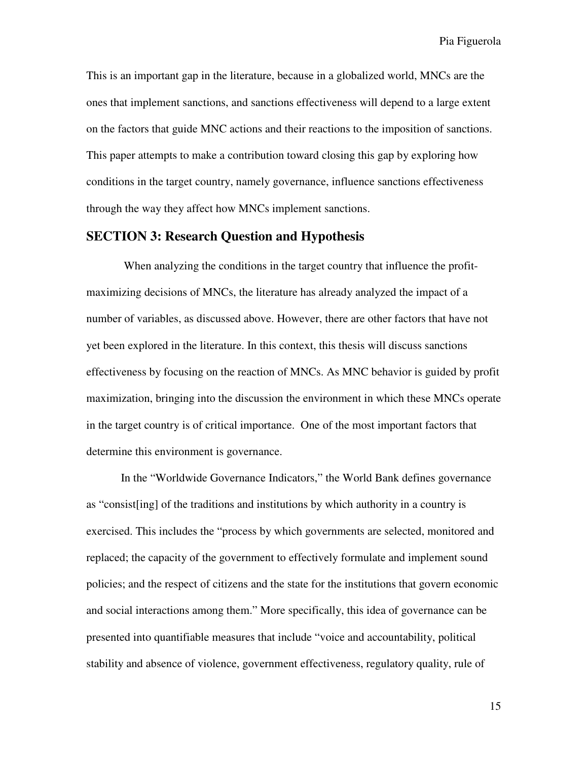This is an important gap in the literature, because in a globalized world, MNCs are the ones that implement sanctions, and sanctions effectiveness will depend to a large extent on the factors that guide MNC actions and their reactions to the imposition of sanctions. This paper attempts to make a contribution toward closing this gap by exploring how conditions in the target country, namely governance, influence sanctions effectiveness through the way they affect how MNCs implement sanctions.

## SECTION 3: Research Question and Hypothesis

When analyzing the conditions in the target country that influence the profit-maximizing decisions of MNCs, the literature has already analyzed the impact of a number of variables, as discussed above. However, there are other factors that have not yet been explored in the literature. In this context, this thesis will discuss sanctions effectiveness by focusing on the reaction of MNCs. As MNC behavior is guided by profit maximization, bringing into the discussion the environment in which these MNCs operate in the target country is of critical importance. One of the most important factors that determine this environment is governance.

In the "Worldwide Governance Indicators," the World Bank defines governance as "consist[ing] of the traditions and institutions by which authority in a country is exercised. This includes the "process by which governments are selected, monitored and replaced; the capacity of the government to effectively formulate and implement sound policies; and the respect of citizens and the state for the institutions that govern economic and social interactions among them." More specifically, this idea of governance can be presented into quantifiable measures that include "voice and accountability, political stability and absence of violence, government effectiveness, regulatory quality, rule of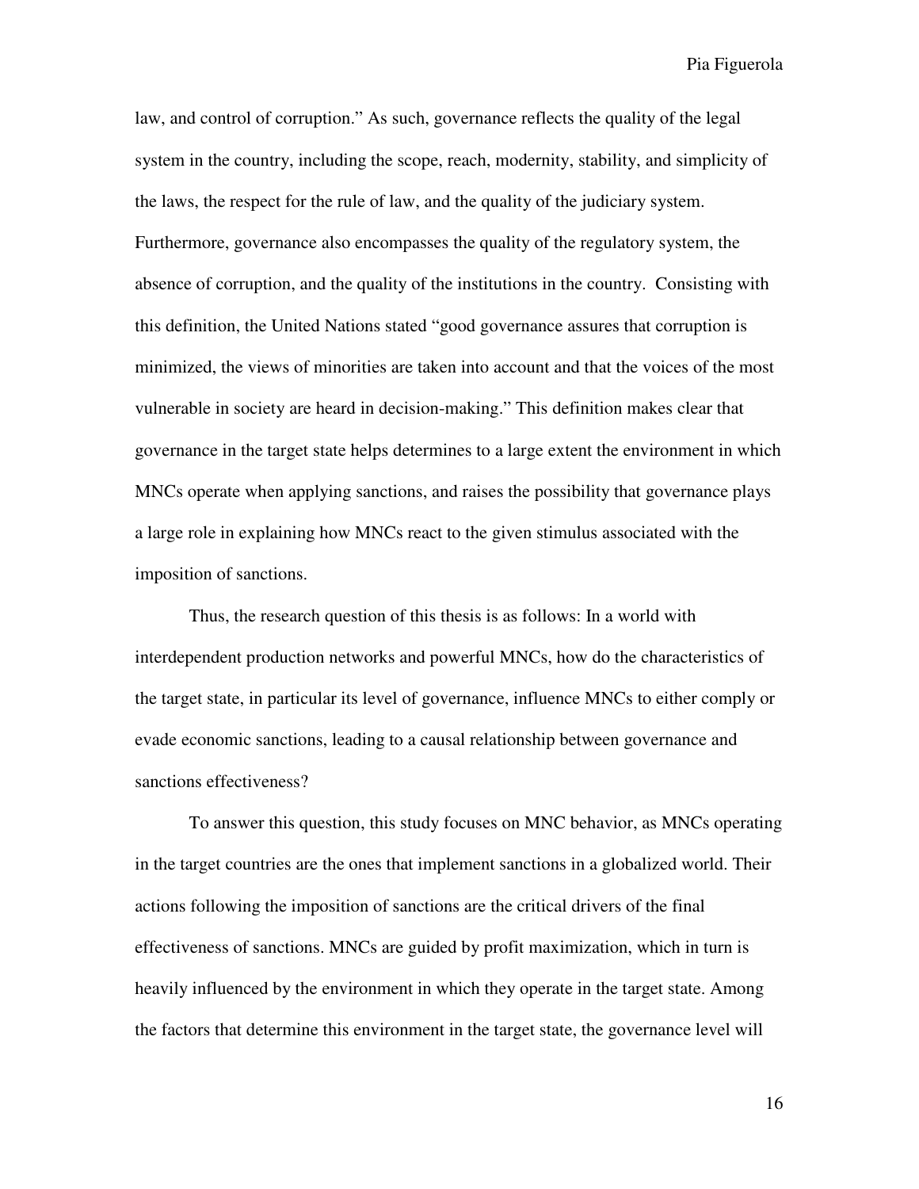law, and control of corruption." As such, governance reflects the quality of the legal system in the country, including the scope, reach, modernity, stability, and simplicity of the laws, the respect for the rule of law, and the quality of the judiciary system. Furthermore, governance also encompasses the quality of the regulatory system, the absence of corruption, and the quality of the institutions in the country. Consisting with this definition, the United Nations stated "good governance assures that corruption is minimized, the views of minorities are taken into account and that the voices of the most vulnerable in society are heard in decision-making." This definition makes clear that governance in the target state helps determines to a large extent the environment in which MNCs operate when applying sanctions, and raises the possibility that governance plays a large role in explaining how MNCs react to the given stimulus associated with the imposition of sanctions.

Thus, the research question of this thesis is as follows: In a world with interdependent production networks and powerful MNCs, how do the characteristics of the target state, in particular its level of governance, influence MNCs to either comply or evade economic sanctions, leading to a causal relationship between governance and sanctions effectiveness?

To answer this question, this study focuses on MNC behavior, as MNCs operating in the target countries are the ones that implement sanctions in a globalized world. Their actions following the imposition of sanctions are the critical drivers of the final effectiveness of sanctions. MNCs are guided by profit maximization, which in turn is heavily influenced by the environment in which they operate in the target state. Among the factors that determine this environment in the target state, the governance level will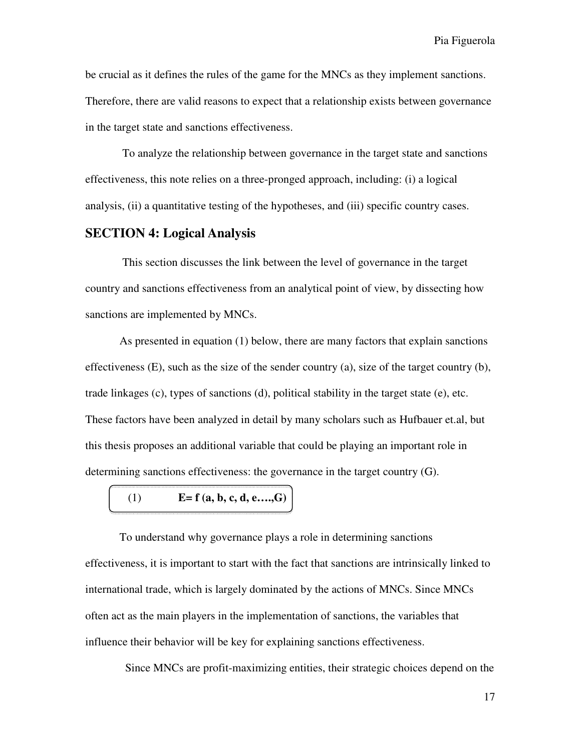be crucial as it defines the rules of the game for the MNCs as they implement sanctions. Therefore, there are valid reasons to expect that a relationship exists between governance in the target state and sanctions effectiveness.

To analyze the relationship between governance in the target state and sanctions effectiveness, this note relies on a three-pronged approach, including: (i) a logical analysis, (ii) a quantitative testing of the hypotheses, and (iii) specific country cases.

## SECTION 4: Logical Analysis

This section discusses the link between the level of governance in the target country and sanctions effectiveness from an analytical point of view, by dissecting how sanctions are implemented by MNCs.

As presented in equation (1) below, there are many factors that explain sanctions effectiveness (E), such as the size of the sender country (a), size of the target country (b), trade linkages (c), types of sanctions (d), political stability in the target state (e), etc. These factors have been analyzed in detail by many scholars such as Hufbauer et.al, but this thesis proposes an additional variable that could be playing an important role in determining sanctions effectiveness: the governance in the target country (G).

$$\text{(1)} \qquad \mathbf{E = f\,(a, b, c, d, e\ldots,G)}$$

To understand why governance plays a role in determining sanctions effectiveness, it is important to start with the fact that sanctions are intrinsically linked to international trade, which is largely dominated by the actions of MNCs. Since MNCs often act as the main players in the implementation of sanctions, the variables that influence their behavior will be key for explaining sanctions effectiveness.

Since MNCs are profit-maximizing entities, their strategic choices depend on the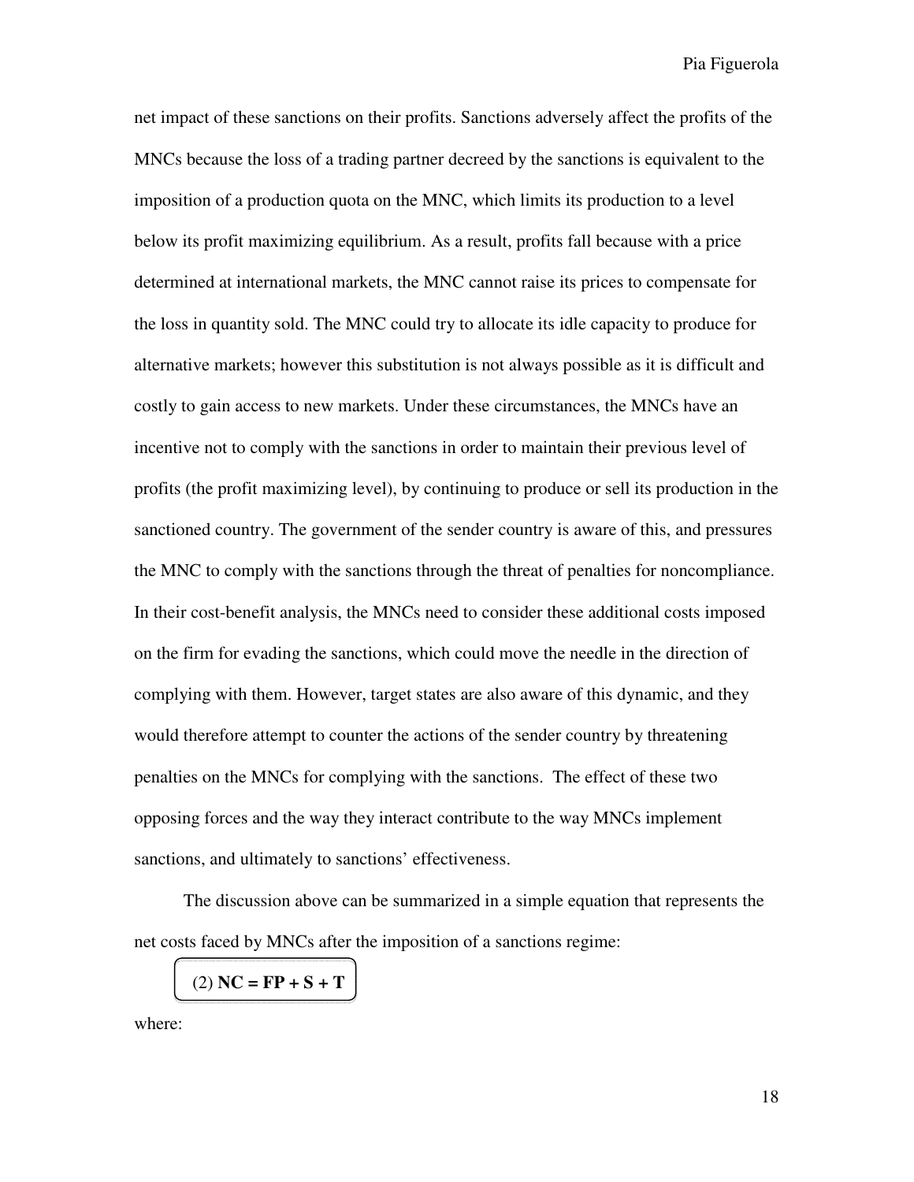net impact of these sanctions on their profits. Sanctions adversely affect the profits of the MNCs because the loss of a trading partner decreed by the sanctions is equivalent to the imposition of a production quota on the MNC, which limits its production to a level below its profit maximizing equilibrium. As a result, profits fall because with a price determined at international markets, the MNC cannot raise its prices to compensate for the loss in quantity sold. The MNC could try to allocate its idle capacity to produce for alternative markets; however this substitution is not always possible as it is difficult and costly to gain access to new markets. Under these circumstances, the MNCs have an incentive not to comply with the sanctions in order to maintain their previous level of profits (the profit maximizing level), by continuing to produce or sell its production in the sanctioned country. The government of the sender country is aware of this, and pressures the MNC to comply with the sanctions through the threat of penalties for noncompliance. In their cost-benefit analysis, the MNCs need to consider these additional costs imposed on the firm for evading the sanctions, which could move the needle in the direction of complying with them. However, target states are also aware of this dynamic, and they would therefore attempt to counter the actions of the sender country by threatening penalties on the MNCs for complying with the sanctions. The effect of these two opposing forces and the way they interact contribute to the way MNCs implement sanctions, and ultimately to sanctions' effectiveness.

The discussion above can be summarized in a simple equation that represents the net costs faced by MNCs after the imposition of a sanctions regime:

$$(2)\ \mathbf{NC = FP + S + T}$$

where: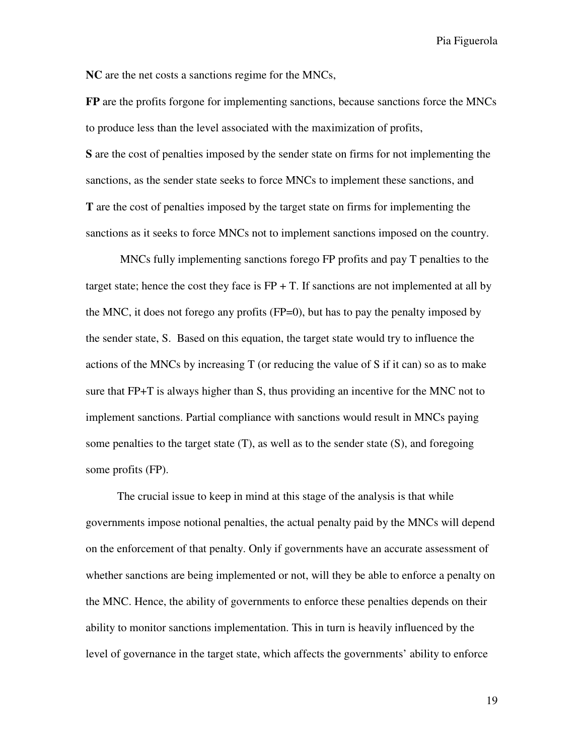**NC** are the net costs a sanctions regime for the MNCs,

**FP** are the profits forgone for implementing sanctions, because sanctions force the MNCs to produce less than the level associated with the maximization of profits,

**S** are the cost of penalties imposed by the sender state on firms for not implementing the sanctions, as the sender state seeks to force MNCs to implement these sanctions, and

**T** are the cost of penalties imposed by the target state on firms for implementing the sanctions as it seeks to force MNCs not to implement sanctions imposed on the country.

MNCs fully implementing sanctions forego FP profits and pay T penalties to the target state; hence the cost they face is FP + T. If sanctions are not implemented at all by the MNC, it does not forego any profits (FP=0), but has to pay the penalty imposed by the sender state, S. Based on this equation, the target state would try to influence the actions of the MNCs by increasing T (or reducing the value of S if it can) so as to make sure that FP+T is always higher than S, thus providing an incentive for the MNC not to implement sanctions. Partial compliance with sanctions would result in MNCs paying some penalties to the target state (T), as well as to the sender state (S), and foregoing some profits (FP).

The crucial issue to keep in mind at this stage of the analysis is that while governments impose notional penalties, the actual penalty paid by the MNCs will depend on the enforcement of that penalty. Only if governments have an accurate assessment of whether sanctions are being implemented or not, will they be able to enforce a penalty on the MNC. Hence, the ability of governments to enforce these penalties depends on their ability to monitor sanctions implementation. This in turn is heavily influenced by the level of governance in the target state, which affects the governments' ability to enforce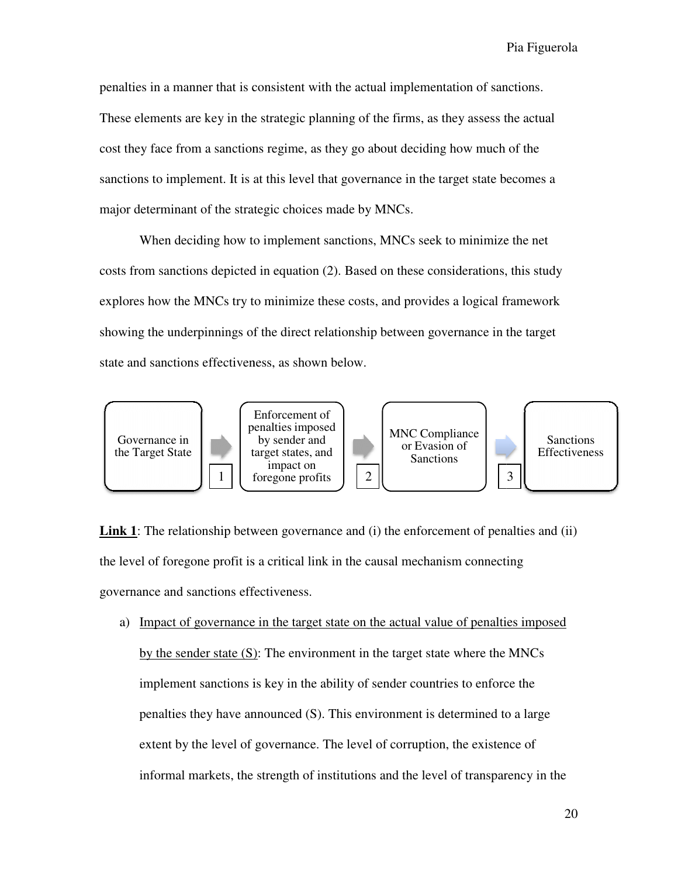penalties in a manner that is consistent with the actual implementation of sanctions. These elements are key in the strategic planning of the firms, as they assess the actual cost they face from a sanctions regime, as they go about deciding how much of the sanctions to implement. It is at this level that governance in the target state becomes a major determinant of the strategic choices made by MNCs.

When deciding how to implement sanctions, MNCs seek to minimize the net costs from sanctions depicted in equation (2). Based on these considerations, this study explores how the MNCs try to minimize these costs, and provides a logical framework showing the underpinnings of the direct relationship between governance in the target state and sanctions effectiveness, as shown below.

Governance in the Target State → [1] → Enforcement of penalties imposed by sender and target states, and impact on foregone profits → [2] → MNC Compliance or Evasion of Sanctions → [3] → Sanctions Effectiveness

**<u>Link 1</u>**: The relationship between governance and (i) the enforcement of penalties and (ii) the level of foregone profit is a critical link in the causal mechanism connecting governance and sanctions effectiveness.

a) <u>Impact of governance in the target state on the actual value of penalties imposed by the sender state (S)</u>: The environment in the target state where the MNCs implement sanctions is key in the ability of sender countries to enforce the penalties they have announced (S). This environment is determined to a large extent by the level of governance. The level of corruption, the existence of informal markets, the strength of institutions and the level of transparency in the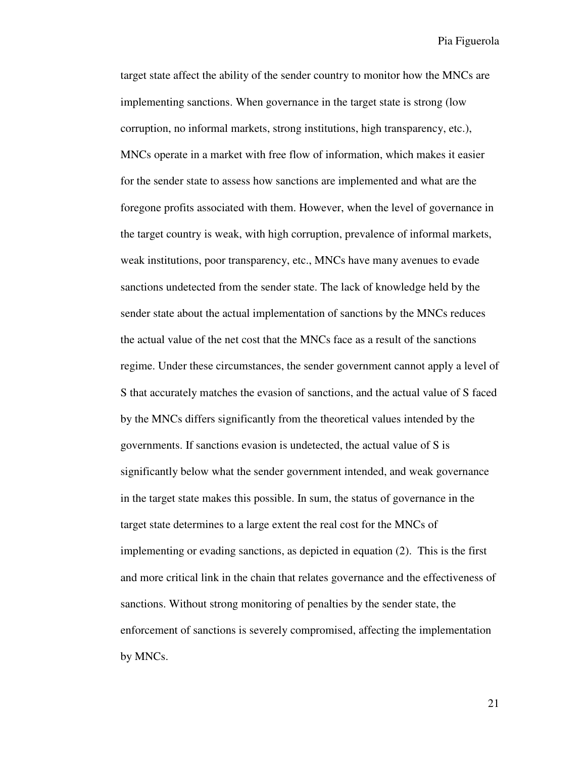target state affect the ability of the sender country to monitor how the MNCs are implementing sanctions. When governance in the target state is strong (low corruption, no informal markets, strong institutions, high transparency, etc.), MNCs operate in a market with free flow of information, which makes it easier for the sender state to assess how sanctions are implemented and what are the foregone profits associated with them. However, when the level of governance in the target country is weak, with high corruption, prevalence of informal markets, weak institutions, poor transparency, etc., MNCs have many avenues to evade sanctions undetected from the sender state. The lack of knowledge held by the sender state about the actual implementation of sanctions by the MNCs reduces the actual value of the net cost that the MNCs face as a result of the sanctions regime. Under these circumstances, the sender government cannot apply a level of S that accurately matches the evasion of sanctions, and the actual value of S faced by the MNCs differs significantly from the theoretical values intended by the governments. If sanctions evasion is undetected, the actual value of S is significantly below what the sender government intended, and weak governance in the target state makes this possible. In sum, the status of governance in the target state determines to a large extent the real cost for the MNCs of implementing or evading sanctions, as depicted in equation (2). This is the first and more critical link in the chain that relates governance and the effectiveness of sanctions. Without strong monitoring of penalties by the sender state, the enforcement of sanctions is severely compromised, affecting the implementation by MNCs.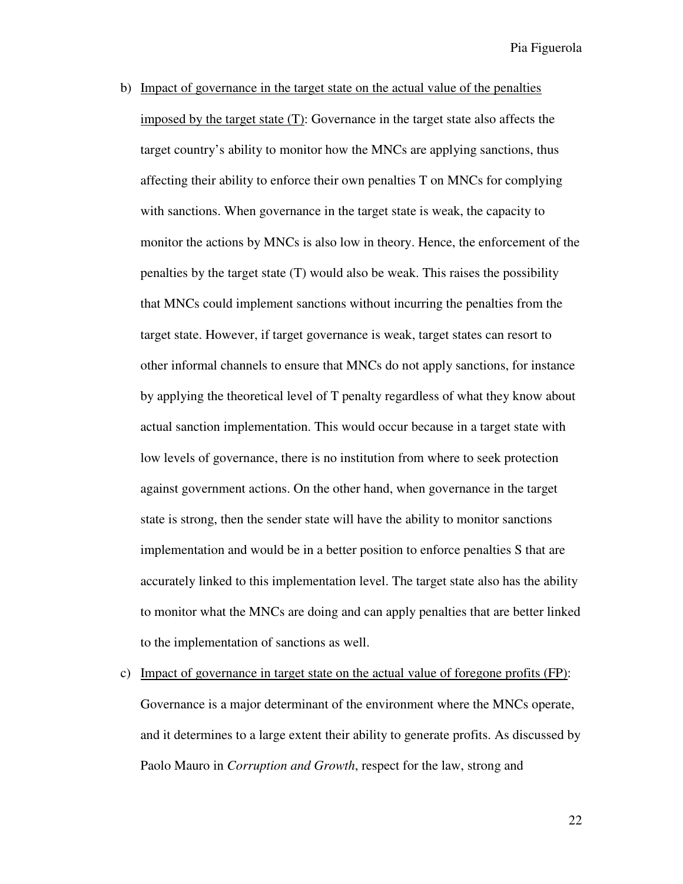b) <u>Impact of governance in the target state on the actual value of the penalties imposed by the target state (T)</u>: Governance in the target state also affects the target country's ability to monitor how the MNCs are applying sanctions, thus affecting their ability to enforce their own penalties T on MNCs for complying with sanctions. When governance in the target state is weak, the capacity to monitor the actions by MNCs is also low in theory. Hence, the enforcement of the penalties by the target state (T) would also be weak. This raises the possibility that MNCs could implement sanctions without incurring the penalties from the target state. However, if target governance is weak, target states can resort to other informal channels to ensure that MNCs do not apply sanctions, for instance by applying the theoretical level of T penalty regardless of what they know about actual sanction implementation. This would occur because in a target state with low levels of governance, there is no institution from where to seek protection against government actions. On the other hand, when governance in the target state is strong, then the sender state will have the ability to monitor sanctions implementation and would be in a better position to enforce penalties S that are accurately linked to this implementation level. The target state also has the ability to monitor what the MNCs are doing and can apply penalties that are better linked to the implementation of sanctions as well.

c) <u>Impact of governance in target state on the actual value of foregone profits (FP)</u>: Governance is a major determinant of the environment where the MNCs operate, and it determines to a large extent their ability to generate profits. As discussed by Paolo Mauro in *Corruption and Growth*, respect for the law, strong and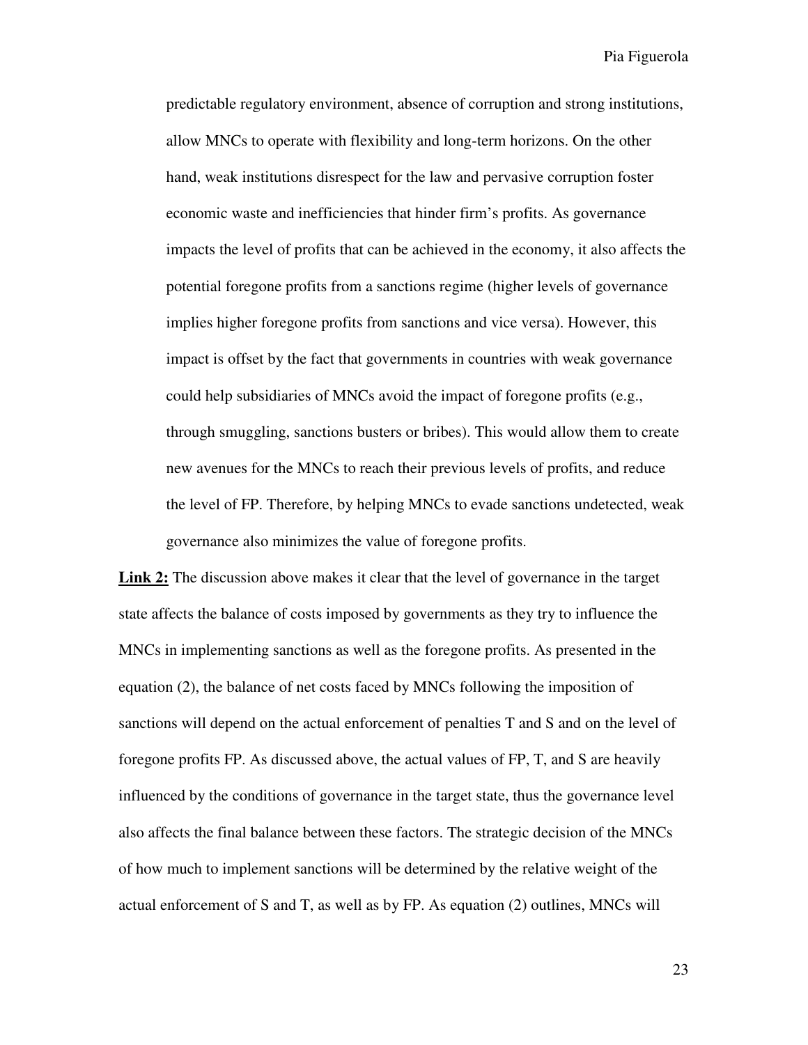predictable regulatory environment, absence of corruption and strong institutions, allow MNCs to operate with flexibility and long-term horizons. On the other hand, weak institutions disrespect for the law and pervasive corruption foster economic waste and inefficiencies that hinder firm's profits. As governance impacts the level of profits that can be achieved in the economy, it also affects the potential foregone profits from a sanctions regime (higher levels of governance implies higher foregone profits from sanctions and vice versa). However, this impact is offset by the fact that governments in countries with weak governance could help subsidiaries of MNCs avoid the impact of foregone profits (e.g., through smuggling, sanctions busters or bribes). This would allow them to create new avenues for the MNCs to reach their previous levels of profits, and reduce the level of FP. Therefore, by helping MNCs to evade sanctions undetected, weak governance also minimizes the value of foregone profits.

**Link 2:** The discussion above makes it clear that the level of governance in the target state affects the balance of costs imposed by governments as they try to influence the MNCs in implementing sanctions as well as the foregone profits. As presented in the equation (2), the balance of net costs faced by MNCs following the imposition of sanctions will depend on the actual enforcement of penalties T and S and on the level of foregone profits FP. As discussed above, the actual values of FP, T, and S are heavily influenced by the conditions of governance in the target state, thus the governance level also affects the final balance between these factors. The strategic decision of the MNCs of how much to implement sanctions will be determined by the relative weight of the actual enforcement of S and T, as well as by FP. As equation (2) outlines, MNCs will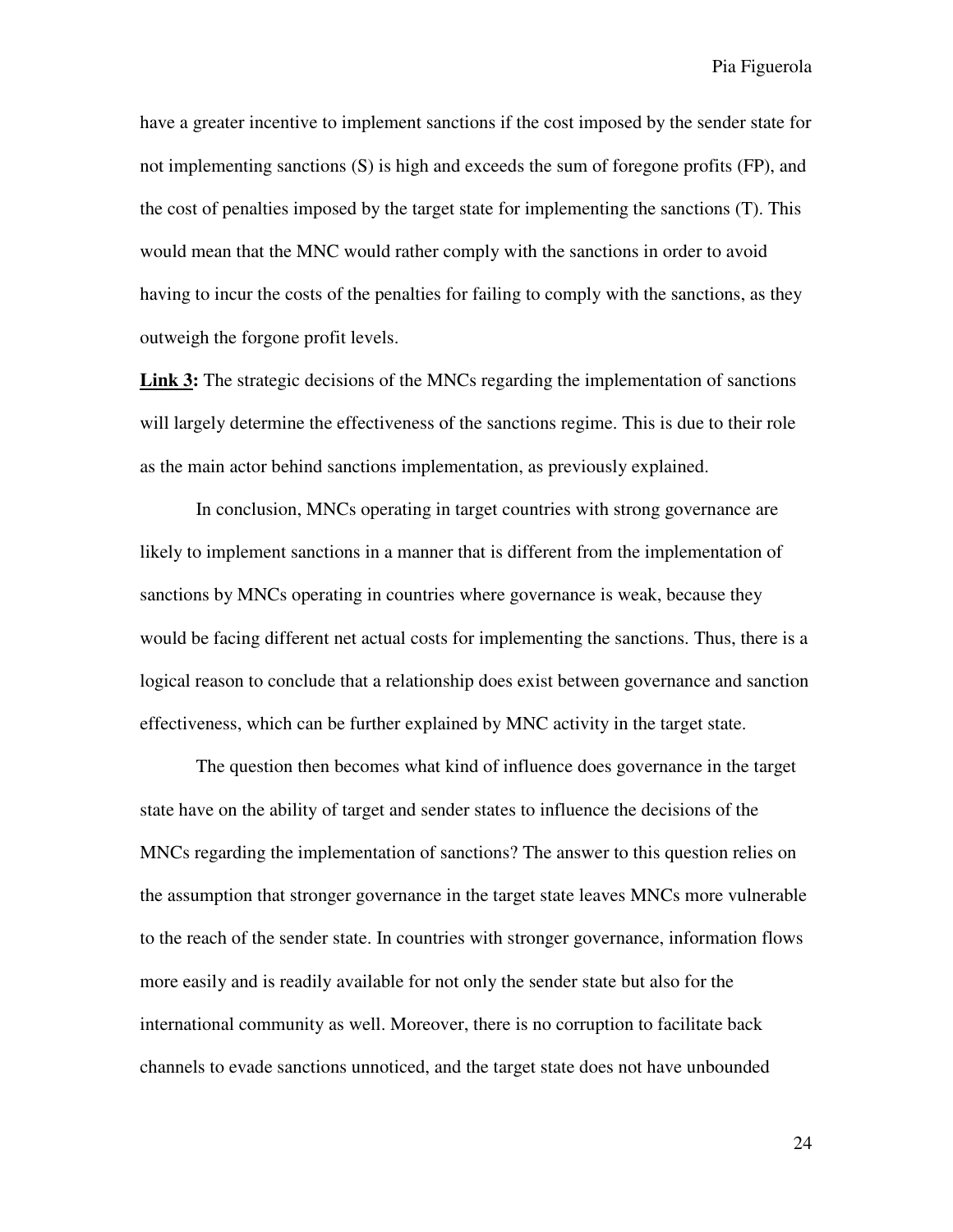have a greater incentive to implement sanctions if the cost imposed by the sender state for not implementing sanctions (S) is high and exceeds the sum of foregone profits (FP), and the cost of penalties imposed by the target state for implementing the sanctions (T). This would mean that the MNC would rather comply with the sanctions in order to avoid having to incur the costs of the penalties for failing to comply with the sanctions, as they outweigh the forgone profit levels.

**Link 3:** The strategic decisions of the MNCs regarding the implementation of sanctions will largely determine the effectiveness of the sanctions regime. This is due to their role as the main actor behind sanctions implementation, as previously explained.

In conclusion, MNCs operating in target countries with strong governance are likely to implement sanctions in a manner that is different from the implementation of sanctions by MNCs operating in countries where governance is weak, because they would be facing different net actual costs for implementing the sanctions. Thus, there is a logical reason to conclude that a relationship does exist between governance and sanction effectiveness, which can be further explained by MNC activity in the target state.

The question then becomes what kind of influence does governance in the target state have on the ability of target and sender states to influence the decisions of the MNCs regarding the implementation of sanctions? The answer to this question relies on the assumption that stronger governance in the target state leaves MNCs more vulnerable to the reach of the sender state. In countries with stronger governance, information flows more easily and is readily available for not only the sender state but also for the international community as well. Moreover, there is no corruption to facilitate back channels to evade sanctions unnoticed, and the target state does not have unbounded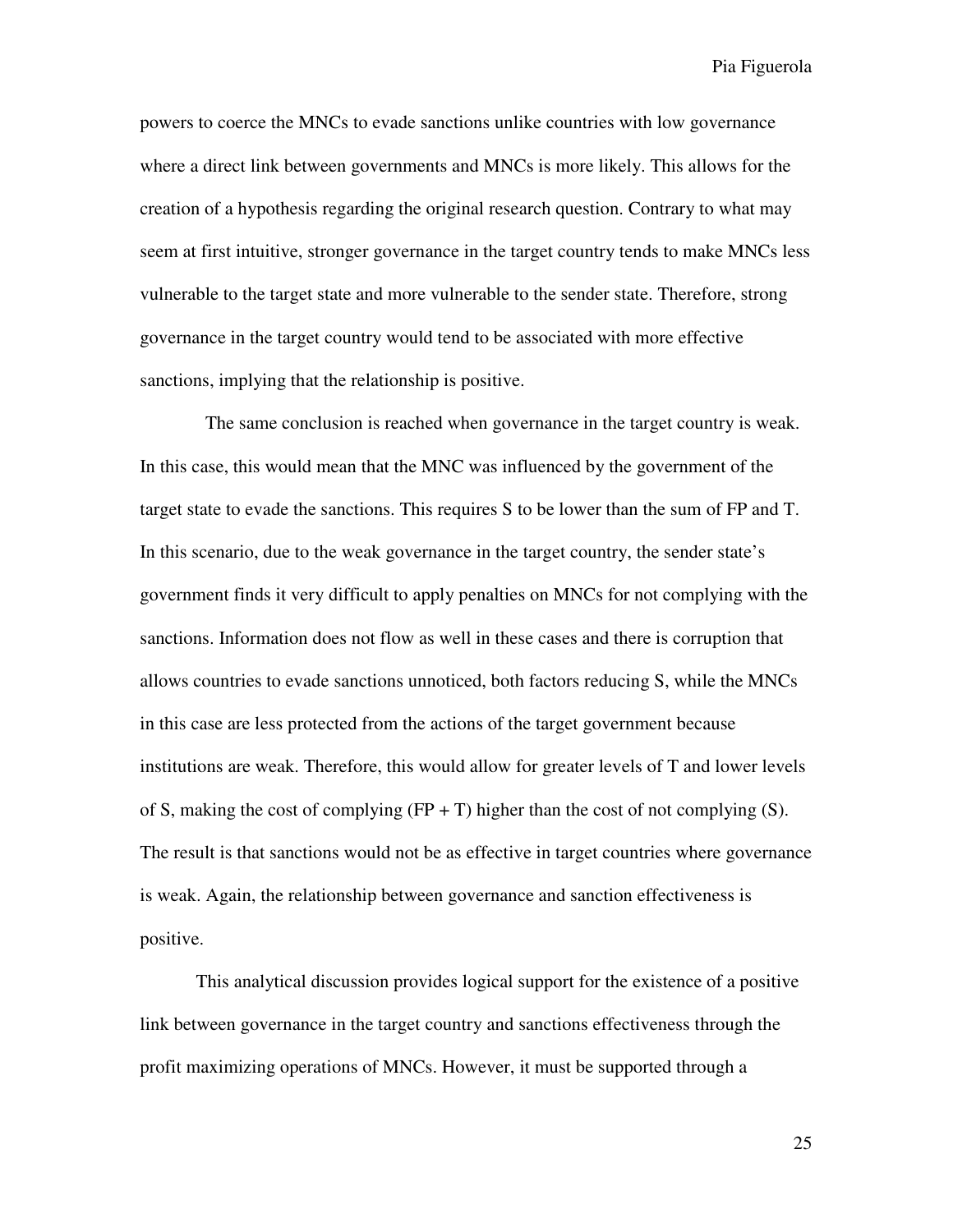powers to coerce the MNCs to evade sanctions unlike countries with low governance where a direct link between governments and MNCs is more likely. This allows for the creation of a hypothesis regarding the original research question. Contrary to what may seem at first intuitive, stronger governance in the target country tends to make MNCs less vulnerable to the target state and more vulnerable to the sender state. Therefore, strong governance in the target country would tend to be associated with more effective sanctions, implying that the relationship is positive.

The same conclusion is reached when governance in the target country is weak. In this case, this would mean that the MNC was influenced by the government of the target state to evade the sanctions. This requires S to be lower than the sum of FP and T. In this scenario, due to the weak governance in the target country, the sender state's government finds it very difficult to apply penalties on MNCs for not complying with the sanctions. Information does not flow as well in these cases and there is corruption that allows countries to evade sanctions unnoticed, both factors reducing S, while the MNCs in this case are less protected from the actions of the target government because institutions are weak. Therefore, this would allow for greater levels of T and lower levels of S, making the cost of complying (FP + T) higher than the cost of not complying (S). The result is that sanctions would not be as effective in target countries where governance is weak. Again, the relationship between governance and sanction effectiveness is positive.

This analytical discussion provides logical support for the existence of a positive link between governance in the target country and sanctions effectiveness through the profit maximizing operations of MNCs. However, it must be supported through a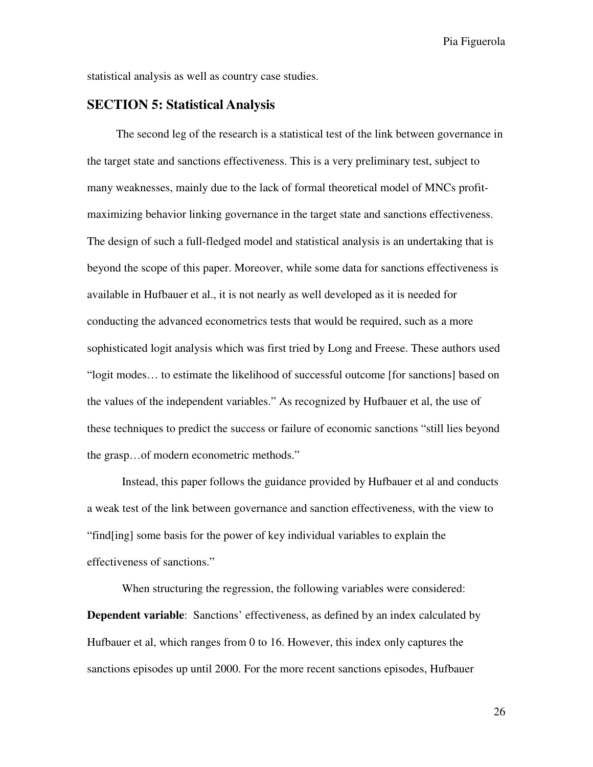statistical analysis as well as country case studies.

## SECTION 5: Statistical Analysis

The second leg of the research is a statistical test of the link between governance in the target state and sanctions effectiveness. This is a very preliminary test, subject to many weaknesses, mainly due to the lack of formal theoretical model of MNCs profit-maximizing behavior linking governance in the target state and sanctions effectiveness. The design of such a full-fledged model and statistical analysis is an undertaking that is beyond the scope of this paper. Moreover, while some data for sanctions effectiveness is available in Hufbauer et al., it is not nearly as well developed as it is needed for conducting the advanced econometrics tests that would be required, such as a more sophisticated logit analysis which was first tried by Long and Freese. These authors used "logit modes… to estimate the likelihood of successful outcome [for sanctions] based on the values of the independent variables." As recognized by Hufbauer et al, the use of these techniques to predict the success or failure of economic sanctions "still lies beyond the grasp…of modern econometric methods."

Instead, this paper follows the guidance provided by Hufbauer et al and conducts a weak test of the link between governance and sanction effectiveness, with the view to "find[ing] some basis for the power of key individual variables to explain the effectiveness of sanctions."

When structuring the regression, the following variables were considered:

**Dependent variable**: Sanctions' effectiveness, as defined by an index calculated by Hufbauer et al, which ranges from 0 to 16. However, this index only captures the sanctions episodes up until 2000. For the more recent sanctions episodes, Hufbauer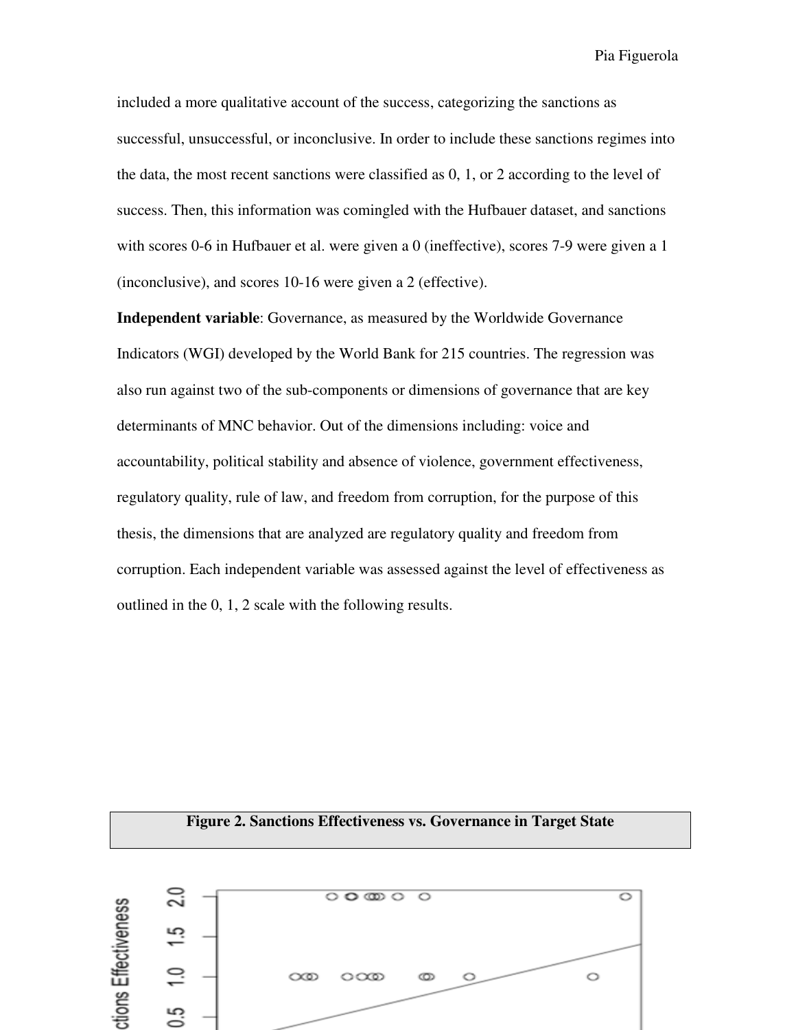included a more qualitative account of the success, categorizing the sanctions as successful, unsuccessful, or inconclusive. In order to include these sanctions regimes into the data, the most recent sanctions were classified as 0, 1, or 2 according to the level of success. Then, this information was comingled with the Hufbauer dataset, and sanctions with scores 0-6 in Hufbauer et al. were given a 0 (ineffective), scores 7-9 were given a 1 (inconclusive), and scores 10-16 were given a 2 (effective).

**Independent variable**: Governance, as measured by the Worldwide Governance Indicators (WGI) developed by the World Bank for 215 countries. The regression was also run against two of the sub-components or dimensions of governance that are key determinants of MNC behavior. Out of the dimensions including: voice and accountability, political stability and absence of violence, government effectiveness, regulatory quality, rule of law, and freedom from corruption, for the purpose of this thesis, the dimensions that are analyzed are regulatory quality and freedom from corruption. Each independent variable was assessed against the level of effectiveness as outlined in the 0, 1, 2 scale with the following results.

**Figure 2. Sanctions Effectiveness vs. Governance in Target State**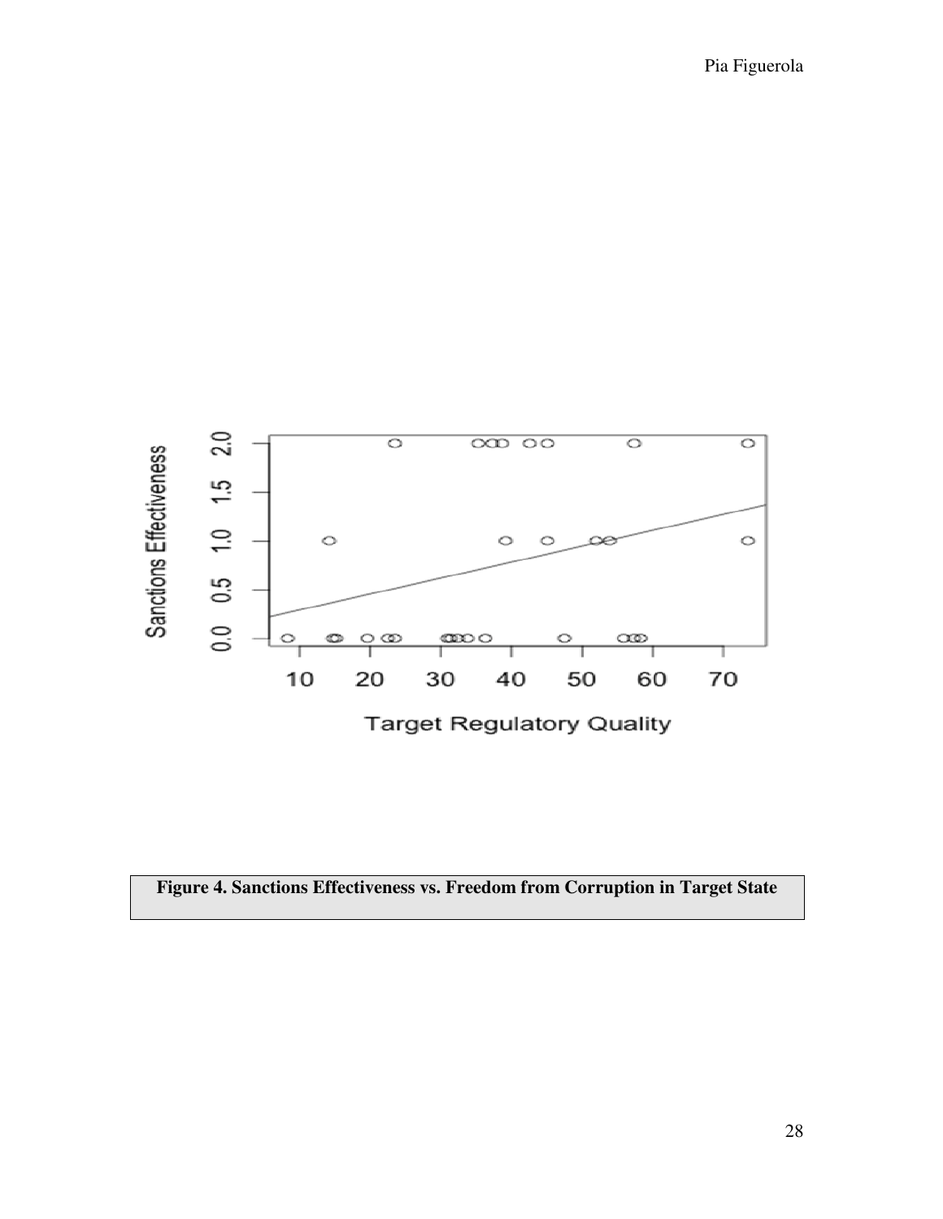**Figure 4. Sanctions Effectiveness vs. Freedom from Corruption in Target State**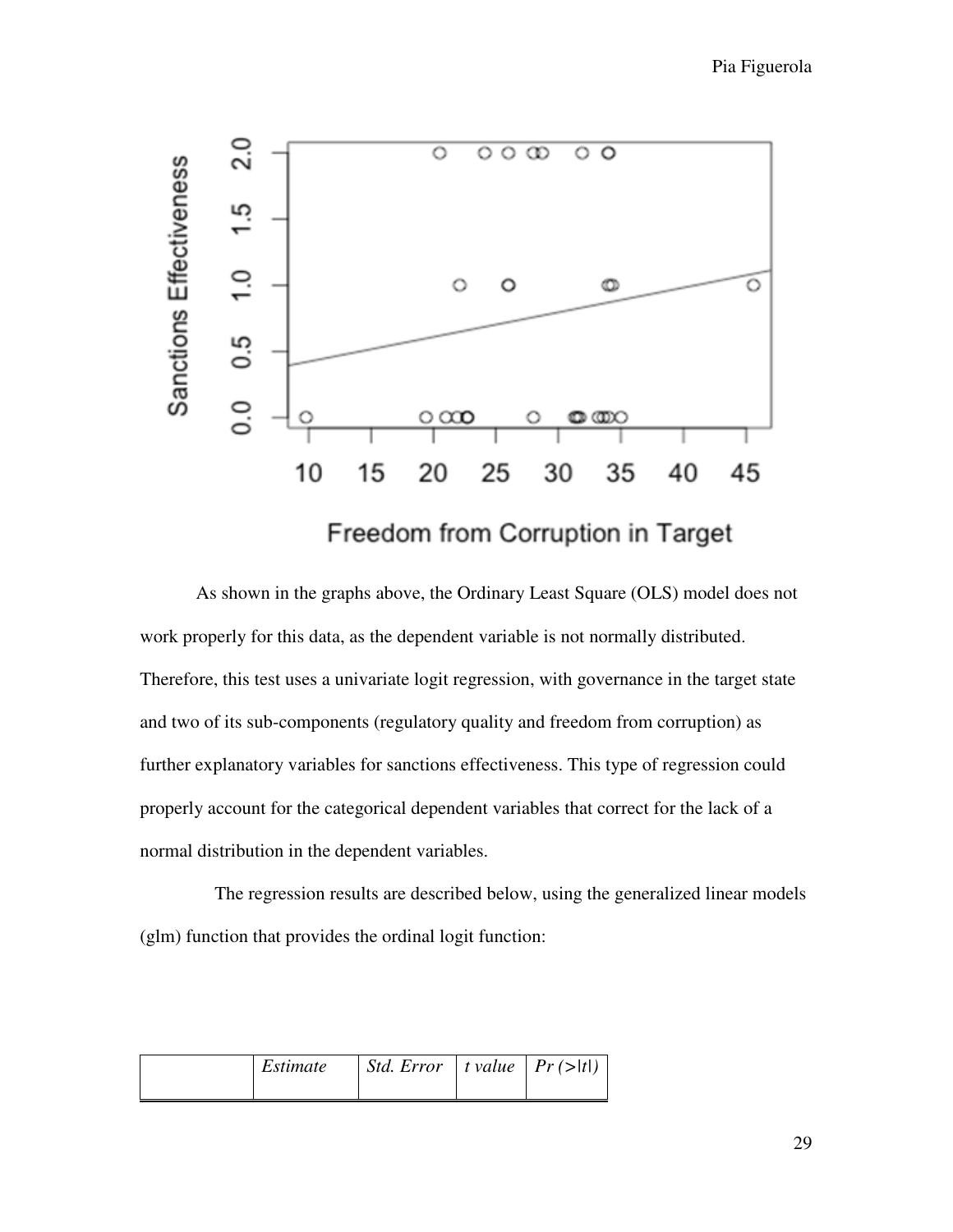As shown in the graphs above, the Ordinary Least Square (OLS) model does not work properly for this data, as the dependent variable is not normally distributed. Therefore, this test uses a univariate logit regression, with governance in the target state and two of its sub-components (regulatory quality and freedom from corruption) as further explanatory variables for sanctions effectiveness. This type of regression could properly account for the categorical dependent variables that correct for the lack of a normal distribution in the dependent variables.

The regression results are described below, using the generalized linear models (glm) function that provides the ordinal logit function:

| | *Estimate* | *Std. Error* | *t value* | *Pr (>\|t\|)* |
|---|---|---|---|---|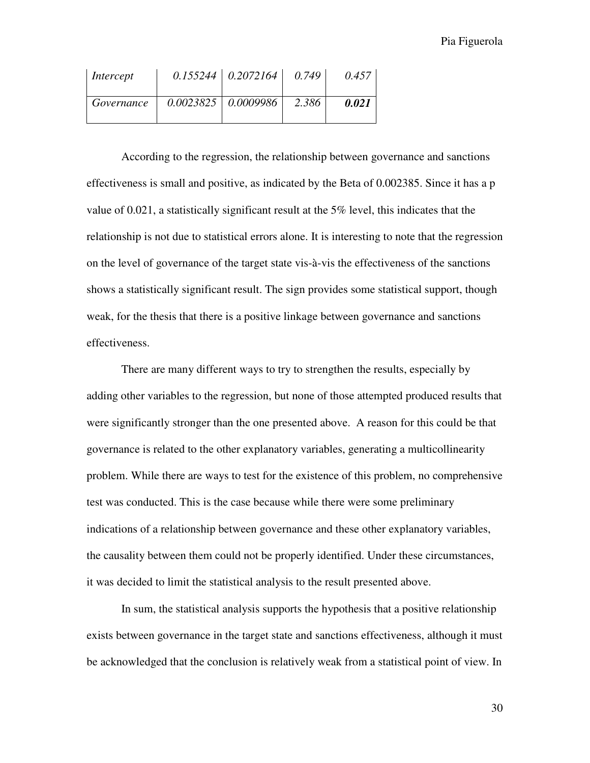| *Intercept* | *0.155244* | *0.2072164* | *0.749* | *0.457* |
|---|---|---|---|---|
| *Governance* | *0.0023825* | *0.0009986* | *2.386* | ***0.021*** |

According to the regression, the relationship between governance and sanctions effectiveness is small and positive, as indicated by the Beta of 0.002385. Since it has a p value of 0.021, a statistically significant result at the 5% level, this indicates that the relationship is not due to statistical errors alone. It is interesting to note that the regression on the level of governance of the target state vis-à-vis the effectiveness of the sanctions shows a statistically significant result. The sign provides some statistical support, though weak, for the thesis that there is a positive linkage between governance and sanctions effectiveness.

There are many different ways to try to strengthen the results, especially by adding other variables to the regression, but none of those attempted produced results that were significantly stronger than the one presented above. A reason for this could be that governance is related to the other explanatory variables, generating a multicollinearity problem. While there are ways to test for the existence of this problem, no comprehensive test was conducted. This is the case because while there were some preliminary indications of a relationship between governance and these other explanatory variables, the causality between them could not be properly identified. Under these circumstances, it was decided to limit the statistical analysis to the result presented above.

In sum, the statistical analysis supports the hypothesis that a positive relationship exists between governance in the target state and sanctions effectiveness, although it must be acknowledged that the conclusion is relatively weak from a statistical point of view. In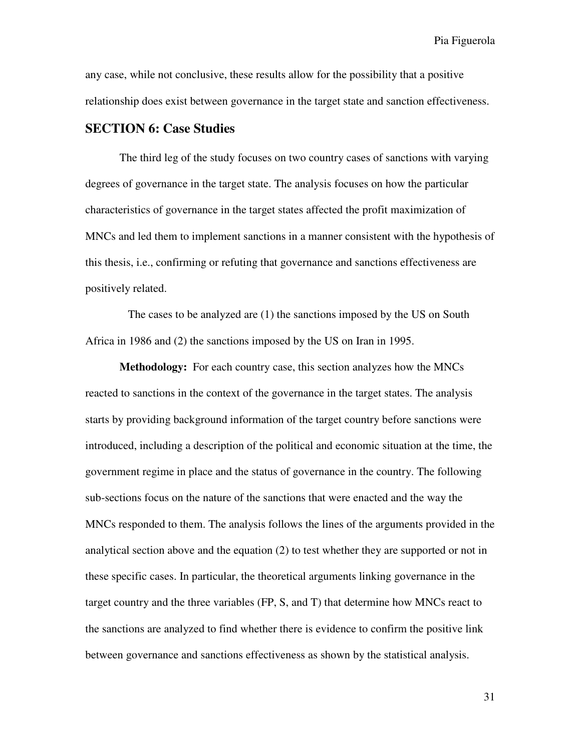any case, while not conclusive, these results allow for the possibility that a positive relationship does exist between governance in the target state and sanction effectiveness.

## SECTION 6: Case Studies

The third leg of the study focuses on two country cases of sanctions with varying degrees of governance in the target state. The analysis focuses on how the particular characteristics of governance in the target states affected the profit maximization of MNCs and led them to implement sanctions in a manner consistent with the hypothesis of this thesis, i.e., confirming or refuting that governance and sanctions effectiveness are positively related.

The cases to be analyzed are (1) the sanctions imposed by the US on South Africa in 1986 and (2) the sanctions imposed by the US on Iran in 1995.

**Methodology:** For each country case, this section analyzes how the MNCs reacted to sanctions in the context of the governance in the target states. The analysis starts by providing background information of the target country before sanctions were introduced, including a description of the political and economic situation at the time, the government regime in place and the status of governance in the country. The following sub-sections focus on the nature of the sanctions that were enacted and the way the MNCs responded to them. The analysis follows the lines of the arguments provided in the analytical section above and the equation (2) to test whether they are supported or not in these specific cases. In particular, the theoretical arguments linking governance in the target country and the three variables (FP, S, and T) that determine how MNCs react to the sanctions are analyzed to find whether there is evidence to confirm the positive link between governance and sanctions effectiveness as shown by the statistical analysis.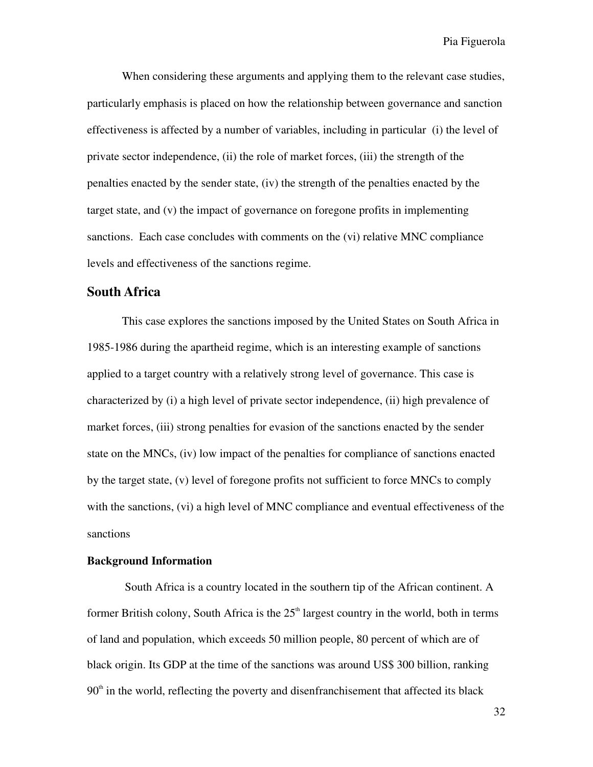When considering these arguments and applying them to the relevant case studies, particularly emphasis is placed on how the relationship between governance and sanction effectiveness is affected by a number of variables, including in particular (i) the level of private sector independence, (ii) the role of market forces, (iii) the strength of the penalties enacted by the sender state, (iv) the strength of the penalties enacted by the target state, and (v) the impact of governance on foregone profits in implementing sanctions. Each case concludes with comments on the (vi) relative MNC compliance levels and effectiveness of the sanctions regime.

## South Africa

This case explores the sanctions imposed by the United States on South Africa in 1985-1986 during the apartheid regime, which is an interesting example of sanctions applied to a target country with a relatively strong level of governance. This case is characterized by (i) a high level of private sector independence, (ii) high prevalence of market forces, (iii) strong penalties for evasion of the sanctions enacted by the sender state on the MNCs, (iv) low impact of the penalties for compliance of sanctions enacted by the target state, (v) level of foregone profits not sufficient to force MNCs to comply with the sanctions, (vi) a high level of MNC compliance and eventual effectiveness of the sanctions

### Background Information

South Africa is a country located in the southern tip of the African continent. A former British colony, South Africa is the 25th largest country in the world, both in terms of land and population, which exceeds 50 million people, 80 percent of which are of black origin. Its GDP at the time of the sanctions was around US$ 300 billion, ranking 90th in the world, reflecting the poverty and disenfranchisement that affected its black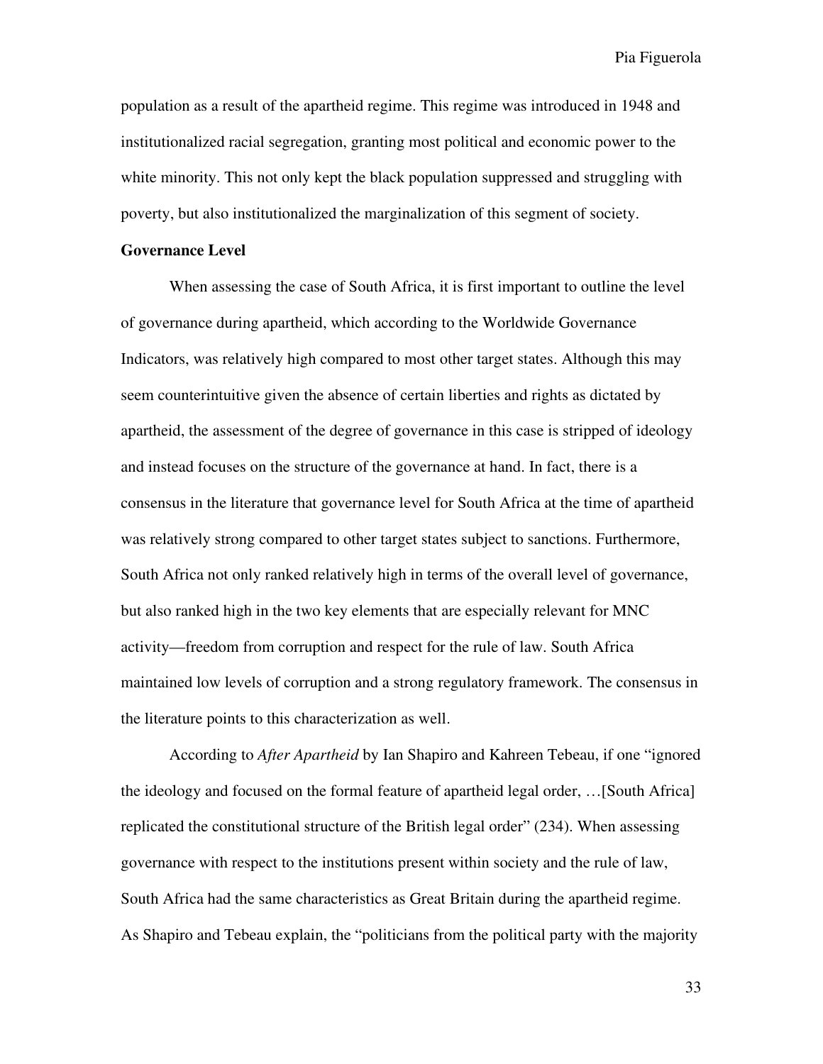population as a result of the apartheid regime. This regime was introduced in 1948 and institutionalized racial segregation, granting most political and economic power to the white minority. This not only kept the black population suppressed and struggling with poverty, but also institutionalized the marginalization of this segment of society.

**Governance Level**

When assessing the case of South Africa, it is first important to outline the level of governance during apartheid, which according to the Worldwide Governance Indicators, was relatively high compared to most other target states. Although this may seem counterintuitive given the absence of certain liberties and rights as dictated by apartheid, the assessment of the degree of governance in this case is stripped of ideology and instead focuses on the structure of the governance at hand. In fact, there is a consensus in the literature that governance level for South Africa at the time of apartheid was relatively strong compared to other target states subject to sanctions. Furthermore, South Africa not only ranked relatively high in terms of the overall level of governance, but also ranked high in the two key elements that are especially relevant for MNC activity—freedom from corruption and respect for the rule of law. South Africa maintained low levels of corruption and a strong regulatory framework. The consensus in the literature points to this characterization as well.

According to *After Apartheid* by Ian Shapiro and Kahreen Tebeau, if one "ignored the ideology and focused on the formal feature of apartheid legal order, …[South Africa] replicated the constitutional structure of the British legal order" (234). When assessing governance with respect to the institutions present within society and the rule of law, South Africa had the same characteristics as Great Britain during the apartheid regime. As Shapiro and Tebeau explain, the "politicians from the political party with the majority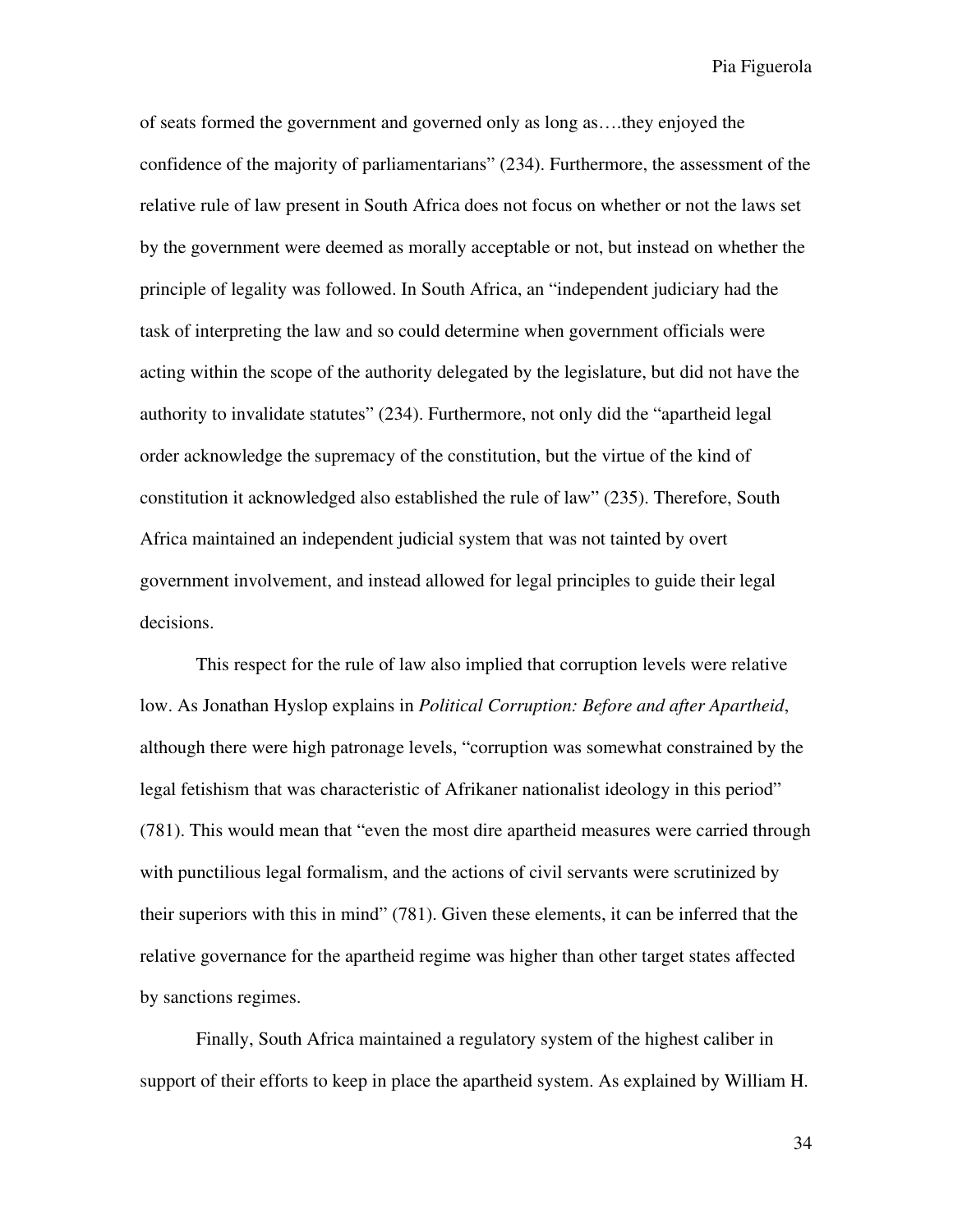of seats formed the government and governed only as long as….they enjoyed the confidence of the majority of parliamentarians" (234). Furthermore, the assessment of the relative rule of law present in South Africa does not focus on whether or not the laws set by the government were deemed as morally acceptable or not, but instead on whether the principle of legality was followed. In South Africa, an "independent judiciary had the task of interpreting the law and so could determine when government officials were acting within the scope of the authority delegated by the legislature, but did not have the authority to invalidate statutes" (234). Furthermore, not only did the "apartheid legal order acknowledge the supremacy of the constitution, but the virtue of the kind of constitution it acknowledged also established the rule of law" (235). Therefore, South Africa maintained an independent judicial system that was not tainted by overt government involvement, and instead allowed for legal principles to guide their legal decisions.

This respect for the rule of law also implied that corruption levels were relative low. As Jonathan Hyslop explains in *Political Corruption: Before and after Apartheid*, although there were high patronage levels, "corruption was somewhat constrained by the legal fetishism that was characteristic of Afrikaner nationalist ideology in this period" (781). This would mean that "even the most dire apartheid measures were carried through with punctilious legal formalism, and the actions of civil servants were scrutinized by their superiors with this in mind" (781). Given these elements, it can be inferred that the relative governance for the apartheid regime was higher than other target states affected by sanctions regimes.

Finally, South Africa maintained a regulatory system of the highest caliber in support of their efforts to keep in place the apartheid system. As explained by William H.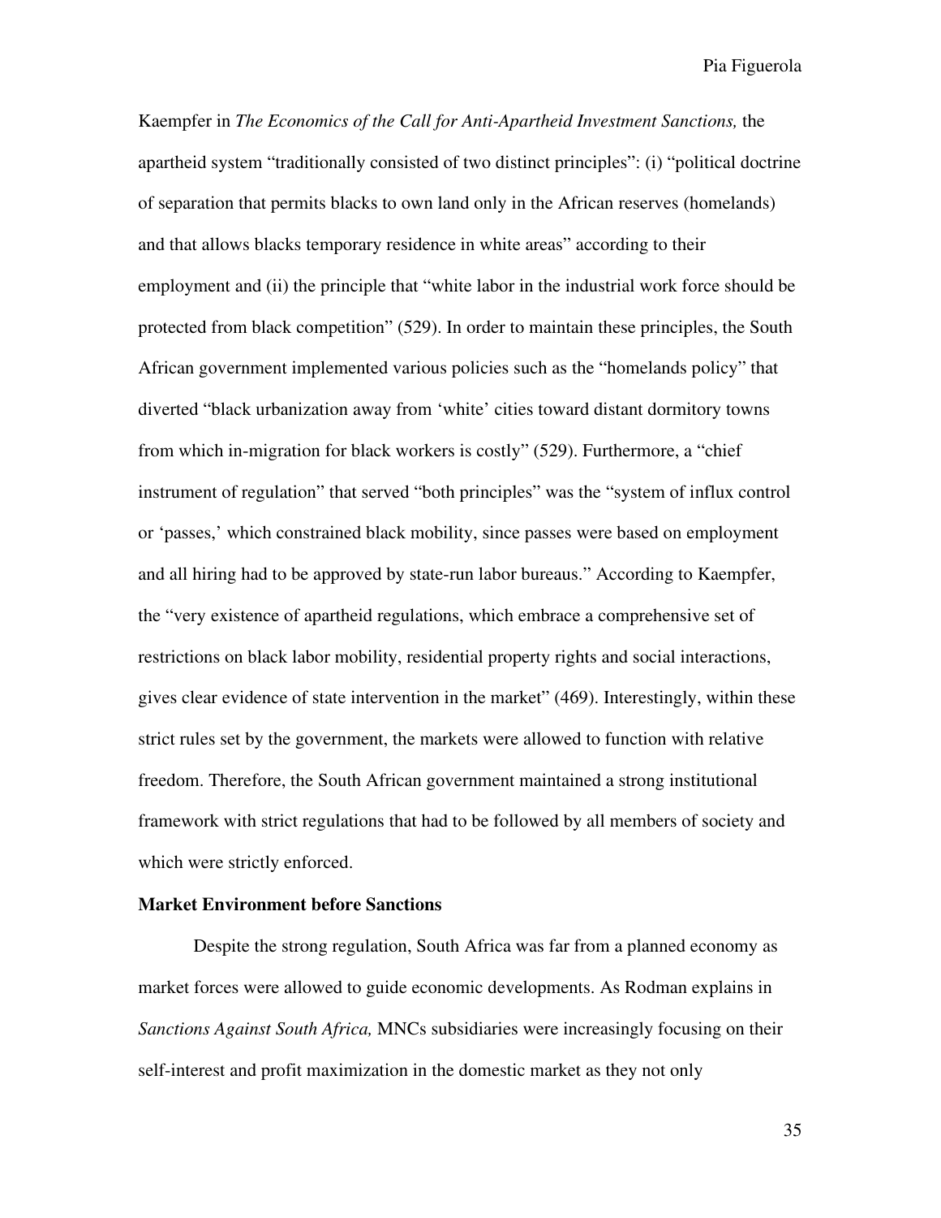Kaempfer in *The Economics of the Call for Anti-Apartheid Investment Sanctions,* the apartheid system "traditionally consisted of two distinct principles": (i) "political doctrine of separation that permits blacks to own land only in the African reserves (homelands) and that allows blacks temporary residence in white areas" according to their employment and (ii) the principle that "white labor in the industrial work force should be protected from black competition" (529). In order to maintain these principles, the South African government implemented various policies such as the "homelands policy" that diverted "black urbanization away from 'white' cities toward distant dormitory towns from which in-migration for black workers is costly" (529). Furthermore, a "chief instrument of regulation" that served "both principles" was the "system of influx control or 'passes,' which constrained black mobility, since passes were based on employment and all hiring had to be approved by state-run labor bureaus." According to Kaempfer, the "very existence of apartheid regulations, which embrace a comprehensive set of restrictions on black labor mobility, residential property rights and social interactions, gives clear evidence of state intervention in the market" (469). Interestingly, within these strict rules set by the government, the markets were allowed to function with relative freedom. Therefore, the South African government maintained a strong institutional framework with strict regulations that had to be followed by all members of society and which were strictly enforced.

**Market Environment before Sanctions**

Despite the strong regulation, South Africa was far from a planned economy as market forces were allowed to guide economic developments. As Rodman explains in *Sanctions Against South Africa,* MNCs subsidiaries were increasingly focusing on their self-interest and profit maximization in the domestic market as they not only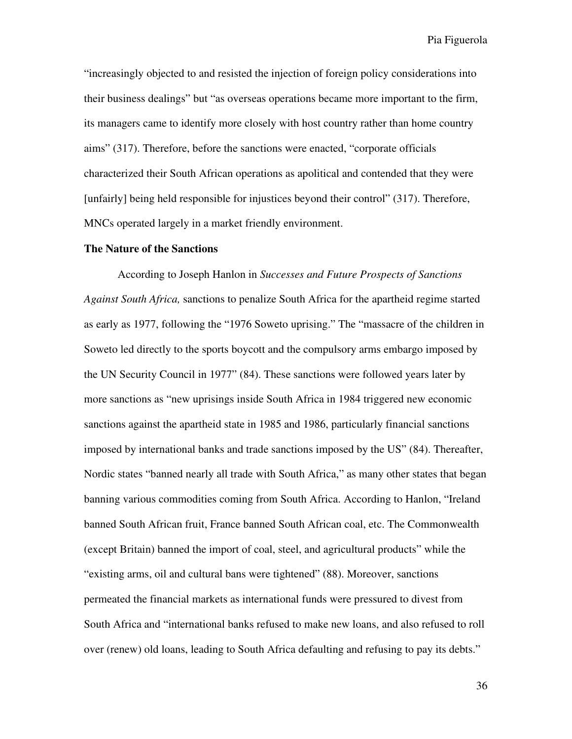"increasingly objected to and resisted the injection of foreign policy considerations into their business dealings" but "as overseas operations became more important to the firm, its managers came to identify more closely with host country rather than home country aims" (317). Therefore, before the sanctions were enacted, "corporate officials characterized their South African operations as apolitical and contended that they were [unfairly] being held responsible for injustices beyond their control" (317). Therefore, MNCs operated largely in a market friendly environment.

**The Nature of the Sanctions**

According to Joseph Hanlon in *Successes and Future Prospects of Sanctions Against South Africa,* sanctions to penalize South Africa for the apartheid regime started as early as 1977, following the "1976 Soweto uprising." The "massacre of the children in Soweto led directly to the sports boycott and the compulsory arms embargo imposed by the UN Security Council in 1977" (84). These sanctions were followed years later by more sanctions as "new uprisings inside South Africa in 1984 triggered new economic sanctions against the apartheid state in 1985 and 1986, particularly financial sanctions imposed by international banks and trade sanctions imposed by the US" (84). Thereafter, Nordic states "banned nearly all trade with South Africa," as many other states that began banning various commodities coming from South Africa. According to Hanlon, "Ireland banned South African fruit, France banned South African coal, etc. The Commonwealth (except Britain) banned the import of coal, steel, and agricultural products" while the "existing arms, oil and cultural bans were tightened" (88). Moreover, sanctions permeated the financial markets as international funds were pressured to divest from South Africa and "international banks refused to make new loans, and also refused to roll over (renew) old loans, leading to South Africa defaulting and refusing to pay its debts."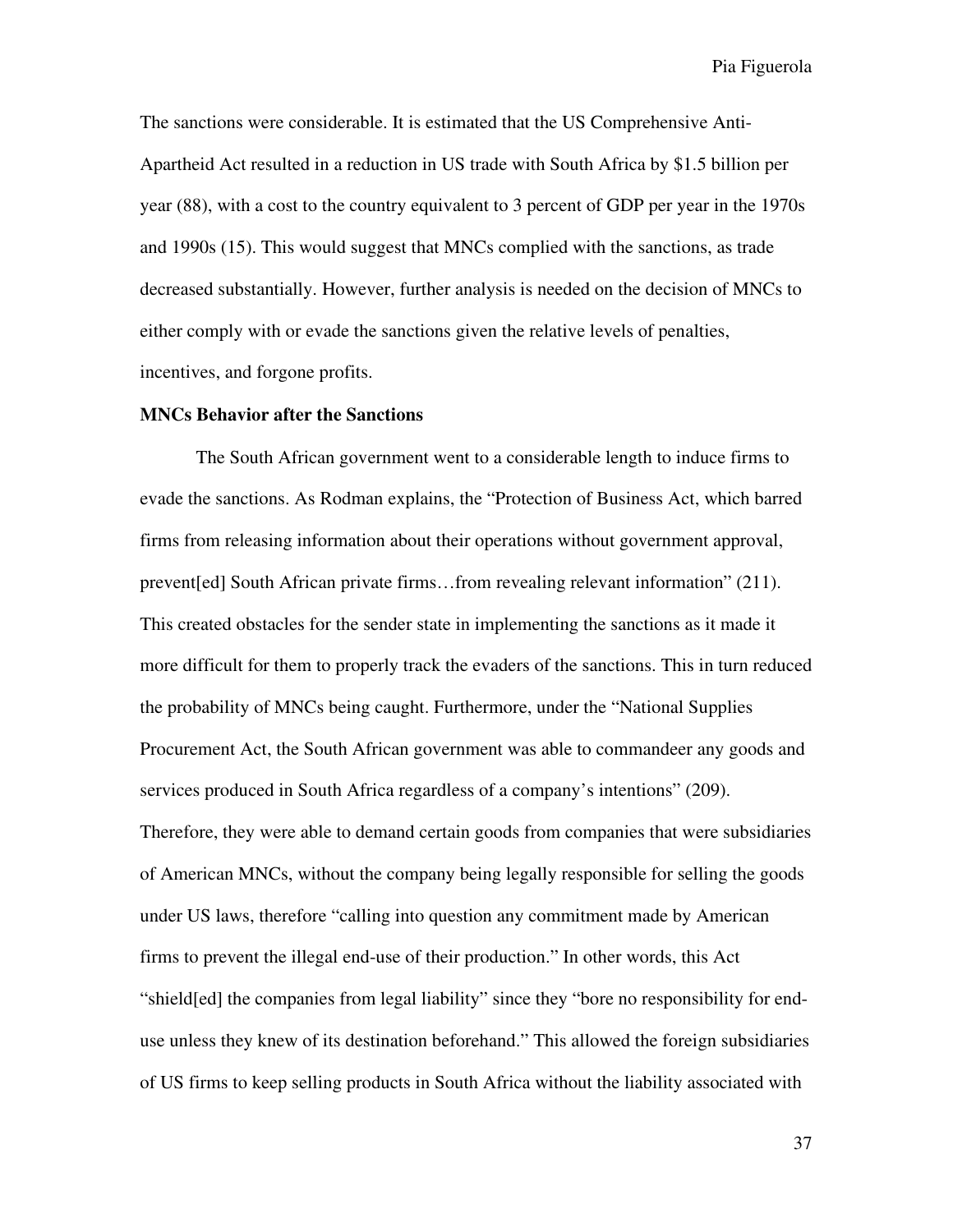The sanctions were considerable. It is estimated that the US Comprehensive Anti-Apartheid Act resulted in a reduction in US trade with South Africa by $1.5 billion per year (88), with a cost to the country equivalent to 3 percent of GDP per year in the 1970s and 1990s (15). This would suggest that MNCs complied with the sanctions, as trade decreased substantially. However, further analysis is needed on the decision of MNCs to either comply with or evade the sanctions given the relative levels of penalties, incentives, and forgone profits.

**MNCs Behavior after the Sanctions**

The South African government went to a considerable length to induce firms to evade the sanctions. As Rodman explains, the "Protection of Business Act, which barred firms from releasing information about their operations without government approval, prevent[ed] South African private firms…from revealing relevant information" (211). This created obstacles for the sender state in implementing the sanctions as it made it more difficult for them to properly track the evaders of the sanctions. This in turn reduced the probability of MNCs being caught. Furthermore, under the "National Supplies Procurement Act, the South African government was able to commandeer any goods and services produced in South Africa regardless of a company's intentions" (209). Therefore, they were able to demand certain goods from companies that were subsidiaries of American MNCs, without the company being legally responsible for selling the goods under US laws, therefore "calling into question any commitment made by American firms to prevent the illegal end-use of their production." In other words, this Act "shield[ed] the companies from legal liability" since they "bore no responsibility for end-use unless they knew of its destination beforehand." This allowed the foreign subsidiaries of US firms to keep selling products in South Africa without the liability associated with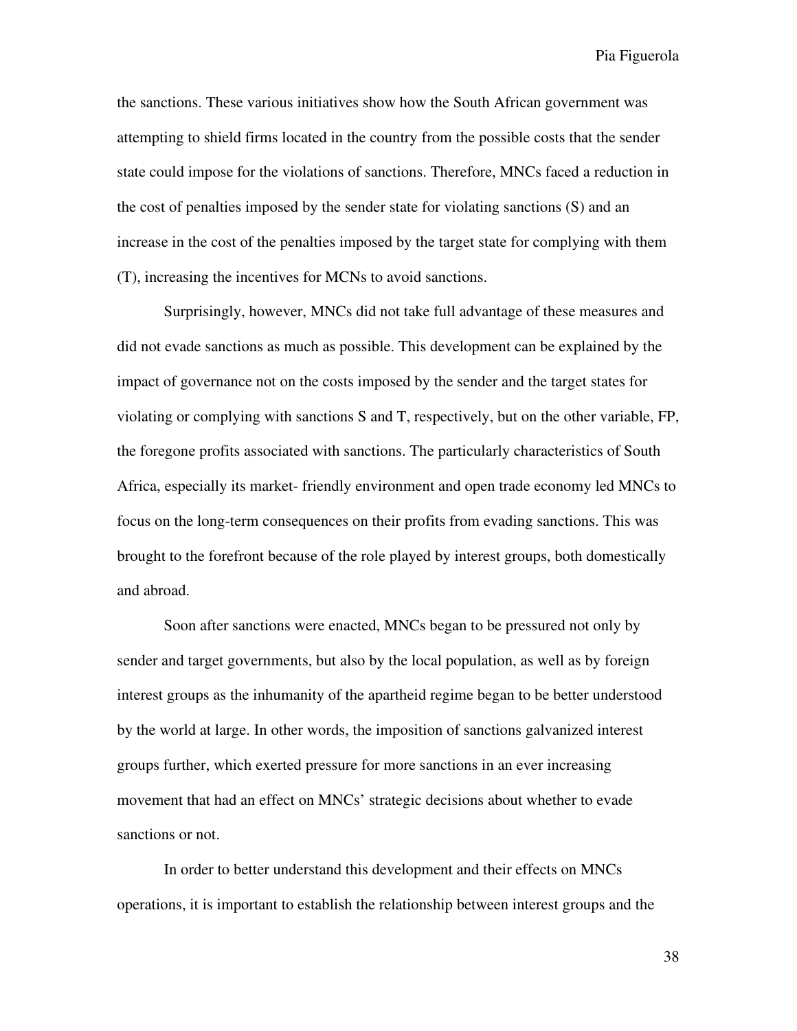the sanctions. These various initiatives show how the South African government was attempting to shield firms located in the country from the possible costs that the sender state could impose for the violations of sanctions. Therefore, MNCs faced a reduction in the cost of penalties imposed by the sender state for violating sanctions (S) and an increase in the cost of the penalties imposed by the target state for complying with them (T), increasing the incentives for MCNs to avoid sanctions.

Surprisingly, however, MNCs did not take full advantage of these measures and did not evade sanctions as much as possible. This development can be explained by the impact of governance not on the costs imposed by the sender and the target states for violating or complying with sanctions S and T, respectively, but on the other variable, FP, the foregone profits associated with sanctions. The particularly characteristics of South Africa, especially its market- friendly environment and open trade economy led MNCs to focus on the long-term consequences on their profits from evading sanctions. This was brought to the forefront because of the role played by interest groups, both domestically and abroad.

Soon after sanctions were enacted, MNCs began to be pressured not only by sender and target governments, but also by the local population, as well as by foreign interest groups as the inhumanity of the apartheid regime began to be better understood by the world at large. In other words, the imposition of sanctions galvanized interest groups further, which exerted pressure for more sanctions in an ever increasing movement that had an effect on MNCs' strategic decisions about whether to evade sanctions or not.

In order to better understand this development and their effects on MNCs operations, it is important to establish the relationship between interest groups and the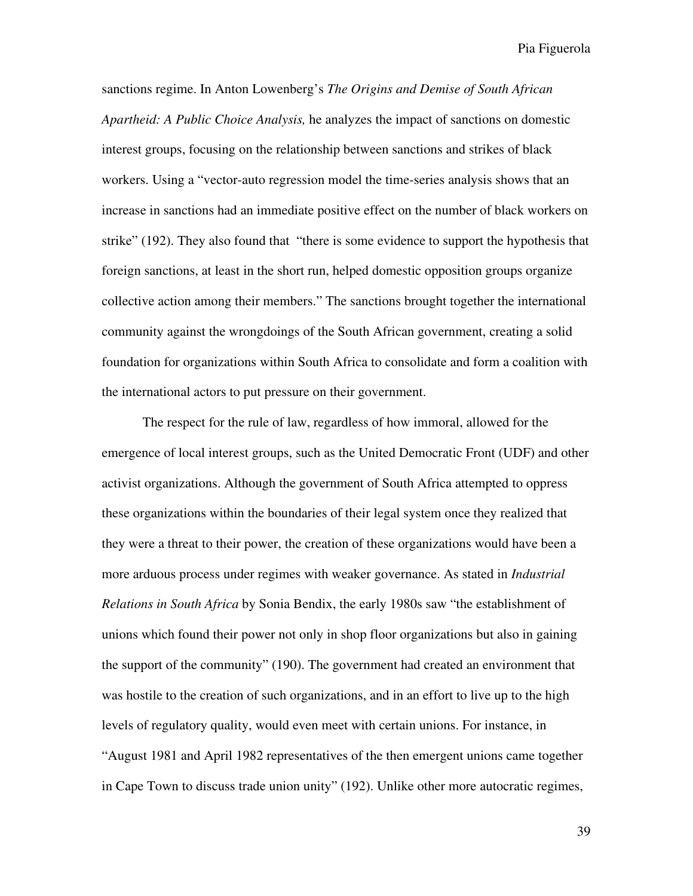sanctions regime. In Anton Lowenberg's *The Origins and Demise of South African Apartheid: A Public Choice Analysis,* he analyzes the impact of sanctions on domestic interest groups, focusing on the relationship between sanctions and strikes of black workers. Using a "vector-auto regression model the time-series analysis shows that an increase in sanctions had an immediate positive effect on the number of black workers on strike" (192). They also found that "there is some evidence to support the hypothesis that foreign sanctions, at least in the short run, helped domestic opposition groups organize collective action among their members." The sanctions brought together the international community against the wrongdoings of the South African government, creating a solid foundation for organizations within South Africa to consolidate and form a coalition with the international actors to put pressure on their government.

The respect for the rule of law, regardless of how immoral, allowed for the emergence of local interest groups, such as the United Democratic Front (UDF) and other activist organizations. Although the government of South Africa attempted to oppress these organizations within the boundaries of their legal system once they realized that they were a threat to their power, the creation of these organizations would have been a more arduous process under regimes with weaker governance. As stated in *Industrial Relations in South Africa* by Sonia Bendix, the early 1980s saw "the establishment of unions which found their power not only in shop floor organizations but also in gaining the support of the community" (190). The government had created an environment that was hostile to the creation of such organizations, and in an effort to live up to the high levels of regulatory quality, would even meet with certain unions. For instance, in "August 1981 and April 1982 representatives of the then emergent unions came together in Cape Town to discuss trade union unity" (192). Unlike other more autocratic regimes,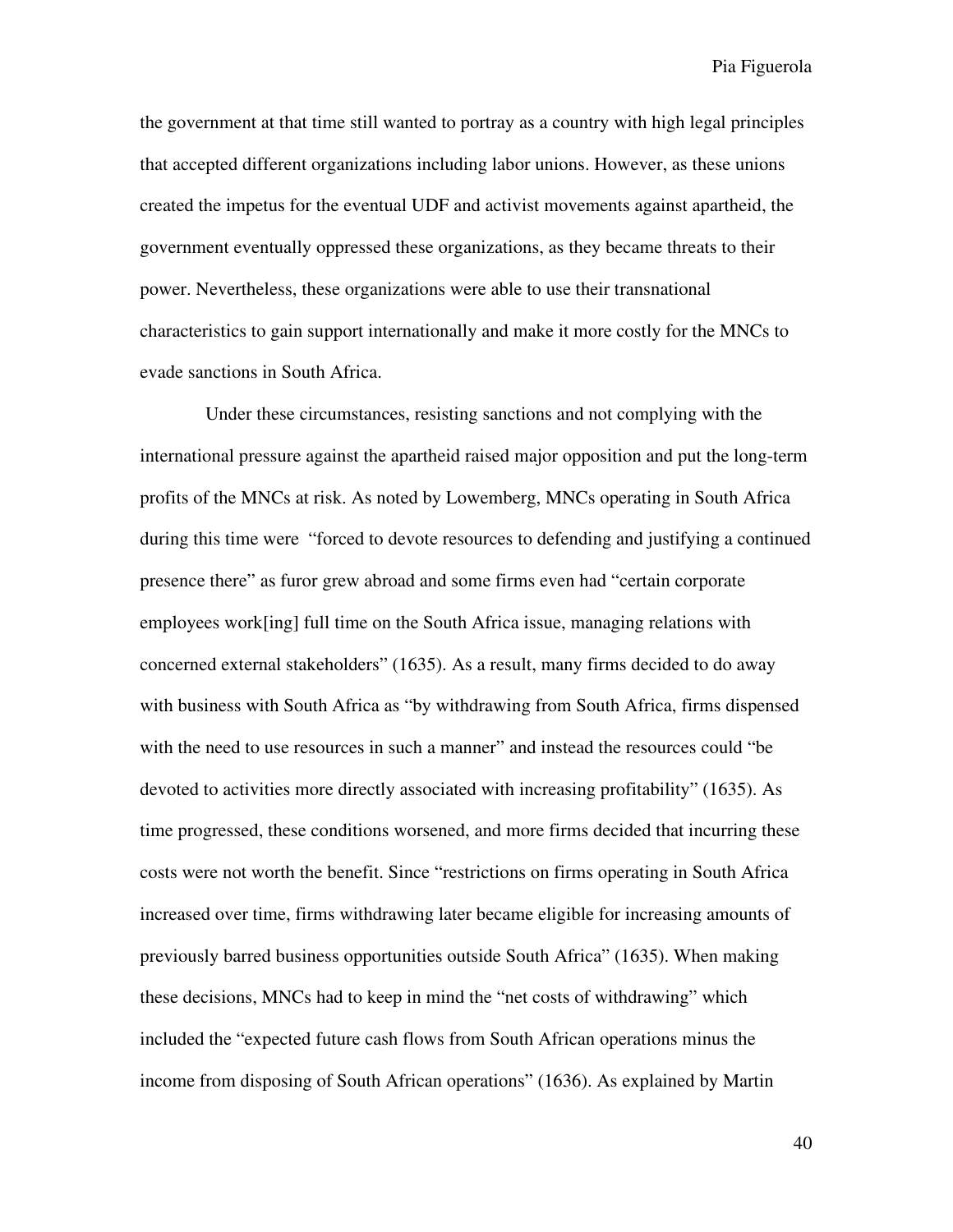the government at that time still wanted to portray as a country with high legal principles that accepted different organizations including labor unions. However, as these unions created the impetus for the eventual UDF and activist movements against apartheid, the government eventually oppressed these organizations, as they became threats to their power. Nevertheless, these organizations were able to use their transnational characteristics to gain support internationally and make it more costly for the MNCs to evade sanctions in South Africa.

Under these circumstances, resisting sanctions and not complying with the international pressure against the apartheid raised major opposition and put the long-term profits of the MNCs at risk. As noted by Lowemberg, MNCs operating in South Africa during this time were "forced to devote resources to defending and justifying a continued presence there" as furor grew abroad and some firms even had "certain corporate employees work[ing] full time on the South Africa issue, managing relations with concerned external stakeholders" (1635). As a result, many firms decided to do away with business with South Africa as "by withdrawing from South Africa, firms dispensed with the need to use resources in such a manner" and instead the resources could "be devoted to activities more directly associated with increasing profitability" (1635). As time progressed, these conditions worsened, and more firms decided that incurring these costs were not worth the benefit. Since "restrictions on firms operating in South Africa increased over time, firms withdrawing later became eligible for increasing amounts of previously barred business opportunities outside South Africa" (1635). When making these decisions, MNCs had to keep in mind the "net costs of withdrawing" which included the "expected future cash flows from South African operations minus the income from disposing of South African operations" (1636). As explained by Martin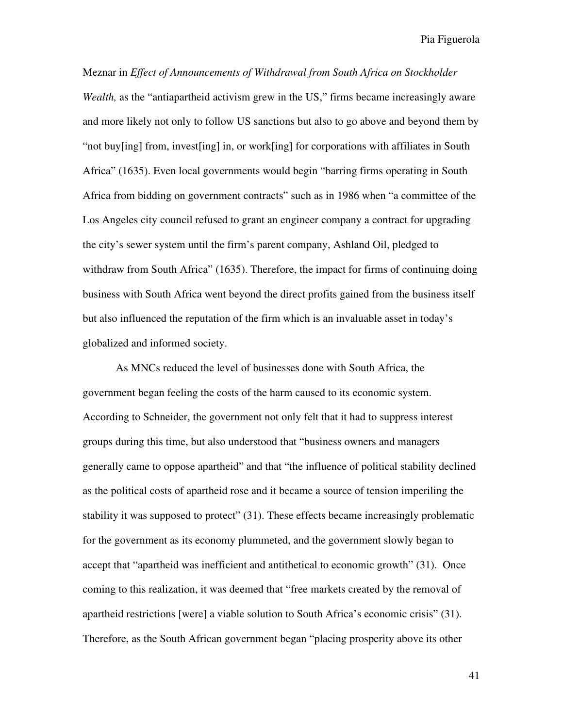Meznar in *Effect of Announcements of Withdrawal from South Africa on Stockholder Wealth,* as the "antiapartheid activism grew in the US," firms became increasingly aware and more likely not only to follow US sanctions but also to go above and beyond them by "not buy[ing] from, invest[ing] in, or work[ing] for corporations with affiliates in South Africa" (1635). Even local governments would begin "barring firms operating in South Africa from bidding on government contracts" such as in 1986 when "a committee of the Los Angeles city council refused to grant an engineer company a contract for upgrading the city's sewer system until the firm's parent company, Ashland Oil, pledged to withdraw from South Africa" (1635). Therefore, the impact for firms of continuing doing business with South Africa went beyond the direct profits gained from the business itself but also influenced the reputation of the firm which is an invaluable asset in today's globalized and informed society.

As MNCs reduced the level of businesses done with South Africa, the government began feeling the costs of the harm caused to its economic system. According to Schneider, the government not only felt that it had to suppress interest groups during this time, but also understood that "business owners and managers generally came to oppose apartheid" and that "the influence of political stability declined as the political costs of apartheid rose and it became a source of tension imperiling the stability it was supposed to protect" (31). These effects became increasingly problematic for the government as its economy plummeted, and the government slowly began to accept that "apartheid was inefficient and antithetical to economic growth" (31). Once coming to this realization, it was deemed that "free markets created by the removal of apartheid restrictions [were] a viable solution to South Africa's economic crisis" (31). Therefore, as the South African government began "placing prosperity above its other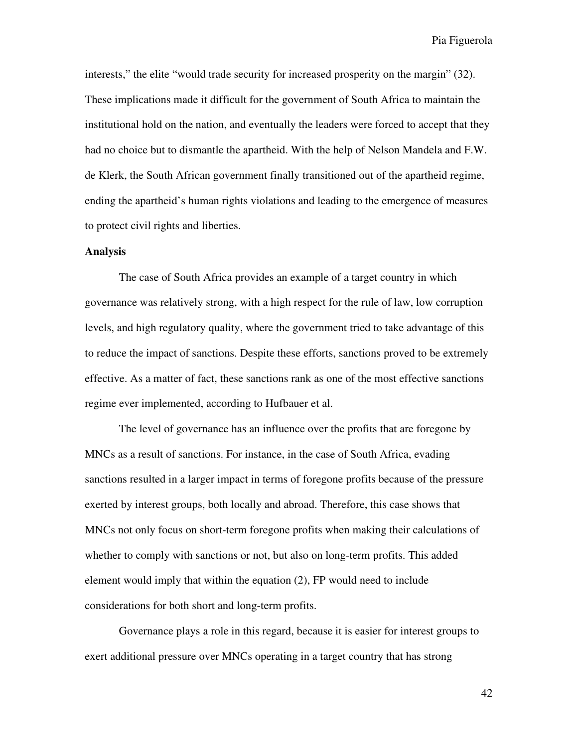interests," the elite "would trade security for increased prosperity on the margin" (32). These implications made it difficult for the government of South Africa to maintain the institutional hold on the nation, and eventually the leaders were forced to accept that they had no choice but to dismantle the apartheid. With the help of Nelson Mandela and F.W. de Klerk, the South African government finally transitioned out of the apartheid regime, ending the apartheid's human rights violations and leading to the emergence of measures to protect civil rights and liberties.

**Analysis**

The case of South Africa provides an example of a target country in which governance was relatively strong, with a high respect for the rule of law, low corruption levels, and high regulatory quality, where the government tried to take advantage of this to reduce the impact of sanctions. Despite these efforts, sanctions proved to be extremely effective. As a matter of fact, these sanctions rank as one of the most effective sanctions regime ever implemented, according to Hufbauer et al.

The level of governance has an influence over the profits that are foregone by MNCs as a result of sanctions. For instance, in the case of South Africa, evading sanctions resulted in a larger impact in terms of foregone profits because of the pressure exerted by interest groups, both locally and abroad. Therefore, this case shows that MNCs not only focus on short-term foregone profits when making their calculations of whether to comply with sanctions or not, but also on long-term profits. This added element would imply that within the equation (2), FP would need to include considerations for both short and long-term profits.

Governance plays a role in this regard, because it is easier for interest groups to exert additional pressure over MNCs operating in a target country that has strong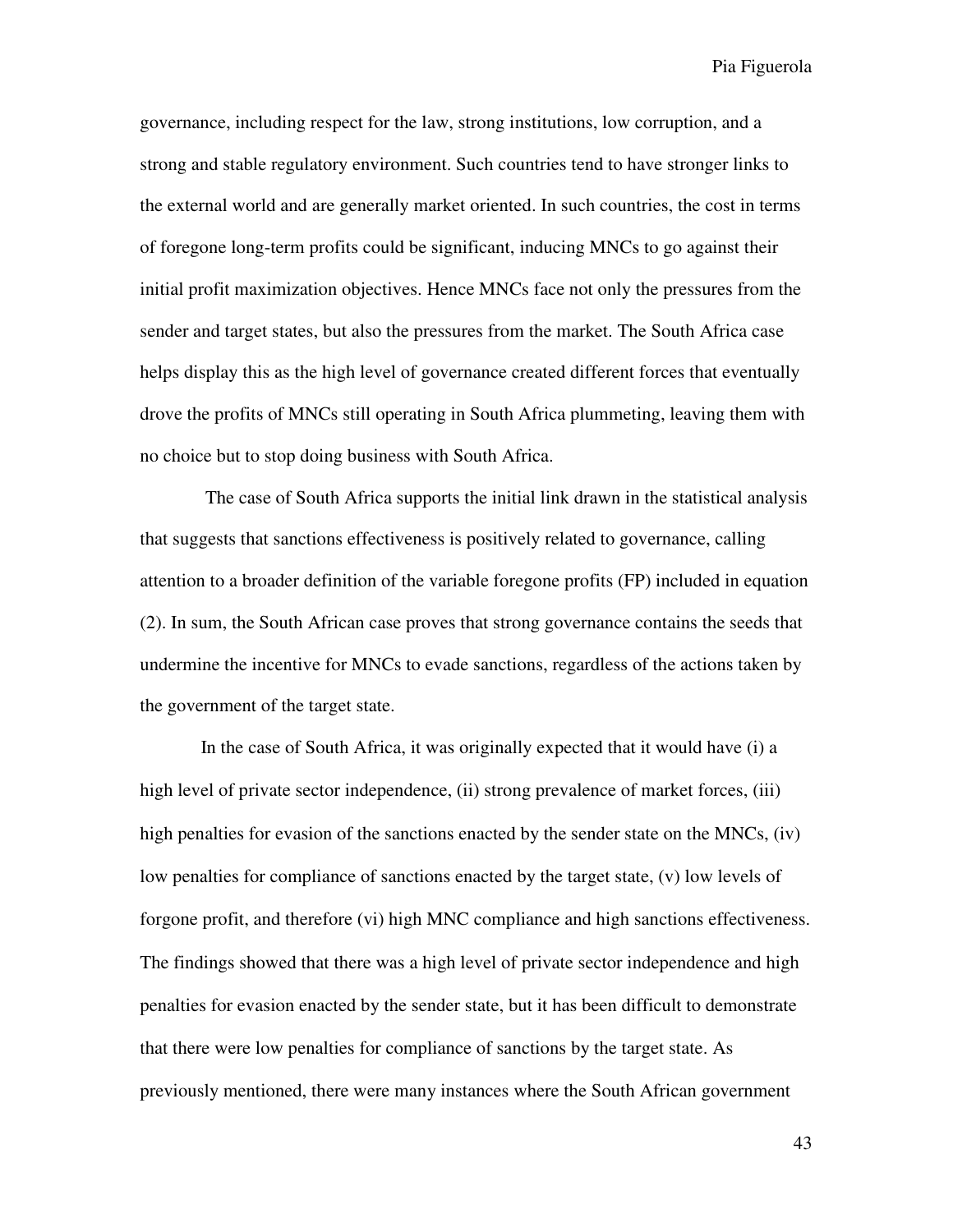governance, including respect for the law, strong institutions, low corruption, and a strong and stable regulatory environment. Such countries tend to have stronger links to the external world and are generally market oriented. In such countries, the cost in terms of foregone long-term profits could be significant, inducing MNCs to go against their initial profit maximization objectives. Hence MNCs face not only the pressures from the sender and target states, but also the pressures from the market. The South Africa case helps display this as the high level of governance created different forces that eventually drove the profits of MNCs still operating in South Africa plummeting, leaving them with no choice but to stop doing business with South Africa.

The case of South Africa supports the initial link drawn in the statistical analysis that suggests that sanctions effectiveness is positively related to governance, calling attention to a broader definition of the variable foregone profits (FP) included in equation (2). In sum, the South African case proves that strong governance contains the seeds that undermine the incentive for MNCs to evade sanctions, regardless of the actions taken by the government of the target state.

In the case of South Africa, it was originally expected that it would have (i) a high level of private sector independence, (ii) strong prevalence of market forces, (iii) high penalties for evasion of the sanctions enacted by the sender state on the MNCs, (iv) low penalties for compliance of sanctions enacted by the target state, (v) low levels of forgone profit, and therefore (vi) high MNC compliance and high sanctions effectiveness. The findings showed that there was a high level of private sector independence and high penalties for evasion enacted by the sender state, but it has been difficult to demonstrate that there were low penalties for compliance of sanctions by the target state. As previously mentioned, there were many instances where the South African government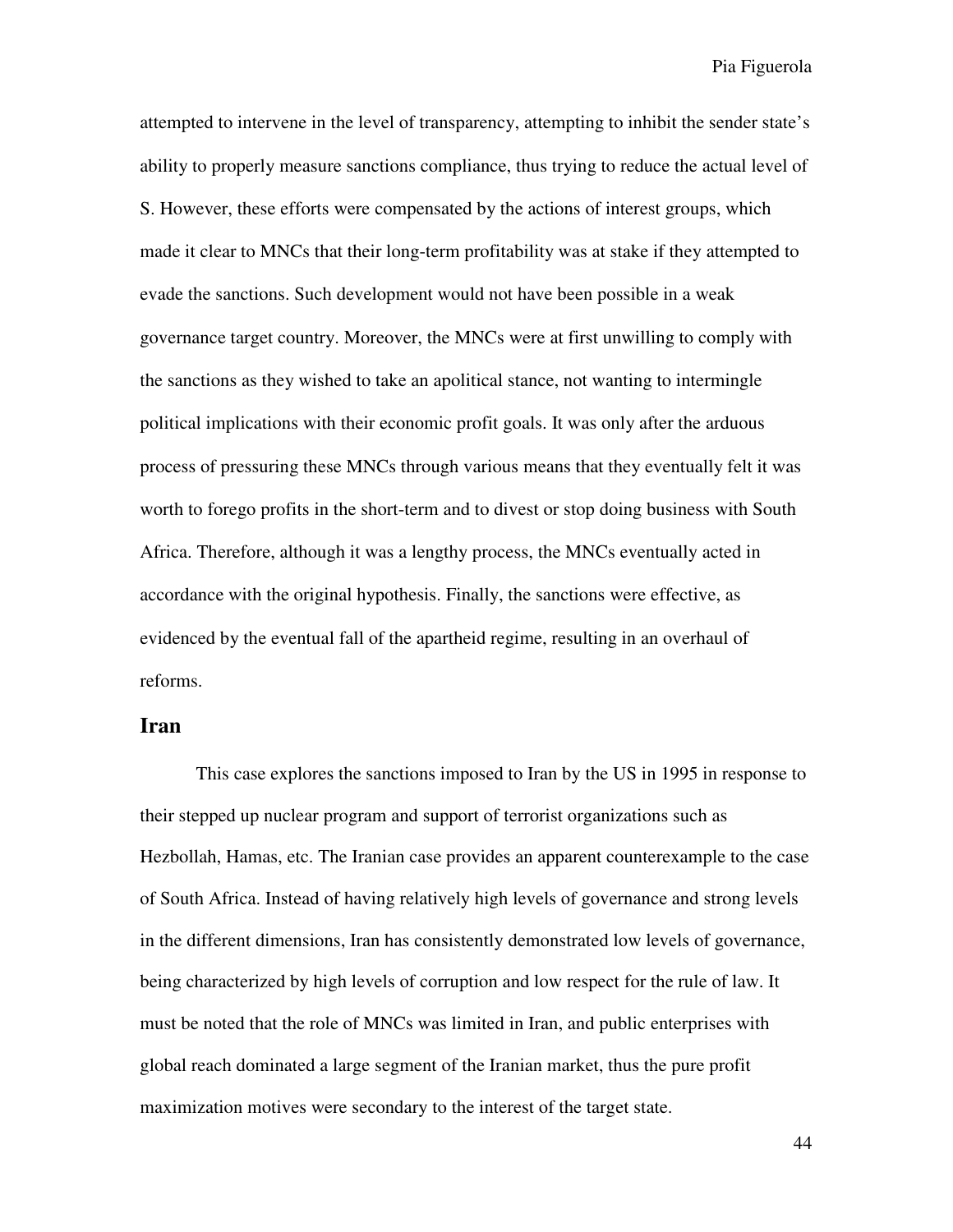attempted to intervene in the level of transparency, attempting to inhibit the sender state's ability to properly measure sanctions compliance, thus trying to reduce the actual level of S. However, these efforts were compensated by the actions of interest groups, which made it clear to MNCs that their long-term profitability was at stake if they attempted to evade the sanctions. Such development would not have been possible in a weak governance target country. Moreover, the MNCs were at first unwilling to comply with the sanctions as they wished to take an apolitical stance, not wanting to intermingle political implications with their economic profit goals. It was only after the arduous process of pressuring these MNCs through various means that they eventually felt it was worth to forego profits in the short-term and to divest or stop doing business with South Africa. Therefore, although it was a lengthy process, the MNCs eventually acted in accordance with the original hypothesis. Finally, the sanctions were effective, as evidenced by the eventual fall of the apartheid regime, resulting in an overhaul of reforms.

## Iran

This case explores the sanctions imposed to Iran by the US in 1995 in response to their stepped up nuclear program and support of terrorist organizations such as Hezbollah, Hamas, etc. The Iranian case provides an apparent counterexample to the case of South Africa. Instead of having relatively high levels of governance and strong levels in the different dimensions, Iran has consistently demonstrated low levels of governance, being characterized by high levels of corruption and low respect for the rule of law. It must be noted that the role of MNCs was limited in Iran, and public enterprises with global reach dominated a large segment of the Iranian market, thus the pure profit maximization motives were secondary to the interest of the target state.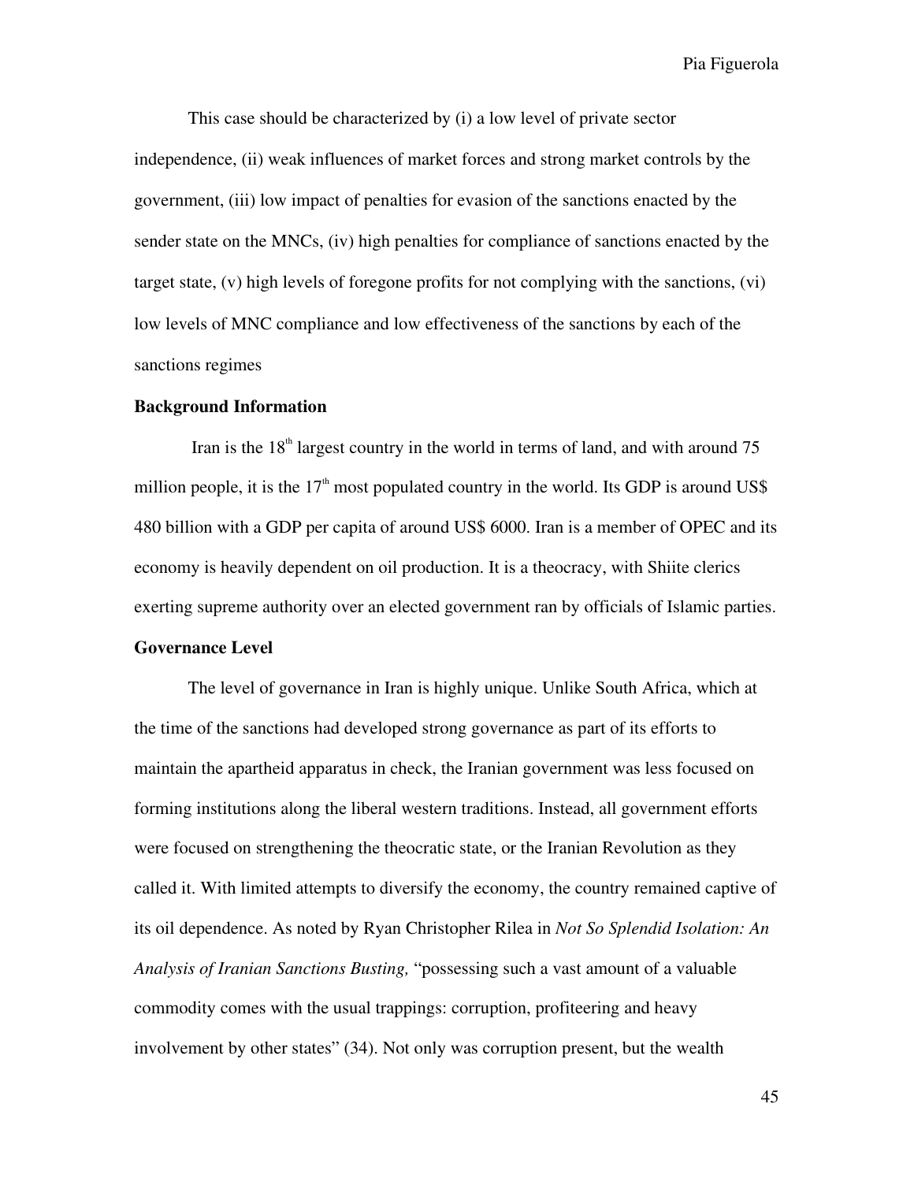This case should be characterized by (i) a low level of private sector independence, (ii) weak influences of market forces and strong market controls by the government, (iii) low impact of penalties for evasion of the sanctions enacted by the sender state on the MNCs, (iv) high penalties for compliance of sanctions enacted by the target state, (v) high levels of foregone profits for not complying with the sanctions, (vi) low levels of MNC compliance and low effectiveness of the sanctions by each of the sanctions regimes

**Background Information**

Iran is the 18th largest country in the world in terms of land, and with around 75 million people, it is the 17th most populated country in the world. Its GDP is around US$ 480 billion with a GDP per capita of around US$ 6000. Iran is a member of OPEC and its economy is heavily dependent on oil production. It is a theocracy, with Shiite clerics exerting supreme authority over an elected government ran by officials of Islamic parties.

**Governance Level**

The level of governance in Iran is highly unique. Unlike South Africa, which at the time of the sanctions had developed strong governance as part of its efforts to maintain the apartheid apparatus in check, the Iranian government was less focused on forming institutions along the liberal western traditions. Instead, all government efforts were focused on strengthening the theocratic state, or the Iranian Revolution as they called it. With limited attempts to diversify the economy, the country remained captive of its oil dependence. As noted by Ryan Christopher Rilea in *Not So Splendid Isolation: An Analysis of Iranian Sanctions Busting,* "possessing such a vast amount of a valuable commodity comes with the usual trappings: corruption, profiteering and heavy involvement by other states" (34). Not only was corruption present, but the wealth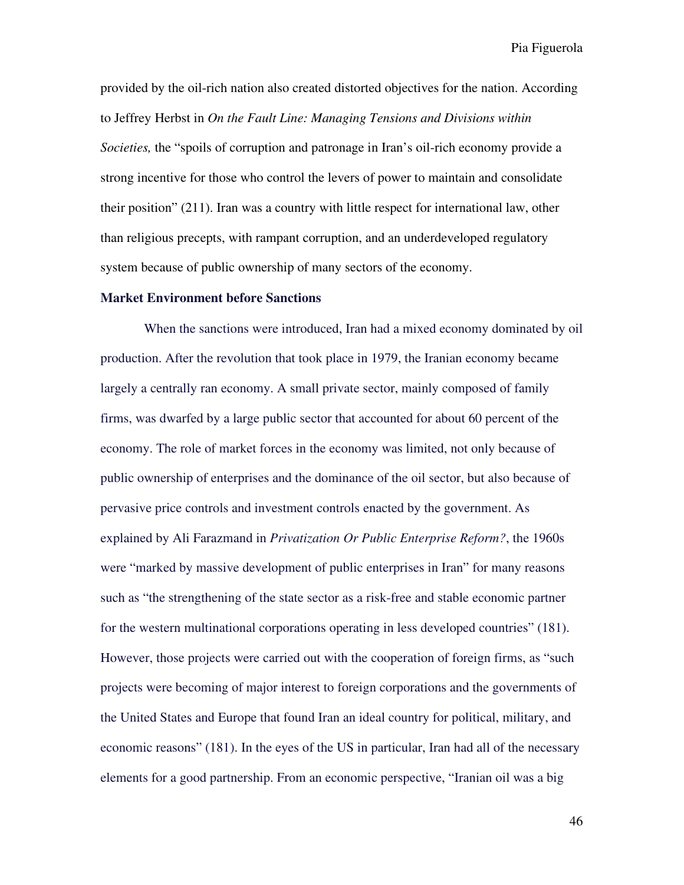provided by the oil-rich nation also created distorted objectives for the nation. According to Jeffrey Herbst in *On the Fault Line: Managing Tensions and Divisions within Societies,* the "spoils of corruption and patronage in Iran's oil-rich economy provide a strong incentive for those who control the levers of power to maintain and consolidate their position" (211). Iran was a country with little respect for international law, other than religious precepts, with rampant corruption, and an underdeveloped regulatory system because of public ownership of many sectors of the economy.

**Market Environment before Sanctions**

When the sanctions were introduced, Iran had a mixed economy dominated by oil production. After the revolution that took place in 1979, the Iranian economy became largely a centrally ran economy. A small private sector, mainly composed of family firms, was dwarfed by a large public sector that accounted for about 60 percent of the economy. The role of market forces in the economy was limited, not only because of public ownership of enterprises and the dominance of the oil sector, but also because of pervasive price controls and investment controls enacted by the government. As explained by Ali Farazmand in *Privatization Or Public Enterprise Reform?*, the 1960s were "marked by massive development of public enterprises in Iran" for many reasons such as "the strengthening of the state sector as a risk-free and stable economic partner for the western multinational corporations operating in less developed countries" (181). However, those projects were carried out with the cooperation of foreign firms, as "such projects were becoming of major interest to foreign corporations and the governments of the United States and Europe that found Iran an ideal country for political, military, and economic reasons" (181). In the eyes of the US in particular, Iran had all of the necessary elements for a good partnership. From an economic perspective, "Iranian oil was a big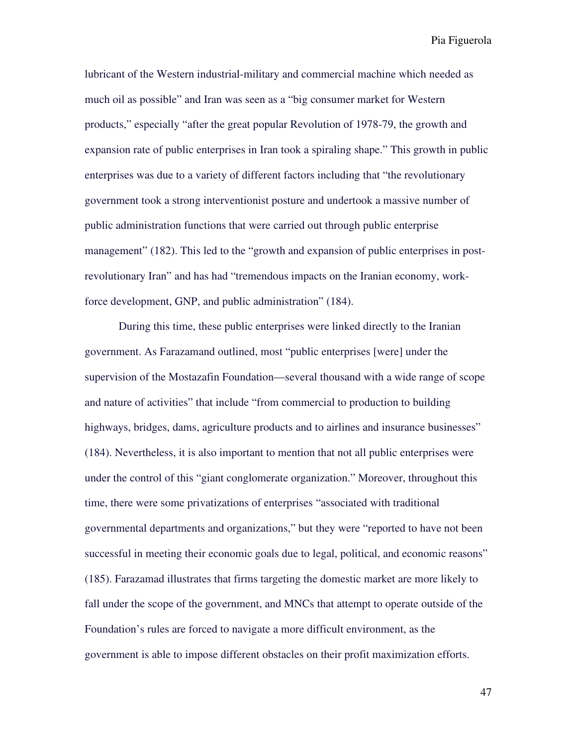lubricant of the Western industrial-military and commercial machine which needed as much oil as possible" and Iran was seen as a "big consumer market for Western products," especially "after the great popular Revolution of 1978-79, the growth and expansion rate of public enterprises in Iran took a spiraling shape." This growth in public enterprises was due to a variety of different factors including that "the revolutionary government took a strong interventionist posture and undertook a massive number of public administration functions that were carried out through public enterprise management" (182). This led to the "growth and expansion of public enterprises in post-revolutionary Iran" and has had "tremendous impacts on the Iranian economy, work-force development, GNP, and public administration" (184).

During this time, these public enterprises were linked directly to the Iranian government. As Farazamand outlined, most "public enterprises [were] under the supervision of the Mostazafin Foundation—several thousand with a wide range of scope and nature of activities" that include "from commercial to production to building highways, bridges, dams, agriculture products and to airlines and insurance businesses" (184). Nevertheless, it is also important to mention that not all public enterprises were under the control of this "giant conglomerate organization." Moreover, throughout this time, there were some privatizations of enterprises "associated with traditional governmental departments and organizations," but they were "reported to have not been successful in meeting their economic goals due to legal, political, and economic reasons" (185). Farazamad illustrates that firms targeting the domestic market are more likely to fall under the scope of the government, and MNCs that attempt to operate outside of the Foundation's rules are forced to navigate a more difficult environment, as the government is able to impose different obstacles on their profit maximization efforts.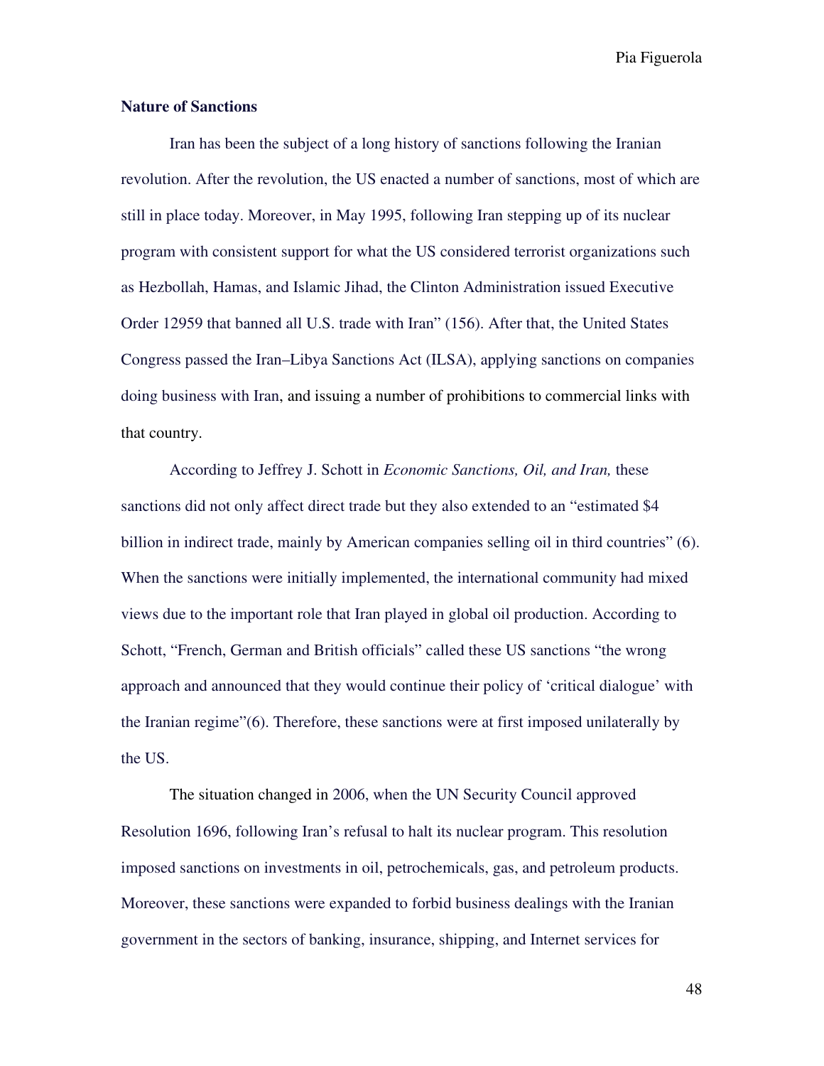**Nature of Sanctions**

Iran has been the subject of a long history of sanctions following the Iranian revolution. After the revolution, the US enacted a number of sanctions, most of which are still in place today. Moreover, in May 1995, following Iran stepping up of its nuclear program with consistent support for what the US considered terrorist organizations such as Hezbollah, Hamas, and Islamic Jihad, the Clinton Administration issued Executive Order 12959 that banned all U.S. trade with Iran" (156). After that, the United States Congress passed the Iran–Libya Sanctions Act (ILSA), applying sanctions on companies doing business with Iran, and issuing a number of prohibitions to commercial links with that country.

According to Jeffrey J. Schott in *Economic Sanctions, Oil, and Iran,* these sanctions did not only affect direct trade but they also extended to an "estimated $4 billion in indirect trade, mainly by American companies selling oil in third countries" (6). When the sanctions were initially implemented, the international community had mixed views due to the important role that Iran played in global oil production. According to Schott, "French, German and British officials" called these US sanctions "the wrong approach and announced that they would continue their policy of 'critical dialogue' with the Iranian regime"(6). Therefore, these sanctions were at first imposed unilaterally by the US.

The situation changed in 2006, when the UN Security Council approved Resolution 1696, following Iran's refusal to halt its nuclear program. This resolution imposed sanctions on investments in oil, petrochemicals, gas, and petroleum products. Moreover, these sanctions were expanded to forbid business dealings with the Iranian government in the sectors of banking, insurance, shipping, and Internet services for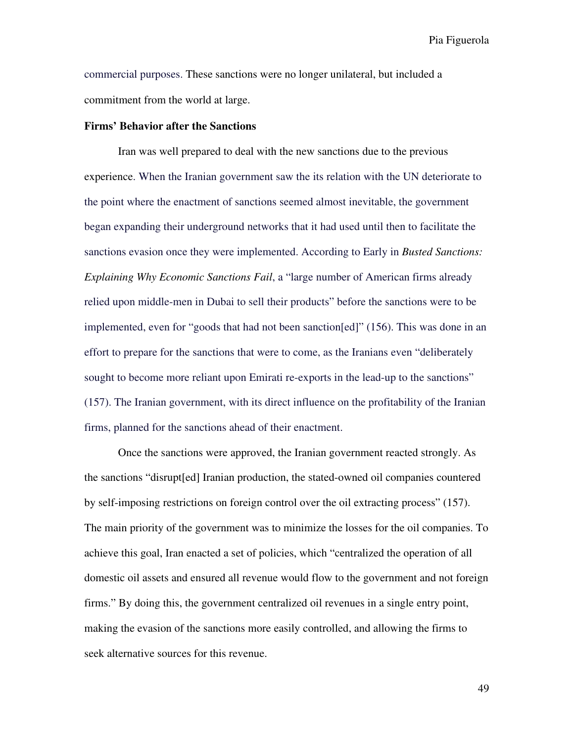commercial purposes. These sanctions were no longer unilateral, but included a commitment from the world at large.

**Firms' Behavior after the Sanctions**

Iran was well prepared to deal with the new sanctions due to the previous experience. When the Iranian government saw the its relation with the UN deteriorate to the point where the enactment of sanctions seemed almost inevitable, the government began expanding their underground networks that it had used until then to facilitate the sanctions evasion once they were implemented. According to Early in *Busted Sanctions: Explaining Why Economic Sanctions Fail*, a "large number of American firms already relied upon middle-men in Dubai to sell their products" before the sanctions were to be implemented, even for "goods that had not been sanction[ed]" (156). This was done in an effort to prepare for the sanctions that were to come, as the Iranians even "deliberately sought to become more reliant upon Emirati re-exports in the lead-up to the sanctions" (157). The Iranian government, with its direct influence on the profitability of the Iranian firms, planned for the sanctions ahead of their enactment.

Once the sanctions were approved, the Iranian government reacted strongly. As the sanctions "disrupt[ed] Iranian production, the stated-owned oil companies countered by self-imposing restrictions on foreign control over the oil extracting process" (157). The main priority of the government was to minimize the losses for the oil companies. To achieve this goal, Iran enacted a set of policies, which "centralized the operation of all domestic oil assets and ensured all revenue would flow to the government and not foreign firms." By doing this, the government centralized oil revenues in a single entry point, making the evasion of the sanctions more easily controlled, and allowing the firms to seek alternative sources for this revenue.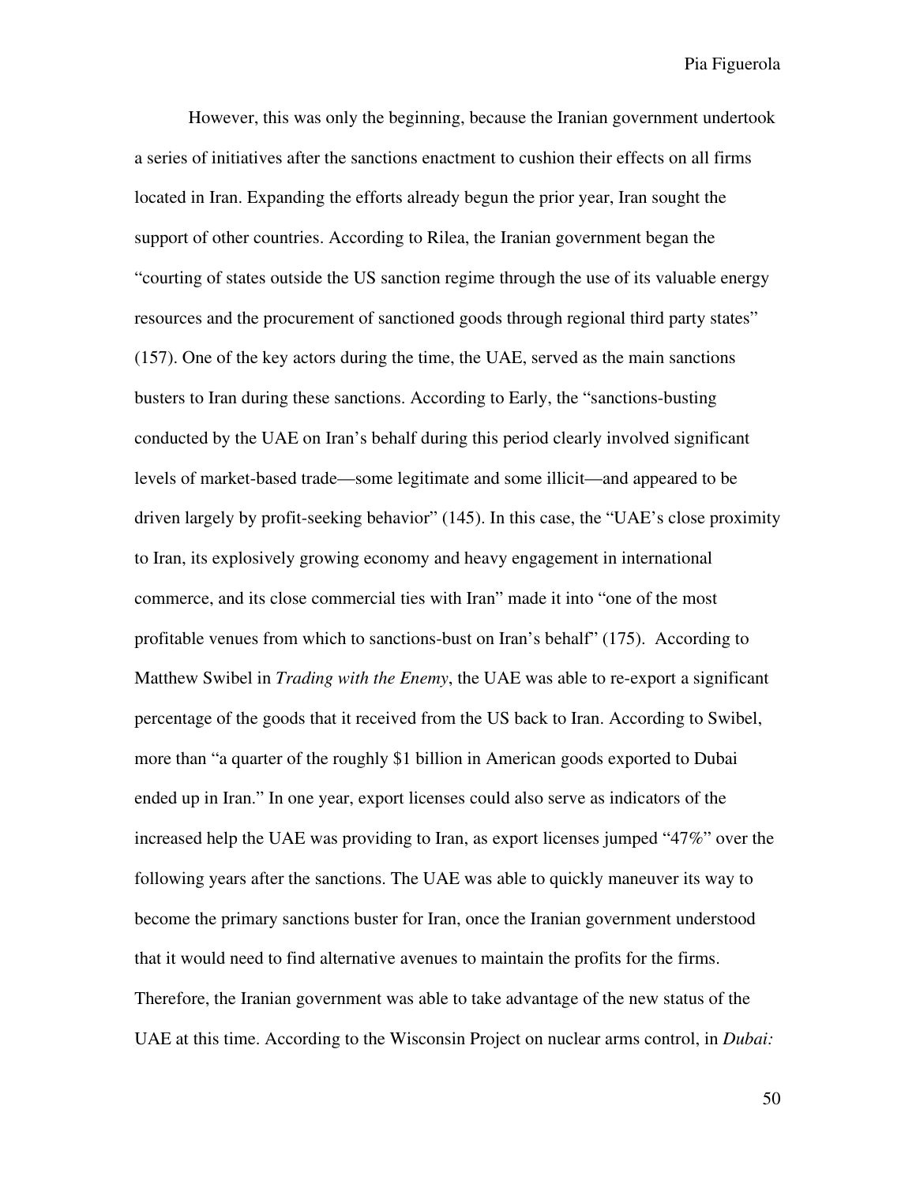However, this was only the beginning, because the Iranian government undertook a series of initiatives after the sanctions enactment to cushion their effects on all firms located in Iran. Expanding the efforts already begun the prior year, Iran sought the support of other countries. According to Rilea, the Iranian government began the "courting of states outside the US sanction regime through the use of its valuable energy resources and the procurement of sanctioned goods through regional third party states" (157). One of the key actors during the time, the UAE, served as the main sanctions busters to Iran during these sanctions. According to Early, the "sanctions-busting conducted by the UAE on Iran's behalf during this period clearly involved significant levels of market-based trade—some legitimate and some illicit—and appeared to be driven largely by profit-seeking behavior" (145). In this case, the "UAE's close proximity to Iran, its explosively growing economy and heavy engagement in international commerce, and its close commercial ties with Iran" made it into "one of the most profitable venues from which to sanctions-bust on Iran's behalf" (175). According to Matthew Swibel in *Trading with the Enemy*, the UAE was able to re-export a significant percentage of the goods that it received from the US back to Iran. According to Swibel, more than "a quarter of the roughly $1 billion in American goods exported to Dubai ended up in Iran." In one year, export licenses could also serve as indicators of the increased help the UAE was providing to Iran, as export licenses jumped "47%" over the following years after the sanctions. The UAE was able to quickly maneuver its way to become the primary sanctions buster for Iran, once the Iranian government understood that it would need to find alternative avenues to maintain the profits for the firms. Therefore, the Iranian government was able to take advantage of the new status of the UAE at this time. According to the Wisconsin Project on nuclear arms control, in *Dubai:*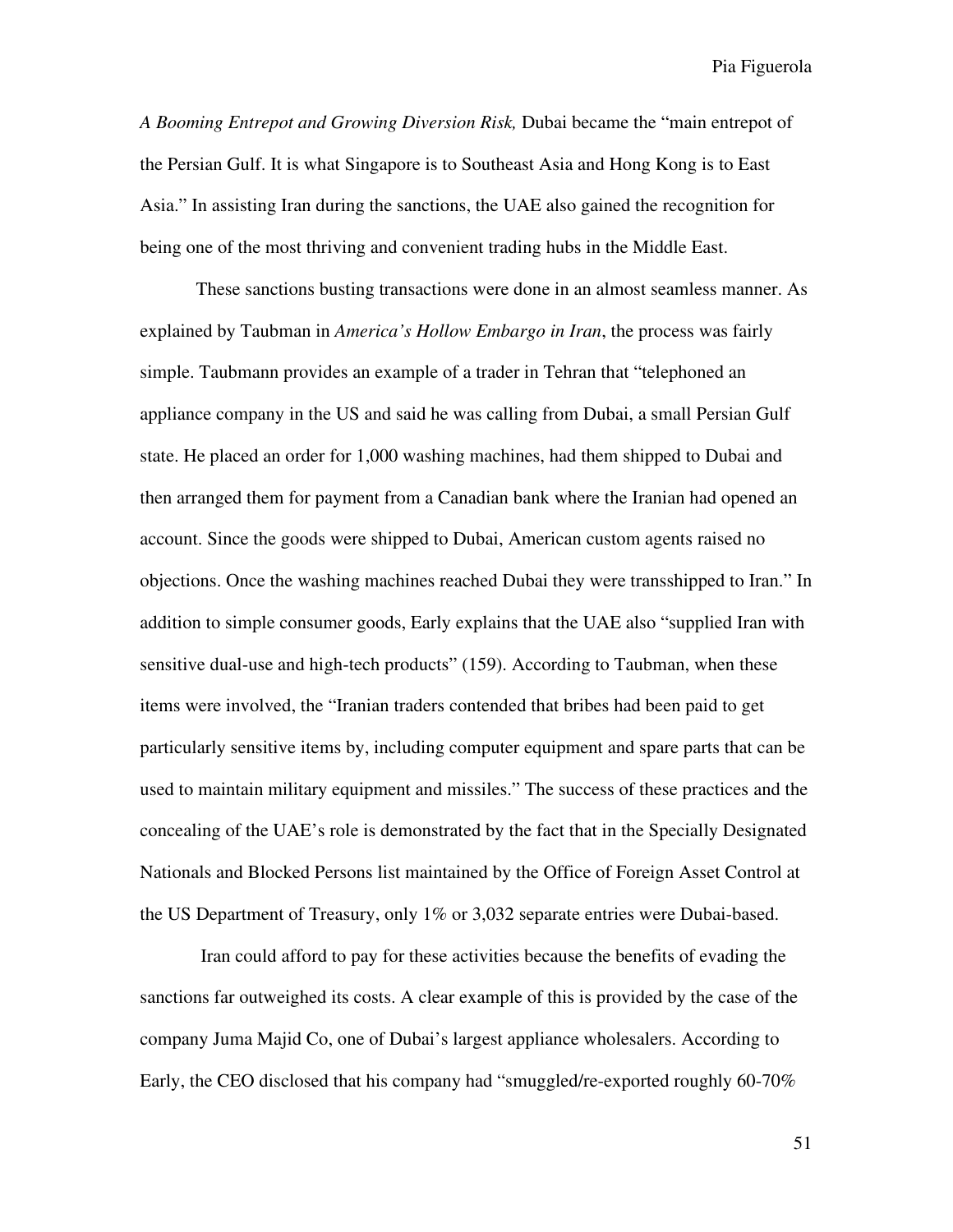*A Booming Entrepot and Growing Diversion Risk,* Dubai became the "main entrepot of the Persian Gulf. It is what Singapore is to Southeast Asia and Hong Kong is to East Asia." In assisting Iran during the sanctions, the UAE also gained the recognition for being one of the most thriving and convenient trading hubs in the Middle East.

These sanctions busting transactions were done in an almost seamless manner. As explained by Taubman in *America's Hollow Embargo in Iran*, the process was fairly simple. Taubmann provides an example of a trader in Tehran that "telephoned an appliance company in the US and said he was calling from Dubai, a small Persian Gulf state. He placed an order for 1,000 washing machines, had them shipped to Dubai and then arranged them for payment from a Canadian bank where the Iranian had opened an account. Since the goods were shipped to Dubai, American custom agents raised no objections. Once the washing machines reached Dubai they were transshipped to Iran." In addition to simple consumer goods, Early explains that the UAE also "supplied Iran with sensitive dual-use and high-tech products" (159). According to Taubman, when these items were involved, the "Iranian traders contended that bribes had been paid to get particularly sensitive items by, including computer equipment and spare parts that can be used to maintain military equipment and missiles." The success of these practices and the concealing of the UAE's role is demonstrated by the fact that in the Specially Designated Nationals and Blocked Persons list maintained by the Office of Foreign Asset Control at the US Department of Treasury, only 1% or 3,032 separate entries were Dubai-based.

Iran could afford to pay for these activities because the benefits of evading the sanctions far outweighed its costs. A clear example of this is provided by the case of the company Juma Majid Co, one of Dubai's largest appliance wholesalers. According to Early, the CEO disclosed that his company had "smuggled/re-exported roughly 60-70%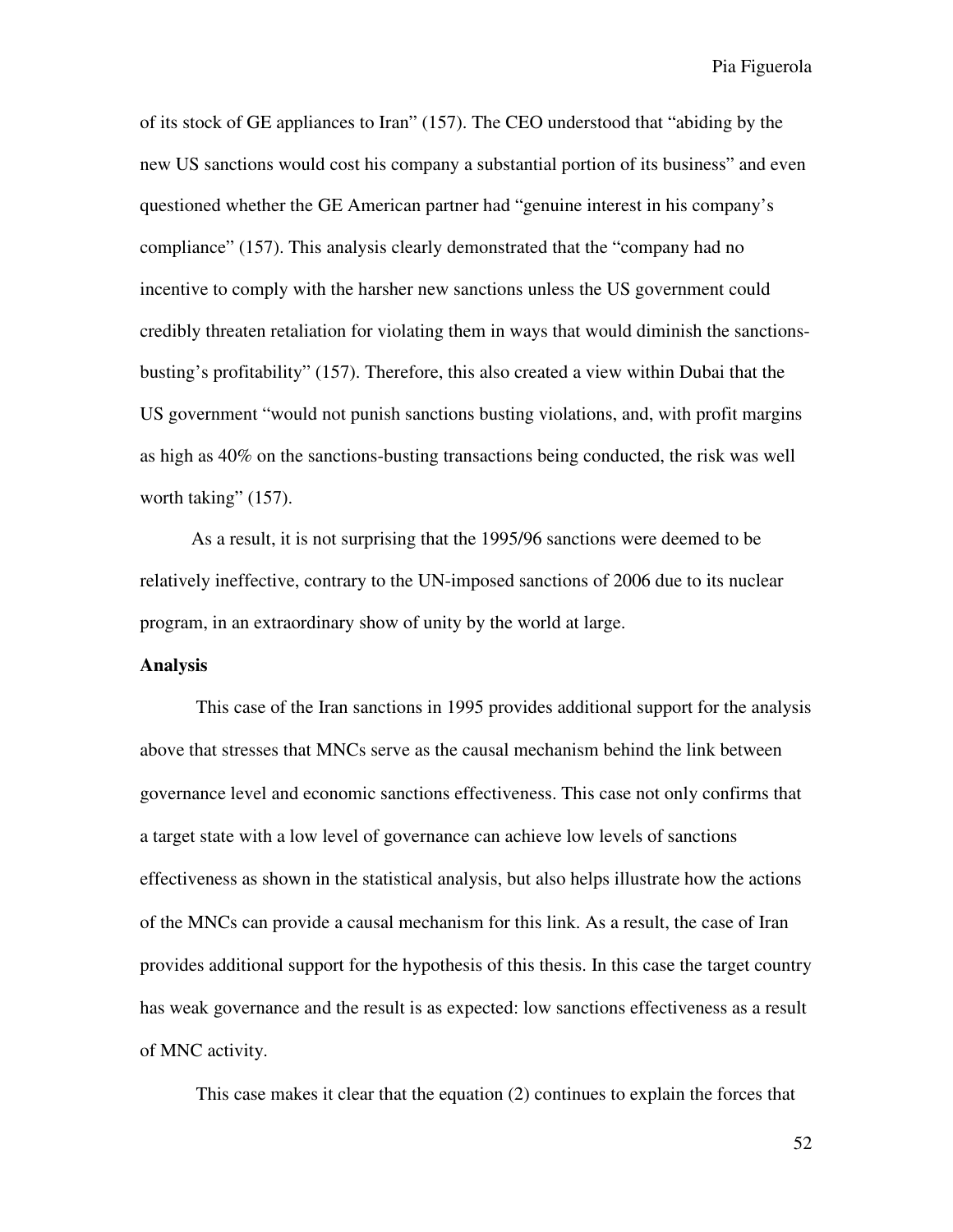of its stock of GE appliances to Iran" (157). The CEO understood that "abiding by the new US sanctions would cost his company a substantial portion of its business" and even questioned whether the GE American partner had "genuine interest in his company's compliance" (157). This analysis clearly demonstrated that the "company had no incentive to comply with the harsher new sanctions unless the US government could credibly threaten retaliation for violating them in ways that would diminish the sanctions-busting's profitability" (157). Therefore, this also created a view within Dubai that the US government "would not punish sanctions busting violations, and, with profit margins as high as 40% on the sanctions-busting transactions being conducted, the risk was well worth taking" (157).

As a result, it is not surprising that the 1995/96 sanctions were deemed to be relatively ineffective, contrary to the UN-imposed sanctions of 2006 due to its nuclear program, in an extraordinary show of unity by the world at large.

**Analysis**

This case of the Iran sanctions in 1995 provides additional support for the analysis above that stresses that MNCs serve as the causal mechanism behind the link between governance level and economic sanctions effectiveness. This case not only confirms that a target state with a low level of governance can achieve low levels of sanctions effectiveness as shown in the statistical analysis, but also helps illustrate how the actions of the MNCs can provide a causal mechanism for this link. As a result, the case of Iran provides additional support for the hypothesis of this thesis. In this case the target country has weak governance and the result is as expected: low sanctions effectiveness as a result of MNC activity.

This case makes it clear that the equation (2) continues to explain the forces that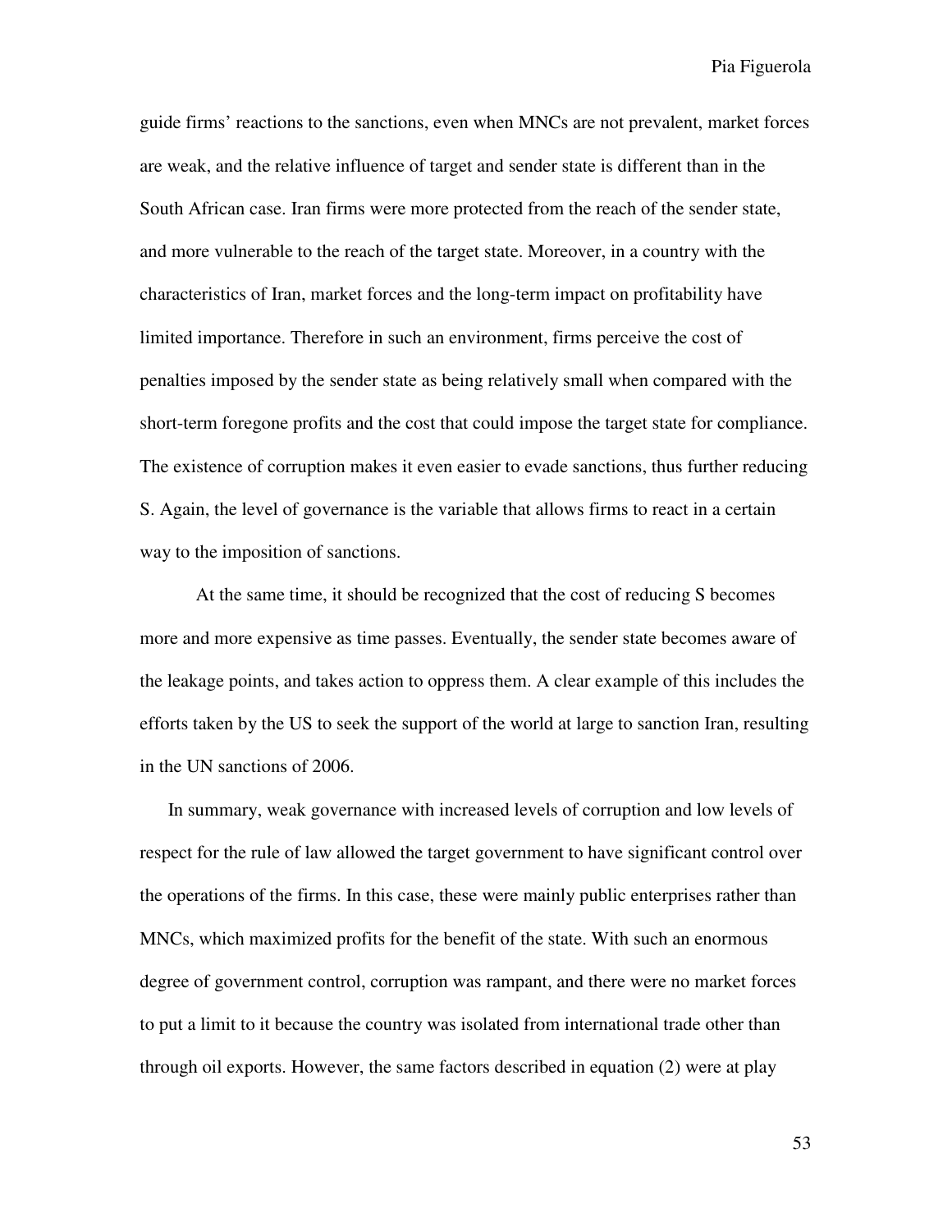guide firms' reactions to the sanctions, even when MNCs are not prevalent, market forces are weak, and the relative influence of target and sender state is different than in the South African case. Iran firms were more protected from the reach of the sender state, and more vulnerable to the reach of the target state. Moreover, in a country with the characteristics of Iran, market forces and the long-term impact on profitability have limited importance. Therefore in such an environment, firms perceive the cost of penalties imposed by the sender state as being relatively small when compared with the short-term foregone profits and the cost that could impose the target state for compliance. The existence of corruption makes it even easier to evade sanctions, thus further reducing S. Again, the level of governance is the variable that allows firms to react in a certain way to the imposition of sanctions.

At the same time, it should be recognized that the cost of reducing S becomes more and more expensive as time passes. Eventually, the sender state becomes aware of the leakage points, and takes action to oppress them. A clear example of this includes the efforts taken by the US to seek the support of the world at large to sanction Iran, resulting in the UN sanctions of 2006.

In summary, weak governance with increased levels of corruption and low levels of respect for the rule of law allowed the target government to have significant control over the operations of the firms. In this case, these were mainly public enterprises rather than MNCs, which maximized profits for the benefit of the state. With such an enormous degree of government control, corruption was rampant, and there were no market forces to put a limit to it because the country was isolated from international trade other than through oil exports. However, the same factors described in equation (2) were at play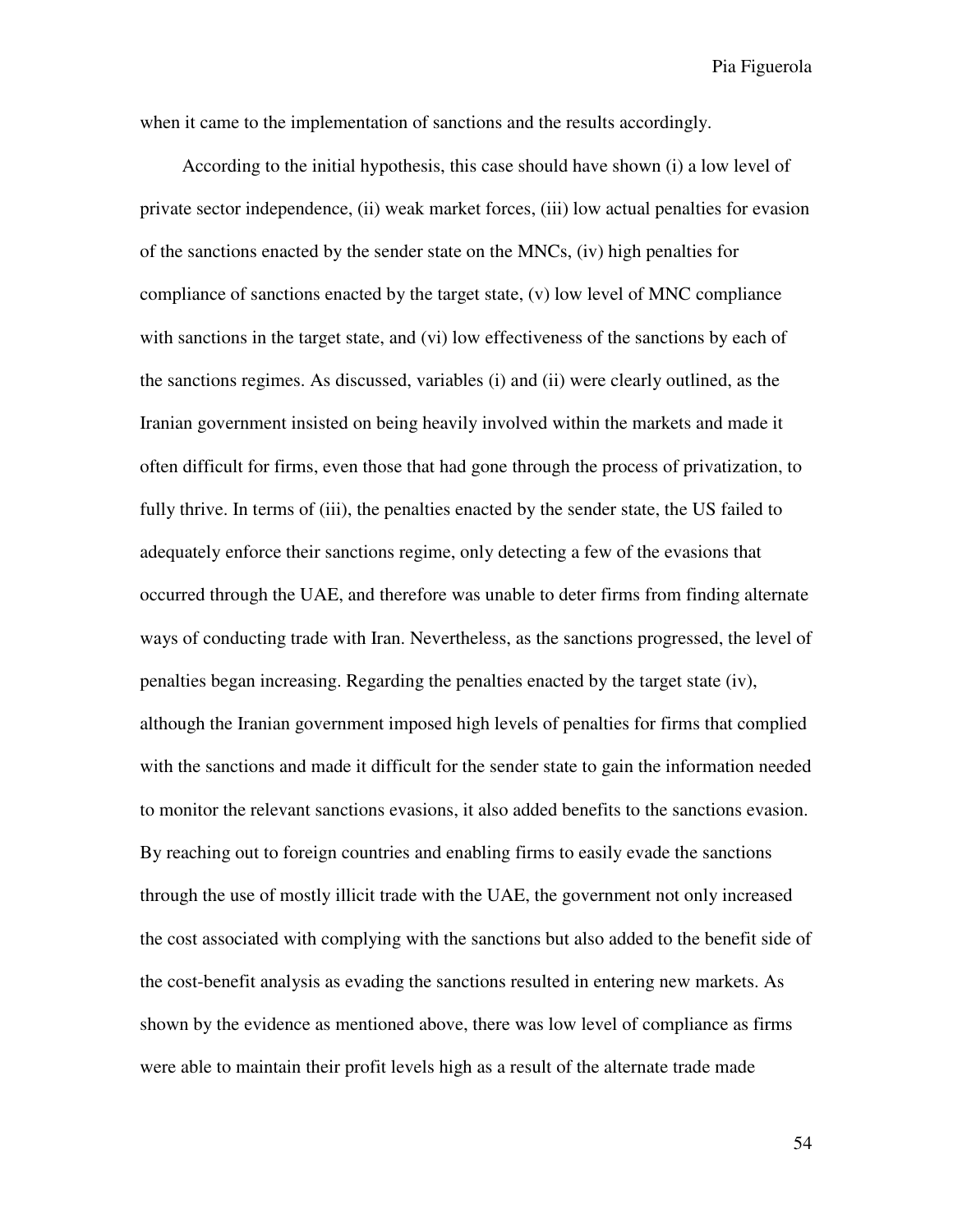when it came to the implementation of sanctions and the results accordingly.

According to the initial hypothesis, this case should have shown (i) a low level of private sector independence, (ii) weak market forces, (iii) low actual penalties for evasion of the sanctions enacted by the sender state on the MNCs, (iv) high penalties for compliance of sanctions enacted by the target state, (v) low level of MNC compliance with sanctions in the target state, and (vi) low effectiveness of the sanctions by each of the sanctions regimes. As discussed, variables (i) and (ii) were clearly outlined, as the Iranian government insisted on being heavily involved within the markets and made it often difficult for firms, even those that had gone through the process of privatization, to fully thrive. In terms of (iii), the penalties enacted by the sender state, the US failed to adequately enforce their sanctions regime, only detecting a few of the evasions that occurred through the UAE, and therefore was unable to deter firms from finding alternate ways of conducting trade with Iran. Nevertheless, as the sanctions progressed, the level of penalties began increasing. Regarding the penalties enacted by the target state (iv), although the Iranian government imposed high levels of penalties for firms that complied with the sanctions and made it difficult for the sender state to gain the information needed to monitor the relevant sanctions evasions, it also added benefits to the sanctions evasion. By reaching out to foreign countries and enabling firms to easily evade the sanctions through the use of mostly illicit trade with the UAE, the government not only increased the cost associated with complying with the sanctions but also added to the benefit side of the cost-benefit analysis as evading the sanctions resulted in entering new markets. As shown by the evidence as mentioned above, there was low level of compliance as firms were able to maintain their profit levels high as a result of the alternate trade made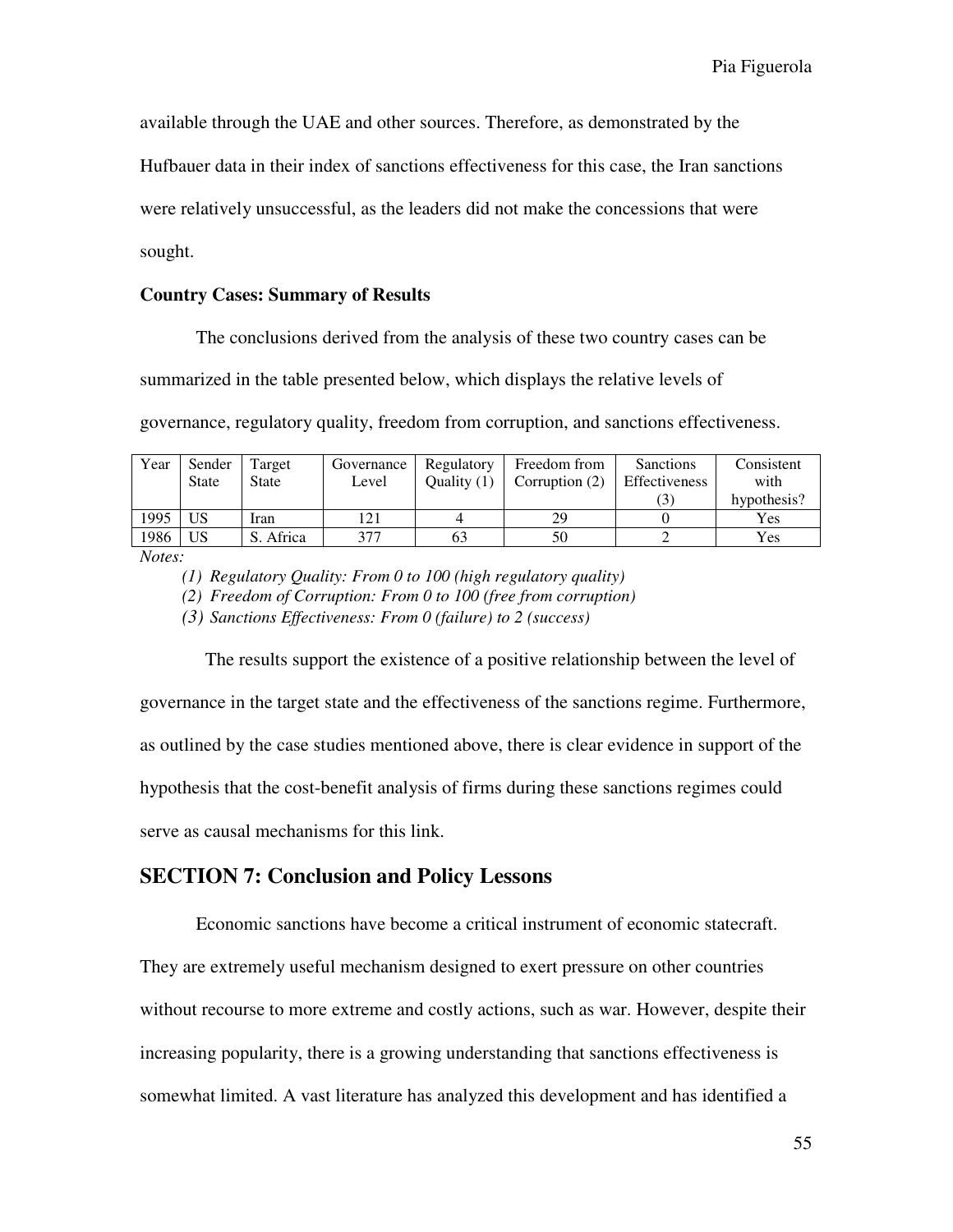available through the UAE and other sources. Therefore, as demonstrated by the Hufbauer data in their index of sanctions effectiveness for this case, the Iran sanctions were relatively unsuccessful, as the leaders did not make the concessions that were sought.

**Country Cases: Summary of Results**

The conclusions derived from the analysis of these two country cases can be summarized in the table presented below, which displays the relative levels of governance, regulatory quality, freedom from corruption, and sanctions effectiveness.

| Year | Sender State | Target State | Governance Level | Regulatory Quality (1) | Freedom from Corruption (2) | Sanctions Effectiveness (3) | Consistent with hypothesis? |
|---|---|---|---|---|---|---|---|
| 1995 | US | Iran | 121 | 4 | 29 | 0 | Yes |
| 1986 | US | S. Africa | 377 | 63 | 50 | 2 | Yes |

*Notes:*

*(1) Regulatory Quality: From 0 to 100 (high regulatory quality)*

*(2) Freedom of Corruption: From 0 to 100 (free from corruption)*

*(3) Sanctions Effectiveness: From 0 (failure) to 2 (success)*

The results support the existence of a positive relationship between the level of governance in the target state and the effectiveness of the sanctions regime. Furthermore, as outlined by the case studies mentioned above, there is clear evidence in support of the hypothesis that the cost-benefit analysis of firms during these sanctions regimes could serve as causal mechanisms for this link.

## SECTION 7: Conclusion and Policy Lessons

Economic sanctions have become a critical instrument of economic statecraft. They are extremely useful mechanism designed to exert pressure on other countries without recourse to more extreme and costly actions, such as war. However, despite their increasing popularity, there is a growing understanding that sanctions effectiveness is somewhat limited. A vast literature has analyzed this development and has identified a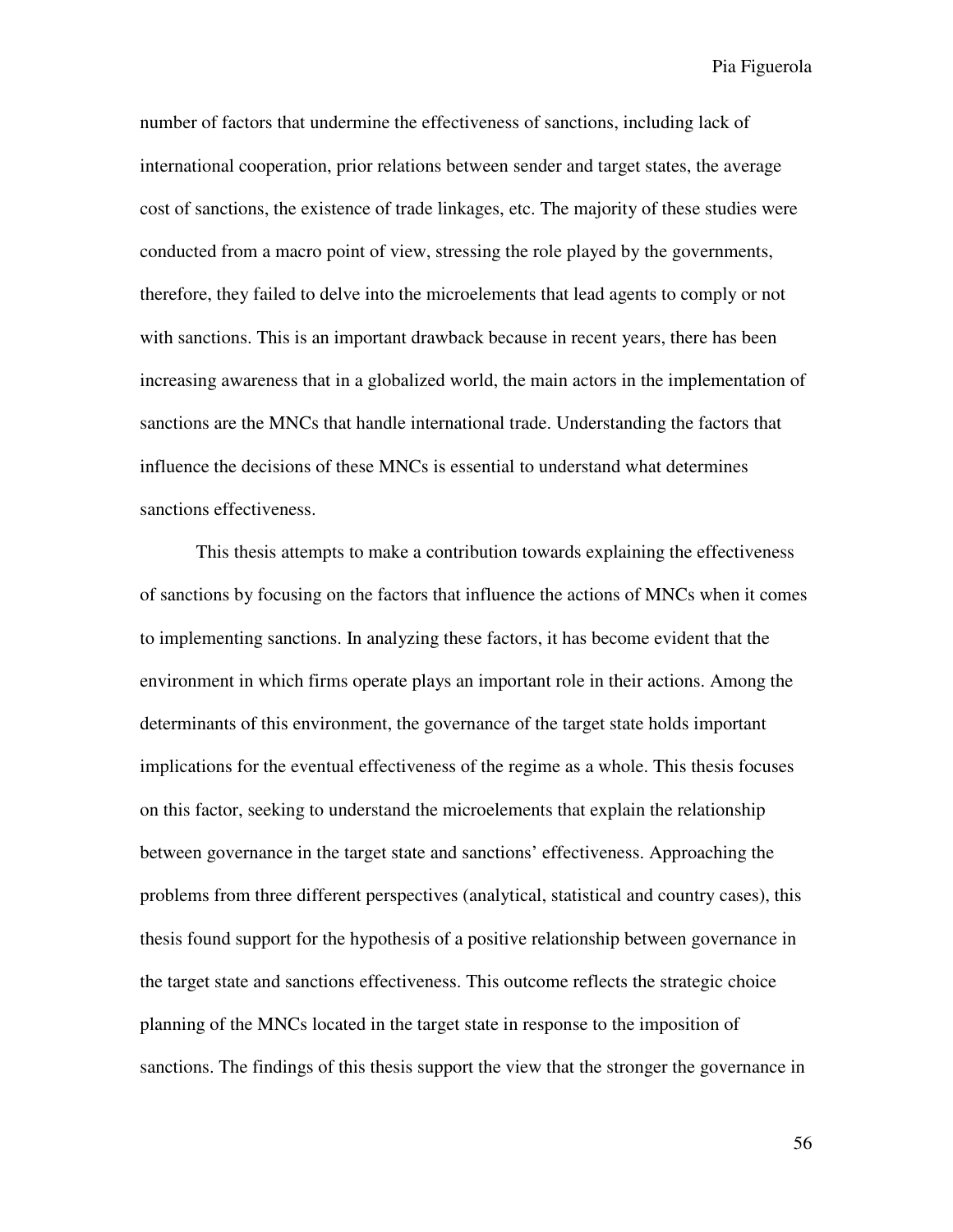number of factors that undermine the effectiveness of sanctions, including lack of international cooperation, prior relations between sender and target states, the average cost of sanctions, the existence of trade linkages, etc. The majority of these studies were conducted from a macro point of view, stressing the role played by the governments, therefore, they failed to delve into the microelements that lead agents to comply or not with sanctions. This is an important drawback because in recent years, there has been increasing awareness that in a globalized world, the main actors in the implementation of sanctions are the MNCs that handle international trade. Understanding the factors that influence the decisions of these MNCs is essential to understand what determines sanctions effectiveness.

This thesis attempts to make a contribution towards explaining the effectiveness of sanctions by focusing on the factors that influence the actions of MNCs when it comes to implementing sanctions. In analyzing these factors, it has become evident that the environment in which firms operate plays an important role in their actions. Among the determinants of this environment, the governance of the target state holds important implications for the eventual effectiveness of the regime as a whole. This thesis focuses on this factor, seeking to understand the microelements that explain the relationship between governance in the target state and sanctions' effectiveness. Approaching the problems from three different perspectives (analytical, statistical and country cases), this thesis found support for the hypothesis of a positive relationship between governance in the target state and sanctions effectiveness. This outcome reflects the strategic choice planning of the MNCs located in the target state in response to the imposition of sanctions. The findings of this thesis support the view that the stronger the governance in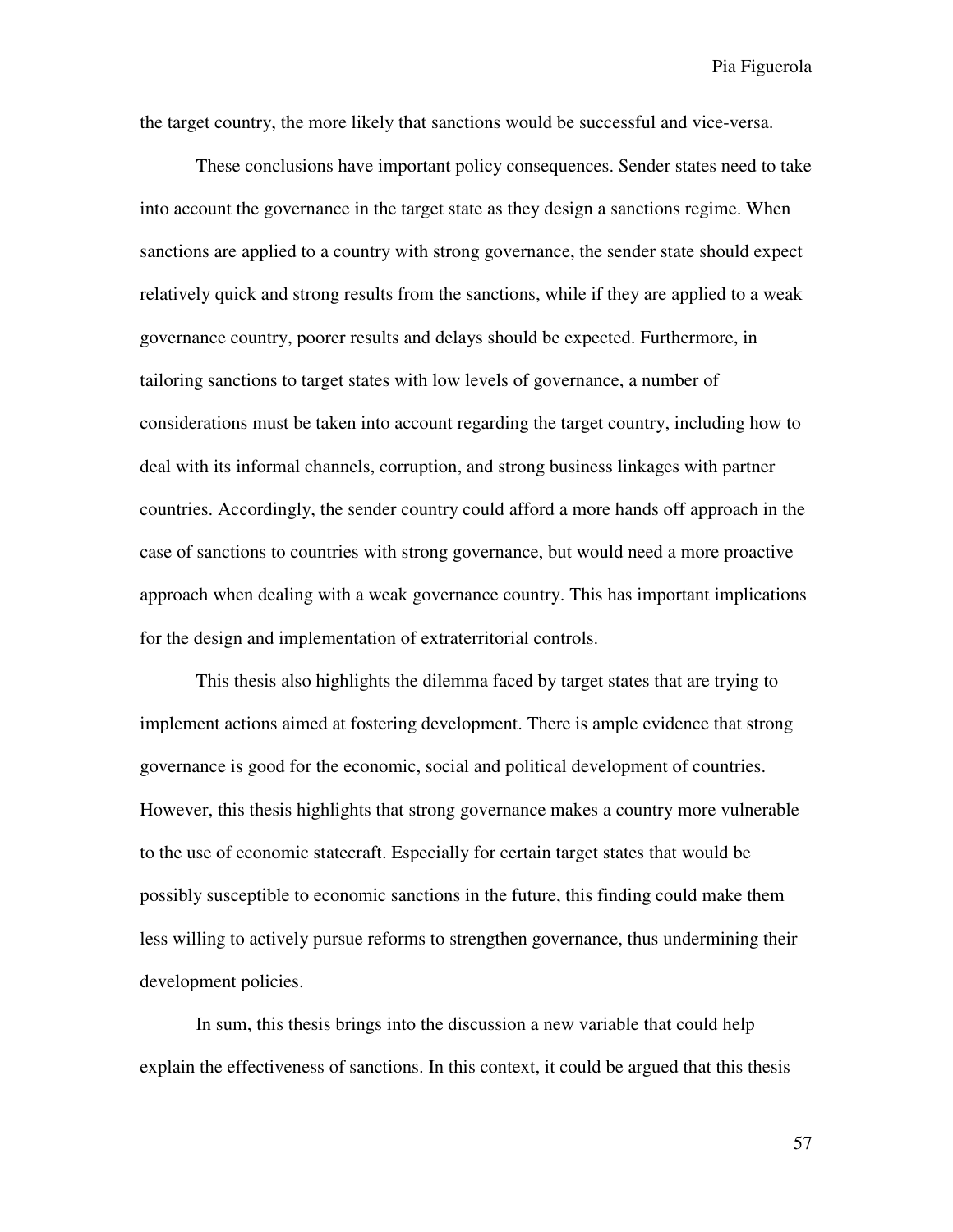the target country, the more likely that sanctions would be successful and vice-versa.

These conclusions have important policy consequences. Sender states need to take into account the governance in the target state as they design a sanctions regime. When sanctions are applied to a country with strong governance, the sender state should expect relatively quick and strong results from the sanctions, while if they are applied to a weak governance country, poorer results and delays should be expected. Furthermore, in tailoring sanctions to target states with low levels of governance, a number of considerations must be taken into account regarding the target country, including how to deal with its informal channels, corruption, and strong business linkages with partner countries. Accordingly, the sender country could afford a more hands off approach in the case of sanctions to countries with strong governance, but would need a more proactive approach when dealing with a weak governance country. This has important implications for the design and implementation of extraterritorial controls.

This thesis also highlights the dilemma faced by target states that are trying to implement actions aimed at fostering development. There is ample evidence that strong governance is good for the economic, social and political development of countries. However, this thesis highlights that strong governance makes a country more vulnerable to the use of economic statecraft. Especially for certain target states that would be possibly susceptible to economic sanctions in the future, this finding could make them less willing to actively pursue reforms to strengthen governance, thus undermining their development policies.

In sum, this thesis brings into the discussion a new variable that could help explain the effectiveness of sanctions. In this context, it could be argued that this thesis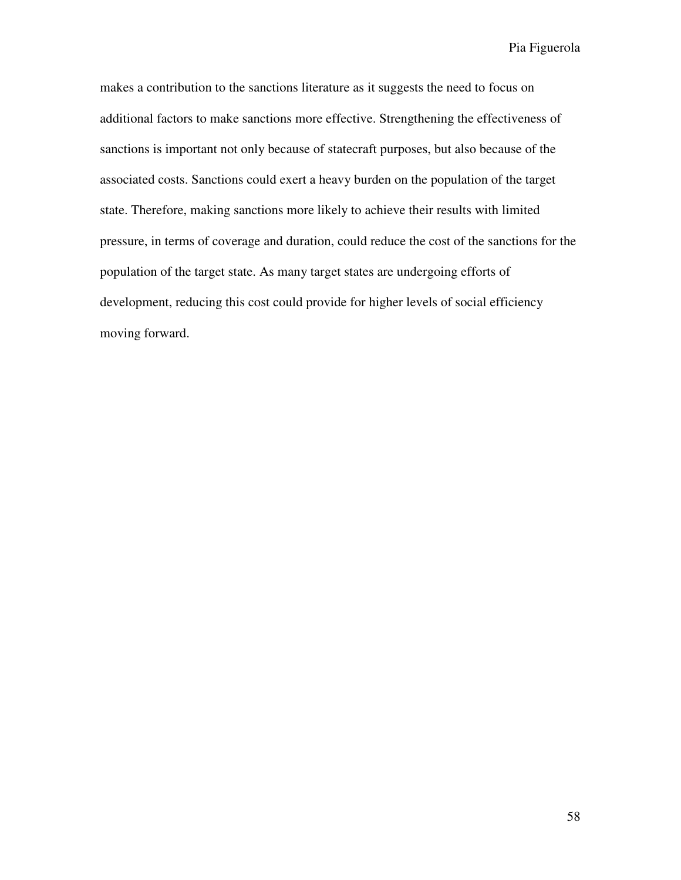makes a contribution to the sanctions literature as it suggests the need to focus on additional factors to make sanctions more effective. Strengthening the effectiveness of sanctions is important not only because of statecraft purposes, but also because of the associated costs. Sanctions could exert a heavy burden on the population of the target state. Therefore, making sanctions more likely to achieve their results with limited pressure, in terms of coverage and duration, could reduce the cost of the sanctions for the population of the target state. As many target states are undergoing efforts of development, reducing this cost could provide for higher levels of social efficiency moving forward.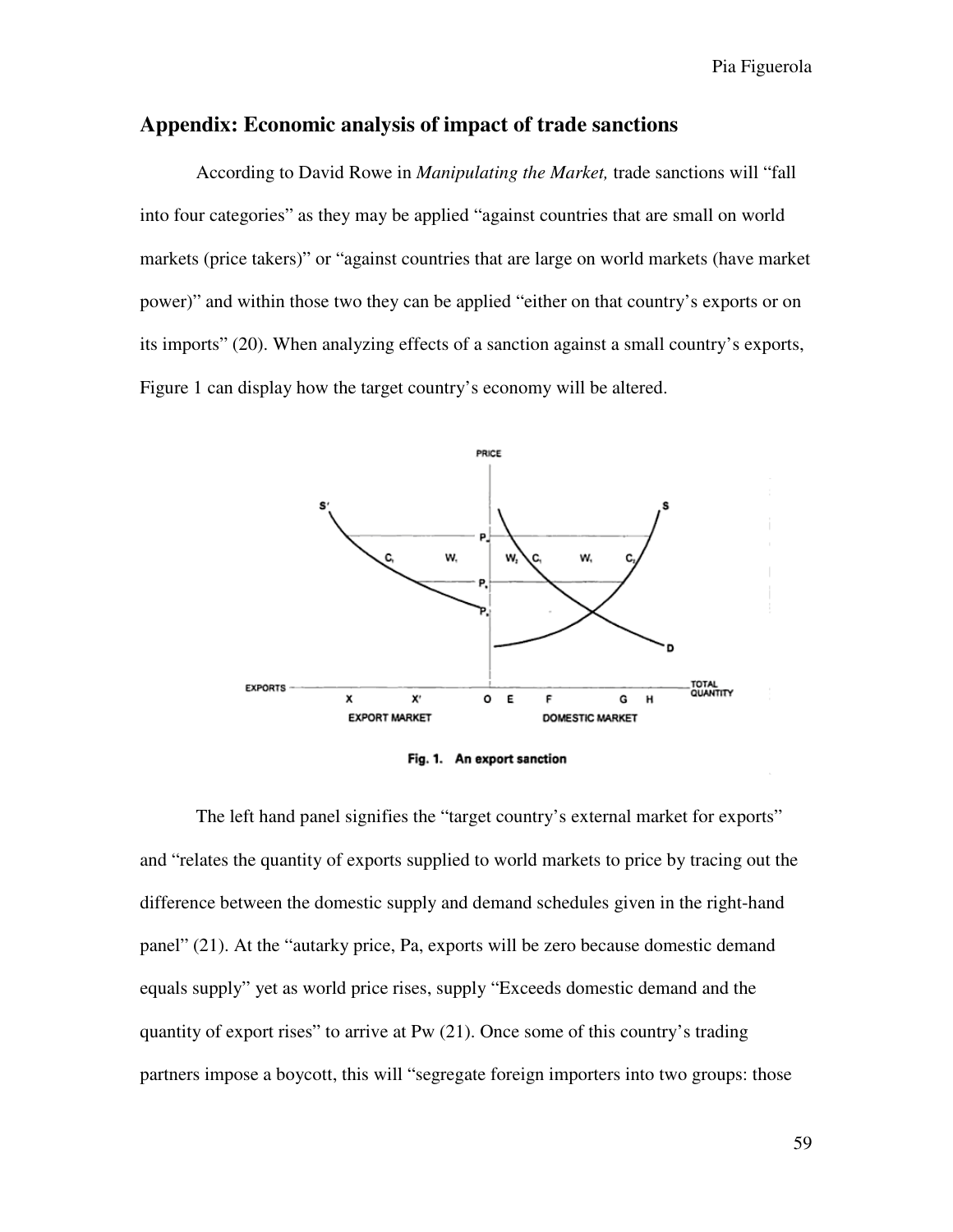## Appendix: Economic analysis of impact of trade sanctions

According to David Rowe in *Manipulating the Market,* trade sanctions will "fall into four categories" as they may be applied "against countries that are small on world markets (price takers)" or "against countries that are large on world markets (have market power)" and within those two they can be applied "either on that country's exports or on its imports" (20). When analyzing effects of a sanction against a small country's exports, Figure 1 can display how the target country's economy will be altered.

**Fig. 1. An export sanction**

The left hand panel signifies the "target country's external market for exports" and "relates the quantity of exports supplied to world markets to price by tracing out the difference between the domestic supply and demand schedules given in the right-hand panel" (21). At the "autarky price, Pa, exports will be zero because domestic demand equals supply" yet as world price rises, supply "Exceeds domestic demand and the quantity of export rises" to arrive at Pw (21). Once some of this country's trading partners impose a boycott, this will "segregate foreign importers into two groups: those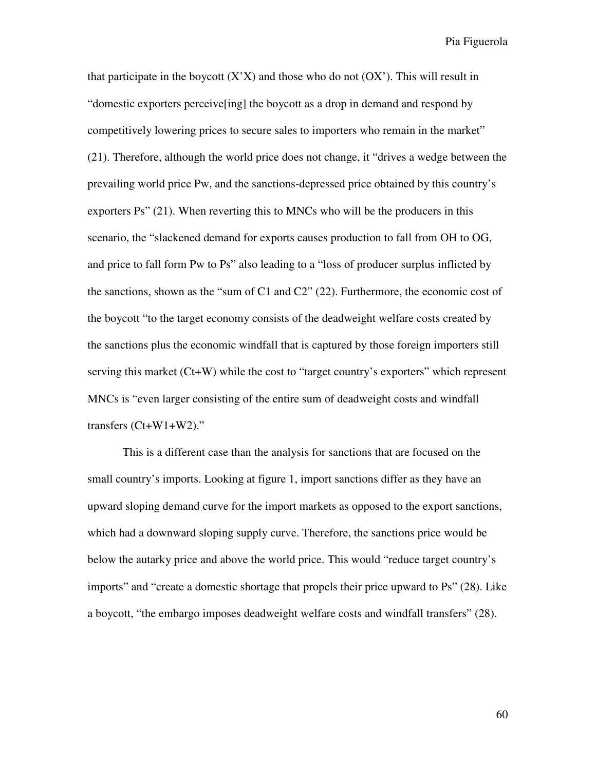that participate in the boycott (X'X) and those who do not (OX'). This will result in "domestic exporters perceive[ing] the boycott as a drop in demand and respond by competitively lowering prices to secure sales to importers who remain in the market" (21). Therefore, although the world price does not change, it "drives a wedge between the prevailing world price Pw, and the sanctions-depressed price obtained by this country's exporters Ps" (21). When reverting this to MNCs who will be the producers in this scenario, the "slackened demand for exports causes production to fall from OH to OG, and price to fall form Pw to Ps" also leading to a "loss of producer surplus inflicted by the sanctions, shown as the "sum of C1 and C2" (22). Furthermore, the economic cost of the boycott "to the target economy consists of the deadweight welfare costs created by the sanctions plus the economic windfall that is captured by those foreign importers still serving this market (Ct+W) while the cost to "target country's exporters" which represent MNCs is "even larger consisting of the entire sum of deadweight costs and windfall transfers (Ct+W1+W2)."

This is a different case than the analysis for sanctions that are focused on the small country's imports. Looking at figure 1, import sanctions differ as they have an upward sloping demand curve for the import markets as opposed to the export sanctions, which had a downward sloping supply curve. Therefore, the sanctions price would be below the autarky price and above the world price. This would "reduce target country's imports" and "create a domestic shortage that propels their price upward to Ps" (28). Like a boycott, "the embargo imposes deadweight welfare costs and windfall transfers" (28).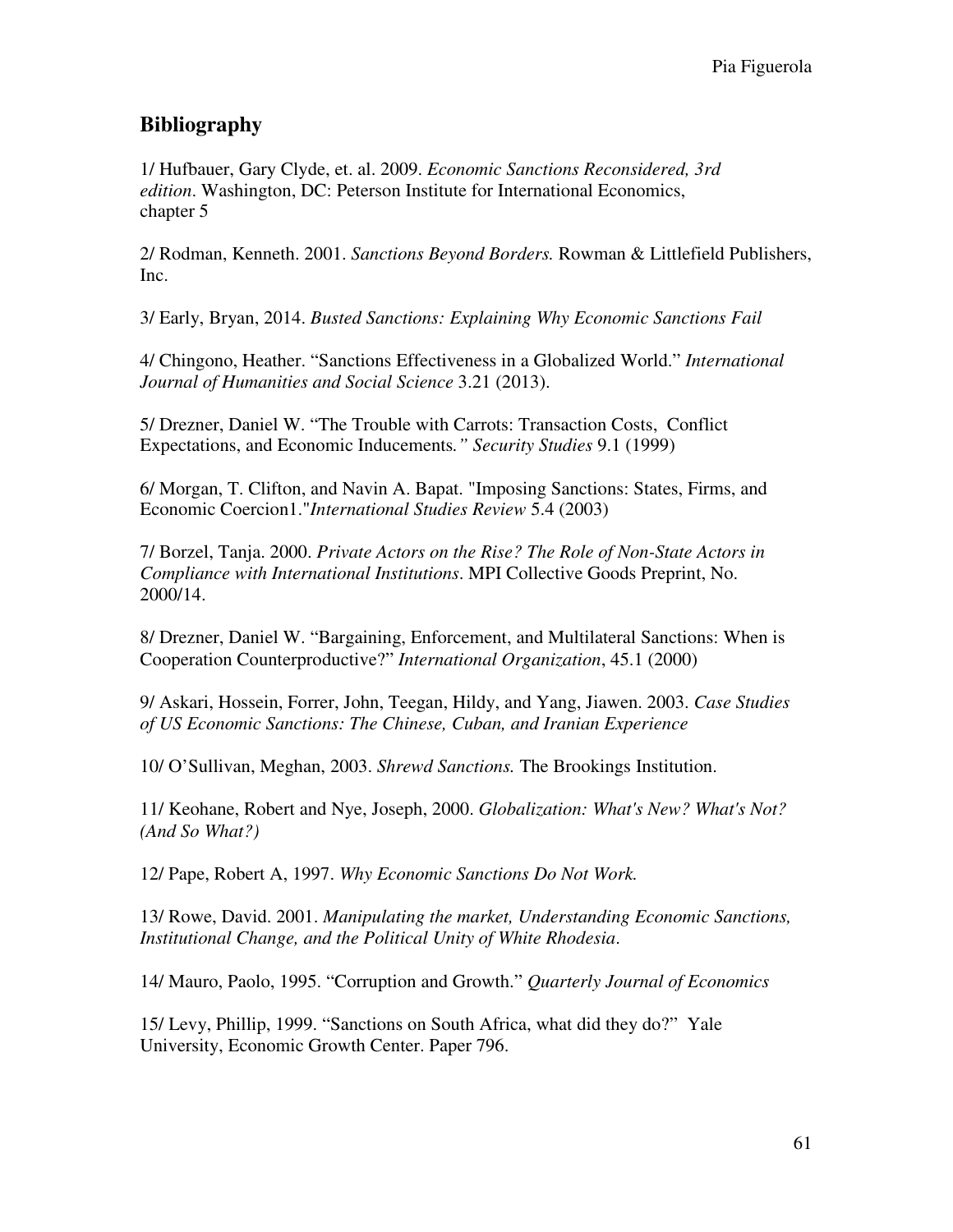## Bibliography

1/ Hufbauer, Gary Clyde, et. al. 2009. *Economic Sanctions Reconsidered, 3rd edition*. Washington, DC: Peterson Institute for International Economics, chapter 5

2/ Rodman, Kenneth. 2001. *Sanctions Beyond Borders.* Rowman & Littlefield Publishers, Inc.

3/ Early, Bryan, 2014. *Busted Sanctions: Explaining Why Economic Sanctions Fail*

4/ Chingono, Heather. "Sanctions Effectiveness in a Globalized World." *International Journal of Humanities and Social Science* 3.21 (2013).

5/ Drezner, Daniel W. "The Trouble with Carrots: Transaction Costs, Conflict Expectations, and Economic Inducements*." Security Studies* 9.1 (1999)

6/ Morgan, T. Clifton, and Navin A. Bapat. "Imposing Sanctions: States, Firms, and Economic Coercion1."*International Studies Review* 5.4 (2003)

7/ Borzel, Tanja. 2000. *Private Actors on the Rise? The Role of Non-State Actors in Compliance with International Institutions*. MPI Collective Goods Preprint, No. 2000/14.

8/ Drezner, Daniel W. "Bargaining, Enforcement, and Multilateral Sanctions: When is Cooperation Counterproductive?" *International Organization*, 45.1 (2000)

9/ Askari, Hossein, Forrer, John, Teegan, Hildy, and Yang, Jiawen. 2003. *Case Studies of US Economic Sanctions: The Chinese, Cuban, and Iranian Experience*

10/ O'Sullivan, Meghan, 2003. *Shrewd Sanctions.* The Brookings Institution.

11/ Keohane, Robert and Nye, Joseph, 2000. *Globalization: What's New? What's Not? (And So What?)*

12/ Pape, Robert A, 1997. *Why Economic Sanctions Do Not Work.*

13/ Rowe, David. 2001. *Manipulating the market, Understanding Economic Sanctions, Institutional Change, and the Political Unity of White Rhodesia*.

14/ Mauro, Paolo, 1995. "Corruption and Growth." *Quarterly Journal of Economics*

15/ Levy, Phillip, 1999. "Sanctions on South Africa, what did they do?" Yale University, Economic Growth Center. Paper 796.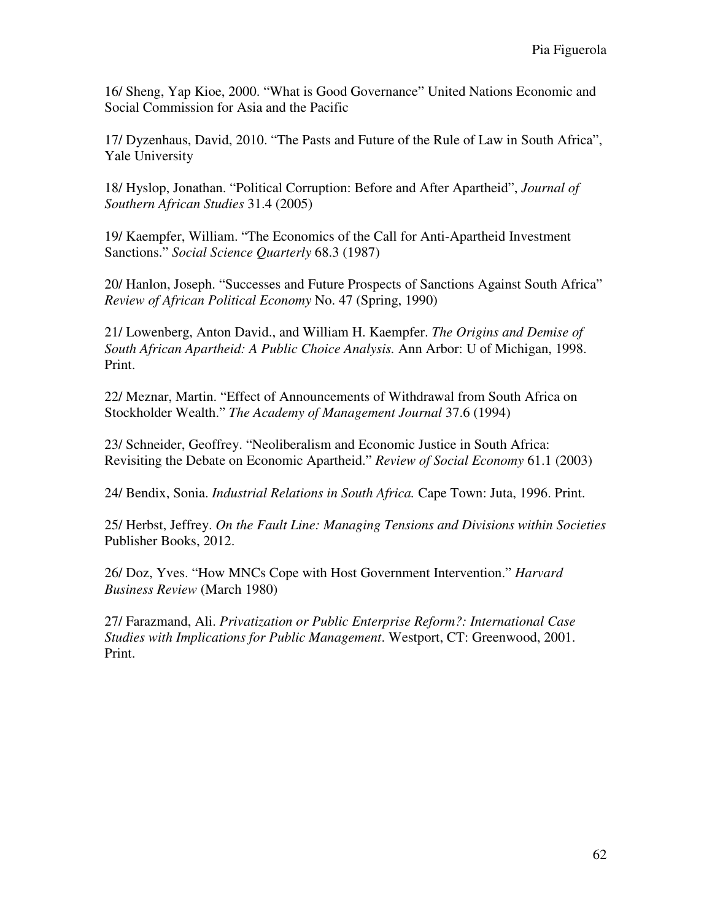16/ Sheng, Yap Kioe, 2000. “What is Good Governance” United Nations Economic and Social Commission for Asia and the Pacific

17/ Dyzenhaus, David, 2010. “The Pasts and Future of the Rule of Law in South Africa”, Yale University

18/ Hyslop, Jonathan. “Political Corruption: Before and After Apartheid”, *Journal of Southern African Studies* 31.4 (2005)

19/ Kaempfer, William. “The Economics of the Call for Anti-Apartheid Investment Sanctions.” *Social Science Quarterly* 68.3 (1987)

20/ Hanlon, Joseph. “Successes and Future Prospects of Sanctions Against South Africa” *Review of African Political Economy* No. 47 (Spring, 1990)

21/ Lowenberg, Anton David., and William H. Kaempfer. *The Origins and Demise of South African Apartheid: A Public Choice Analysis.* Ann Arbor: U of Michigan, 1998. Print.

22/ Meznar, Martin. “Effect of Announcements of Withdrawal from South Africa on Stockholder Wealth.” *The Academy of Management Journal* 37.6 (1994)

23/ Schneider, Geoffrey. “Neoliberalism and Economic Justice in South Africa: Revisiting the Debate on Economic Apartheid.” *Review of Social Economy* 61.1 (2003)

24/ Bendix, Sonia. *Industrial Relations in South Africa.* Cape Town: Juta, 1996. Print.

25/ Herbst, Jeffrey. *On the Fault Line: Managing Tensions and Divisions within Societies* Publisher Books, 2012.

26/ Doz, Yves. “How MNCs Cope with Host Government Intervention.” *Harvard Business Review* (March 1980)

27/ Farazmand, Ali. *Privatization or Public Enterprise Reform?: International Case Studies with Implications for Public Management*. Westport, CT: Greenwood, 2001. Print.